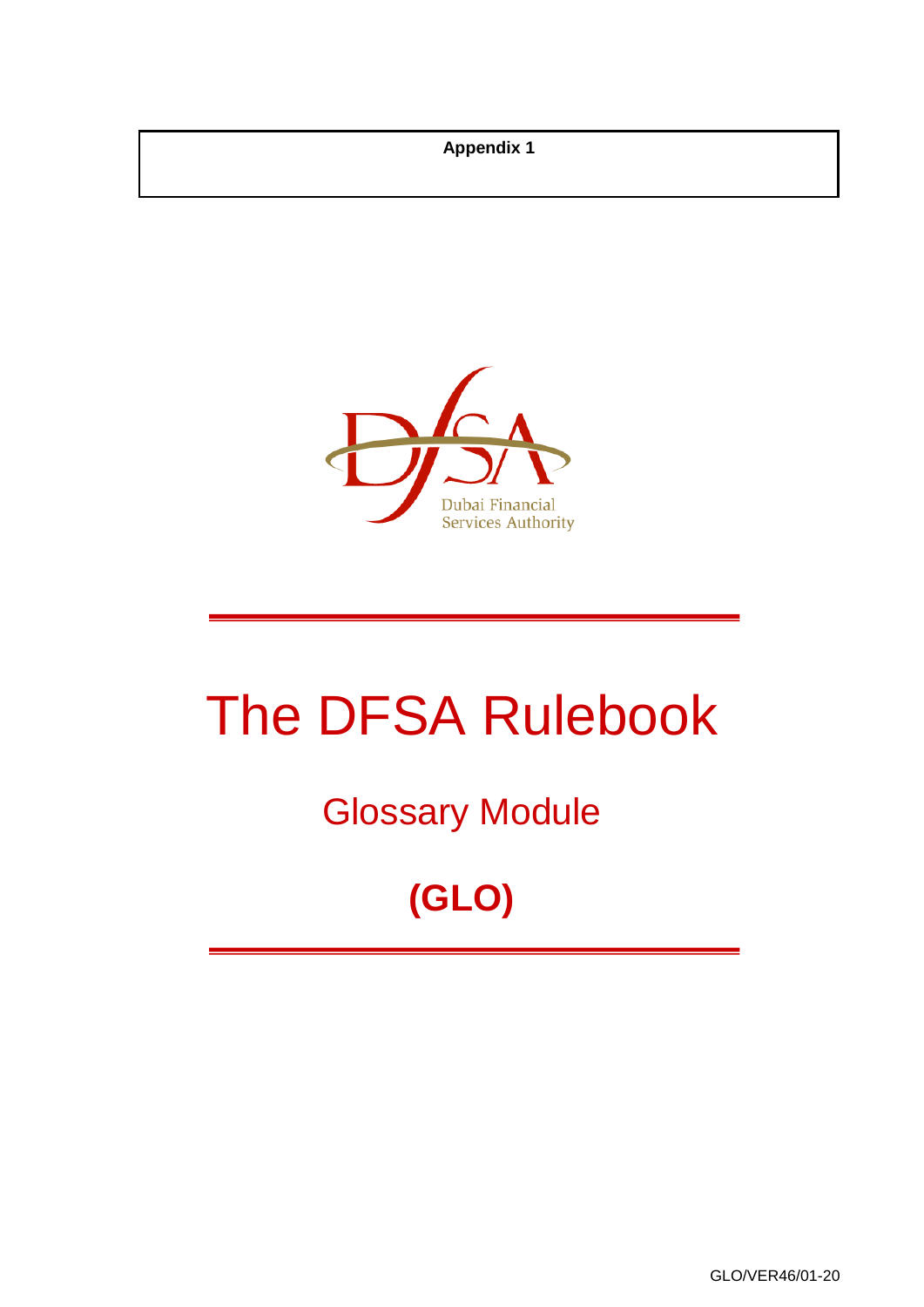**Appendix 1**

Dubai Financial Services Authority

# The DFSA Rulebook

## Glossary Module

## (GLO)

GLO/VER46/01-20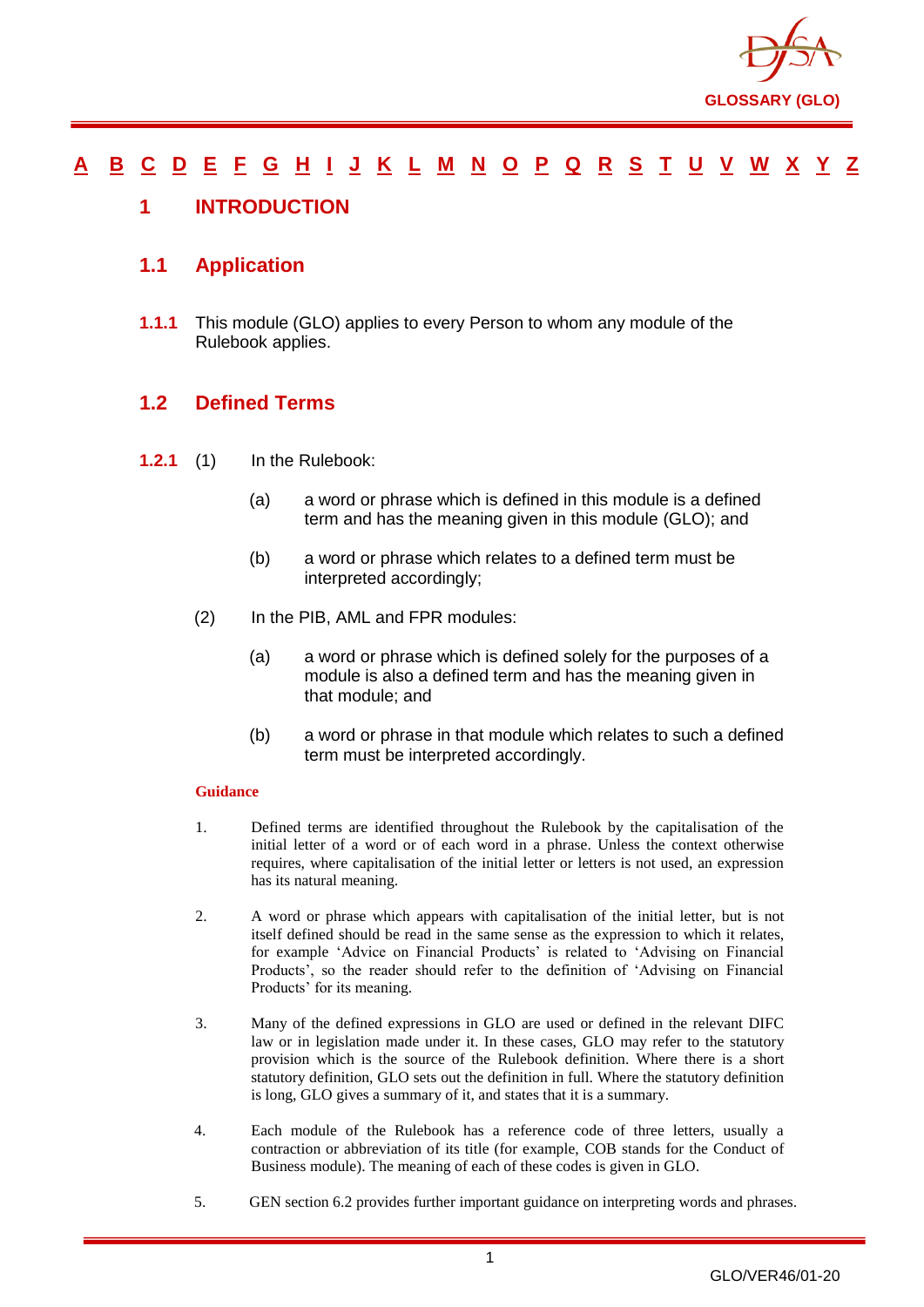A B C D E F G H I J K L M N O P Q R S T U V W X Y Z

# 1 INTRODUCTION

## 1.1 Application

**1.1.1** This module (GLO) applies to every Person to whom any module of the Rulebook applies.

## 1.2 Defined Terms

**1.2.1** (1) In the Rulebook:

(a) a word or phrase which is defined in this module is a defined term and has the meaning given in this module (GLO); and

(b) a word or phrase which relates to a defined term must be interpreted accordingly;

(2) In the PIB, AML and FPR modules:

(a) a word or phrase which is defined solely for the purposes of a module is also a defined term and has the meaning given in that module; and

(b) a word or phrase in that module which relates to such a defined term must be interpreted accordingly.

**Guidance**

1. Defined terms are identified throughout the Rulebook by the capitalisation of the initial letter of a word or of each word in a phrase. Unless the context otherwise requires, where capitalisation of the initial letter or letters is not used, an expression has its natural meaning.

2. A word or phrase which appears with capitalisation of the initial letter, but is not itself defined should be read in the same sense as the expression to which it relates, for example 'Advice on Financial Products' is related to 'Advising on Financial Products', so the reader should refer to the definition of 'Advising on Financial Products' for its meaning.

3. Many of the defined expressions in GLO are used or defined in the relevant DIFC law or in legislation made under it. In these cases, GLO may refer to the statutory provision which is the source of the Rulebook definition. Where there is a short statutory definition, GLO sets out the definition in full. Where the statutory definition is long, GLO gives a summary of it, and states that it is a summary.

4. Each module of the Rulebook has a reference code of three letters, usually a contraction or abbreviation of its title (for example, COB stands for the Conduct of Business module). The meaning of each of these codes is given in GLO.

5. GEN section 6.2 provides further important guidance on interpreting words and phrases.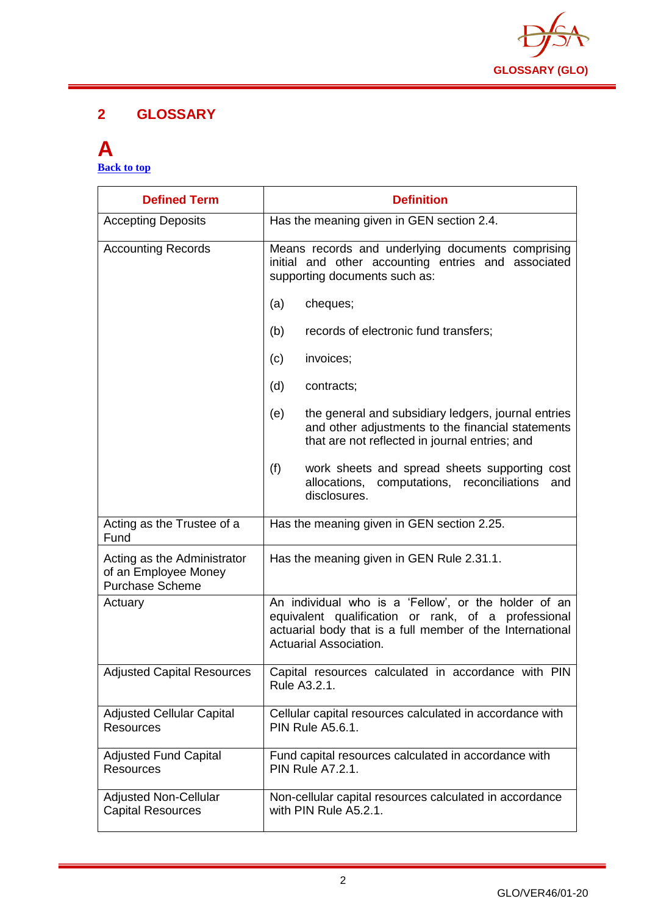## 2 GLOSSARY

### A

[Back to top]

| Defined Term | Definition |
|---|---|
| Accepting Deposits | Has the meaning given in GEN section 2.4. |
| Accounting Records | Means records and underlying documents comprising initial and other accounting entries and associated supporting documents such as:<br><br>(a) cheques;<br><br>(b) records of electronic fund transfers;<br><br>(c) invoices;<br><br>(d) contracts;<br><br>(e) the general and subsidiary ledgers, journal entries and other adjustments to the financial statements that are not reflected in journal entries; and<br><br>(f) work sheets and spread sheets supporting cost allocations, computations, reconciliations and disclosures. |
| Acting as the Trustee of a Fund | Has the meaning given in GEN section 2.25. |
| Acting as the Administrator of an Employee Money Purchase Scheme | Has the meaning given in GEN Rule 2.31.1. |
| Actuary | An individual who is a 'Fellow', or the holder of an equivalent qualification or rank, of a professional actuarial body that is a full member of the International Actuarial Association. |
| Adjusted Capital Resources | Capital resources calculated in accordance with PIN Rule A3.2.1. |
| Adjusted Cellular Capital Resources | Cellular capital resources calculated in accordance with PIN Rule A5.6.1. |
| Adjusted Fund Capital Resources | Fund capital resources calculated in accordance with PIN Rule A7.2.1. |
| Adjusted Non-Cellular Capital Resources | Non-cellular capital resources calculated in accordance with PIN Rule A5.2.1. |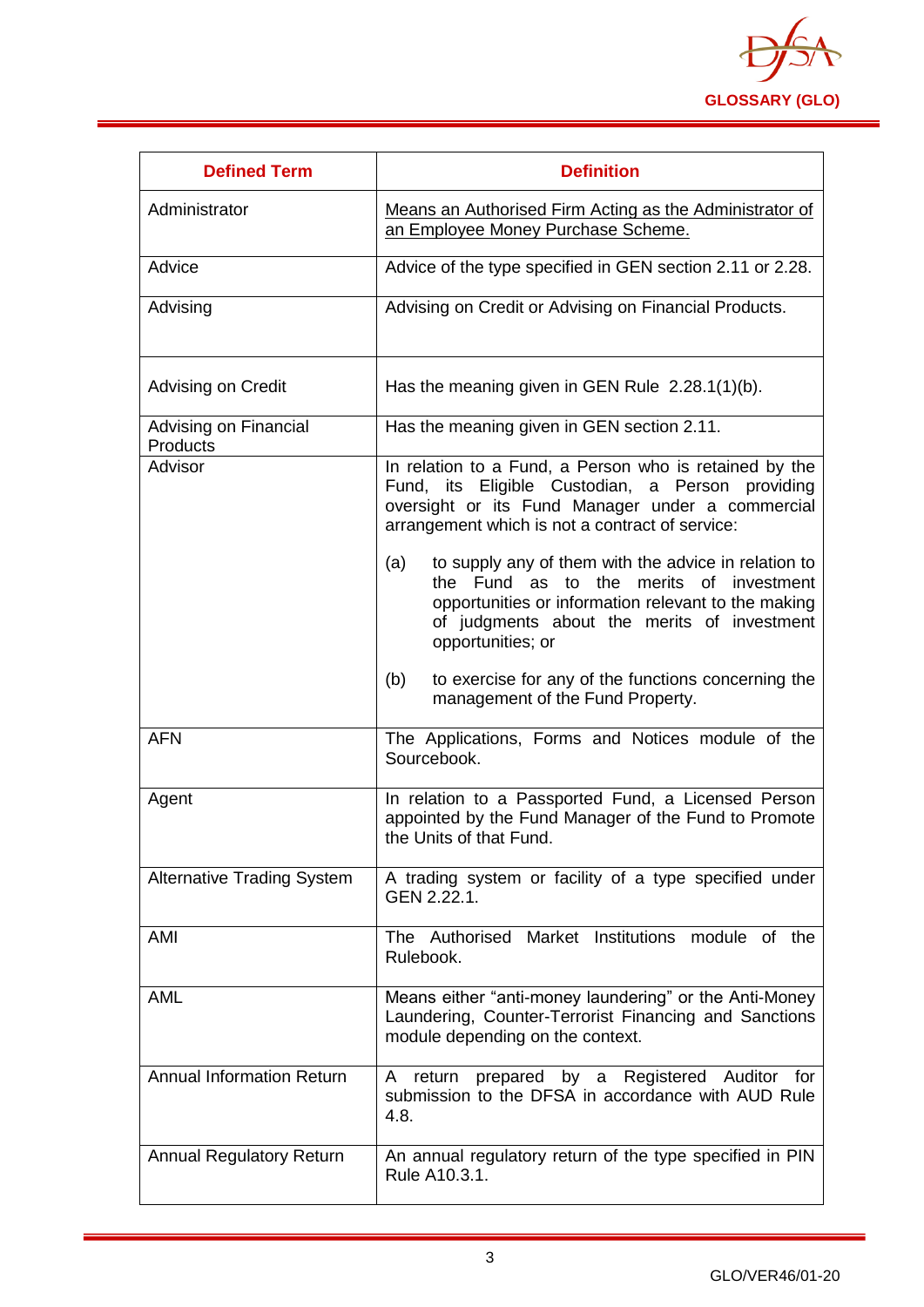| Defined Term | Definition |
|---|---|
| Administrator | <u>Means an Authorised Firm Acting as the Administrator of an Employee Money Purchase Scheme.</u> |
| Advice | Advice of the type specified in GEN section 2.11 or 2.28. |
| Advising | Advising on Credit or Advising on Financial Products. |
| Advising on Credit | Has the meaning given in GEN Rule 2.28.1(1)(b). |
| Advising on Financial Products | Has the meaning given in GEN section 2.11. |
| Advisor | In relation to a Fund, a Person who is retained by the Fund, its Eligible Custodian, a Person providing oversight or its Fund Manager under a commercial arrangement which is not a contract of service:<br><br>(a) to supply any of them with the advice in relation to the Fund as to the merits of investment opportunities or information relevant to the making of judgments about the merits of investment opportunities; or<br><br>(b) to exercise for any of the functions concerning the management of the Fund Property. |
| AFN | The Applications, Forms and Notices module of the Sourcebook. |
| Agent | In relation to a Passported Fund, a Licensed Person appointed by the Fund Manager of the Fund to Promote the Units of that Fund. |
| Alternative Trading System | A trading system or facility of a type specified under GEN 2.22.1. |
| AMI | The Authorised Market Institutions module of the Rulebook. |
| AML | Means either "anti-money laundering" or the Anti-Money Laundering, Counter-Terrorist Financing and Sanctions module depending on the context. |
| Annual Information Return | A return prepared by a Registered Auditor for submission to the DFSA in accordance with AUD Rule 4.8. |
| Annual Regulatory Return | An annual regulatory return of the type specified in PIN Rule A10.3.1. |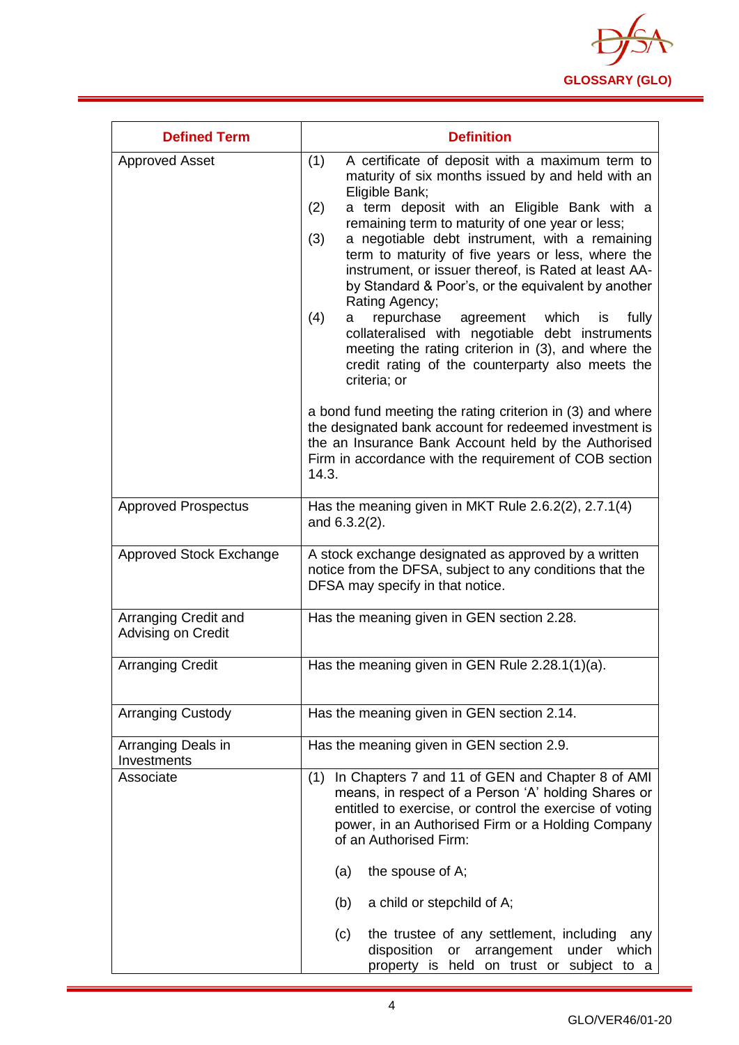| Defined Term | Definition |
|---|---|
| Approved Asset | (1) A certificate of deposit with a maximum term to maturity of six months issued by and held with an Eligible Bank;<br>(2) a term deposit with an Eligible Bank with a remaining term to maturity of one year or less;<br>(3) a negotiable debt instrument, with a remaining term to maturity of five years or less, where the instrument, or issuer thereof, is Rated at least AA- by Standard & Poor's, or the equivalent by another Rating Agency;<br>(4) a repurchase agreement which is fully collateralised with negotiable debt instruments meeting the rating criterion in (3), and where the credit rating of the counterparty also meets the criteria; or<br><br>a bond fund meeting the rating criterion in (3) and where the designated bank account for redeemed investment is the an Insurance Bank Account held by the Authorised Firm in accordance with the requirement of COB section 14.3. |
| Approved Prospectus | Has the meaning given in MKT Rule 2.6.2(2), 2.7.1(4) and 6.3.2(2). |
| Approved Stock Exchange | A stock exchange designated as approved by a written notice from the DFSA, subject to any conditions that the DFSA may specify in that notice. |
| Arranging Credit and Advising on Credit | Has the meaning given in GEN section 2.28. |
| Arranging Credit | Has the meaning given in GEN Rule 2.28.1(1)(a). |
| Arranging Custody | Has the meaning given in GEN section 2.14. |
| Arranging Deals in Investments | Has the meaning given in GEN section 2.9. |
| Associate | (1) In Chapters 7 and 11 of GEN and Chapter 8 of AMI means, in respect of a Person 'A' holding Shares or entitled to exercise, or control the exercise of voting power, in an Authorised Firm or a Holding Company of an Authorised Firm:<br><br>(a) the spouse of A;<br><br>(b) a child or stepchild of A;<br><br>(c) the trustee of any settlement, including any disposition or arrangement under which property is held on trust or subject to a |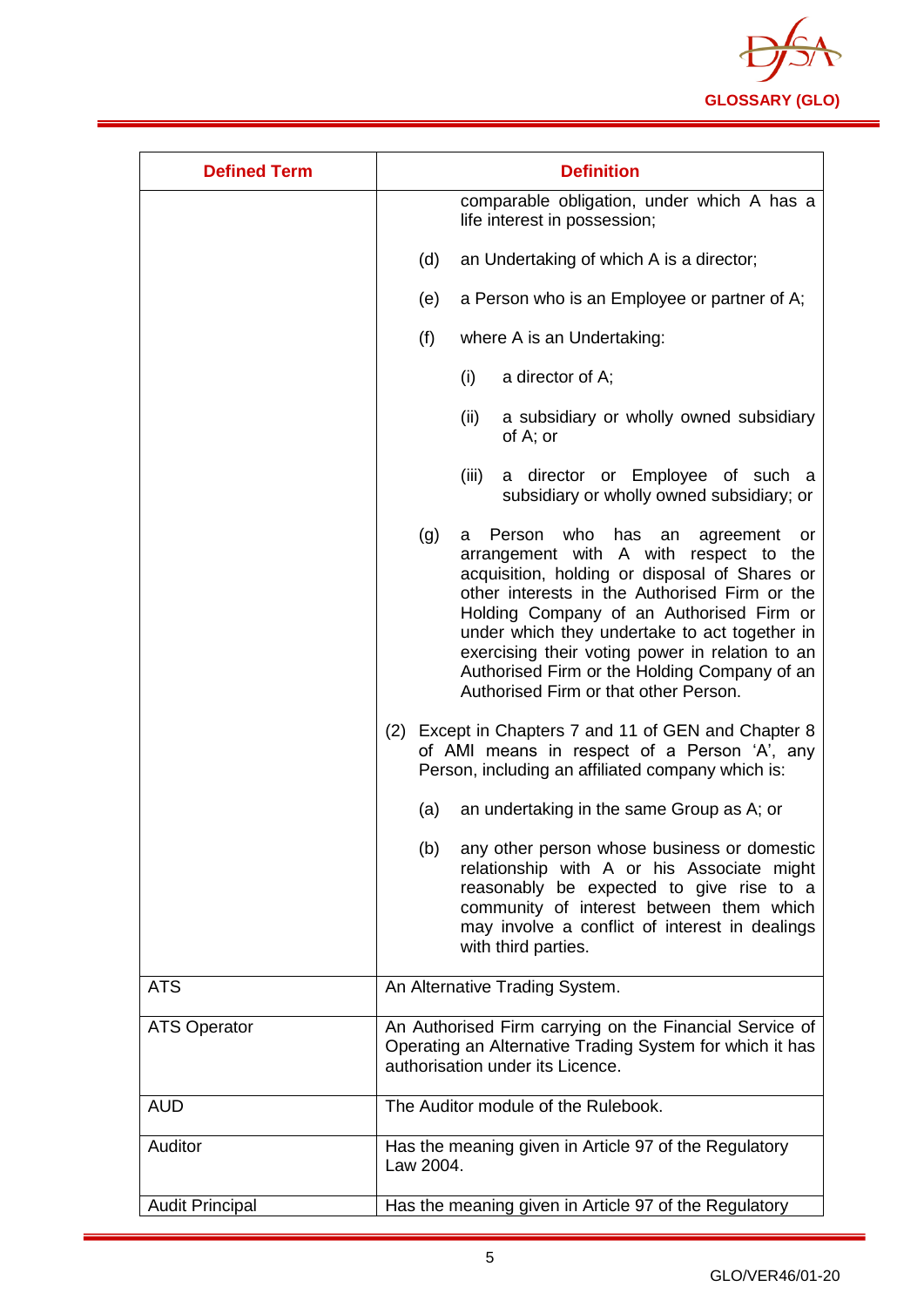| Defined Term | Definition |
|---|---|
| | comparable obligation, under which A has a life interest in possession;<br><br>(d) an Undertaking of which A is a director;<br><br>(e) a Person who is an Employee or partner of A;<br><br>(f) where A is an Undertaking:<br><br>(i) a director of A;<br><br>(ii) a subsidiary or wholly owned subsidiary of A; or<br><br>(iii) a director or Employee of such a subsidiary or wholly owned subsidiary; or<br><br>(g) a Person who has an agreement or arrangement with A with respect to the acquisition, holding or disposal of Shares or other interests in the Authorised Firm or the Holding Company of an Authorised Firm or under which they undertake to act together in exercising their voting power in relation to an Authorised Firm or the Holding Company of an Authorised Firm or that other Person.<br><br>(2) Except in Chapters 7 and 11 of GEN and Chapter 8 of AMI means in respect of a Person 'A', any Person, including an affiliated company which is:<br><br>(a) an undertaking in the same Group as A; or<br><br>(b) any other person whose business or domestic relationship with A or his Associate might reasonably be expected to give rise to a community of interest between them which may involve a conflict of interest in dealings with third parties. |
| ATS | An Alternative Trading System. |
| ATS Operator | An Authorised Firm carrying on the Financial Service of Operating an Alternative Trading System for which it has authorisation under its Licence. |
| AUD | The Auditor module of the Rulebook. |
| Auditor | Has the meaning given in Article 97 of the Regulatory Law 2004. |
| Audit Principal | Has the meaning given in Article 97 of the Regulatory |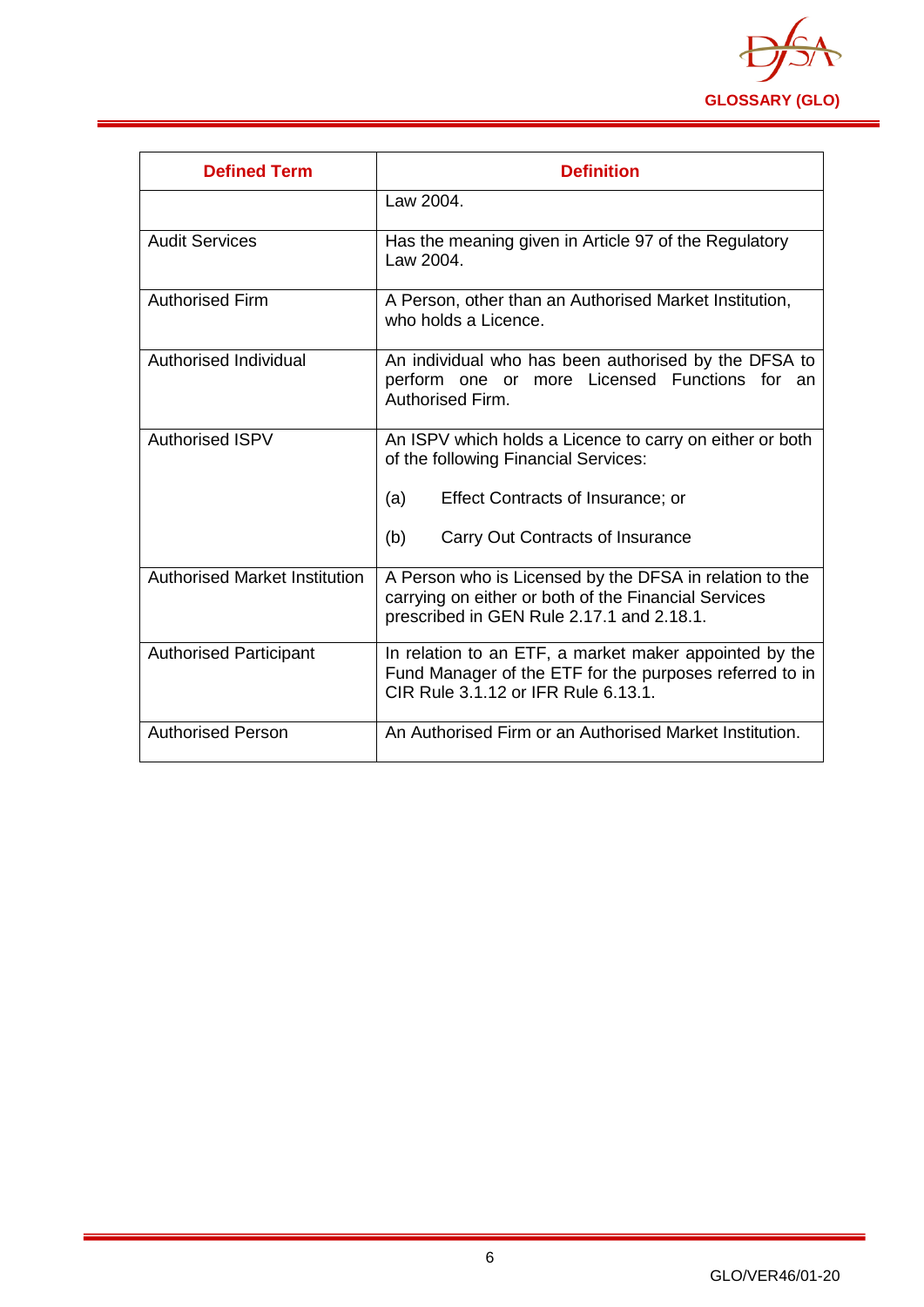| Defined Term | Definition |
|---|---|
| | Law 2004. |
| Audit Services | Has the meaning given in Article 97 of the Regulatory Law 2004. |
| Authorised Firm | A Person, other than an Authorised Market Institution, who holds a Licence. |
| Authorised Individual | An individual who has been authorised by the DFSA to perform one or more Licensed Functions for an Authorised Firm. |
| Authorised ISPV | An ISPV which holds a Licence to carry on either or both of the following Financial Services:<br><br>(a) Effect Contracts of Insurance; or<br><br>(b) Carry Out Contracts of Insurance |
| Authorised Market Institution | A Person who is Licensed by the DFSA in relation to the carrying on either or both of the Financial Services prescribed in GEN Rule 2.17.1 and 2.18.1. |
| Authorised Participant | In relation to an ETF, a market maker appointed by the Fund Manager of the ETF for the purposes referred to in CIR Rule 3.1.12 or IFR Rule 6.13.1. |
| Authorised Person | An Authorised Firm or an Authorised Market Institution. |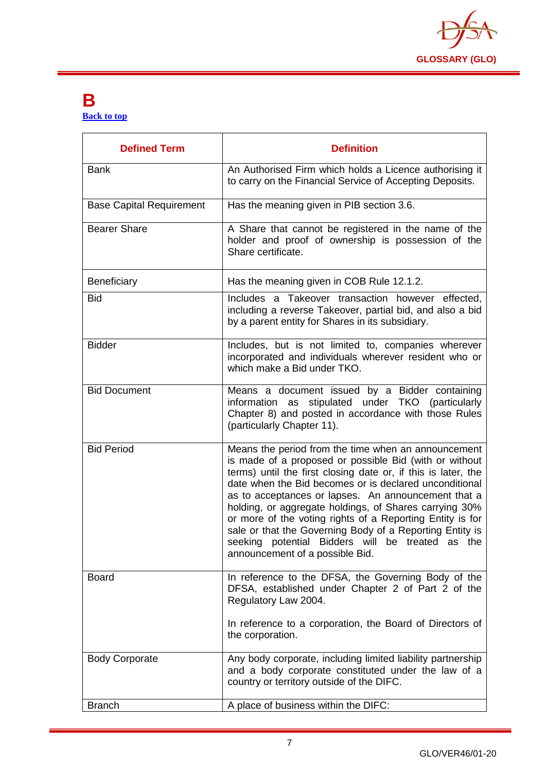# B

[Back to top](#)

| Defined Term | Definition |
|---|---|
| Bank | An Authorised Firm which holds a Licence authorising it to carry on the Financial Service of Accepting Deposits. |
| Base Capital Requirement | Has the meaning given in PIB section 3.6. |
| Bearer Share | A Share that cannot be registered in the name of the holder and proof of ownership is possession of the Share certificate. |
| Beneficiary | Has the meaning given in COB Rule 12.1.2. |
| Bid | Includes a Takeover transaction however effected, including a reverse Takeover, partial bid, and also a bid by a parent entity for Shares in its subsidiary. |
| Bidder | Includes, but is not limited to, companies wherever incorporated and individuals wherever resident who or which make a Bid under TKO. |
| Bid Document | Means a document issued by a Bidder containing information as stipulated under TKO (particularly Chapter 8) and posted in accordance with those Rules (particularly Chapter 11). |
| Bid Period | Means the period from the time when an announcement is made of a proposed or possible Bid (with or without terms) until the first closing date or, if this is later, the date when the Bid becomes or is declared unconditional as to acceptances or lapses. An announcement that a holding, or aggregate holdings, of Shares carrying 30% or more of the voting rights of a Reporting Entity is for sale or that the Governing Body of a Reporting Entity is seeking potential Bidders will be treated as the announcement of a possible Bid. |
| Board | In reference to the DFSA, the Governing Body of the DFSA, established under Chapter 2 of Part 2 of the Regulatory Law 2004.<br><br>In reference to a corporation, the Board of Directors of the corporation. |
| Body Corporate | Any body corporate, including limited liability partnership and a body corporate constituted under the law of a country or territory outside of the DIFC. |
| Branch | A place of business within the DIFC: |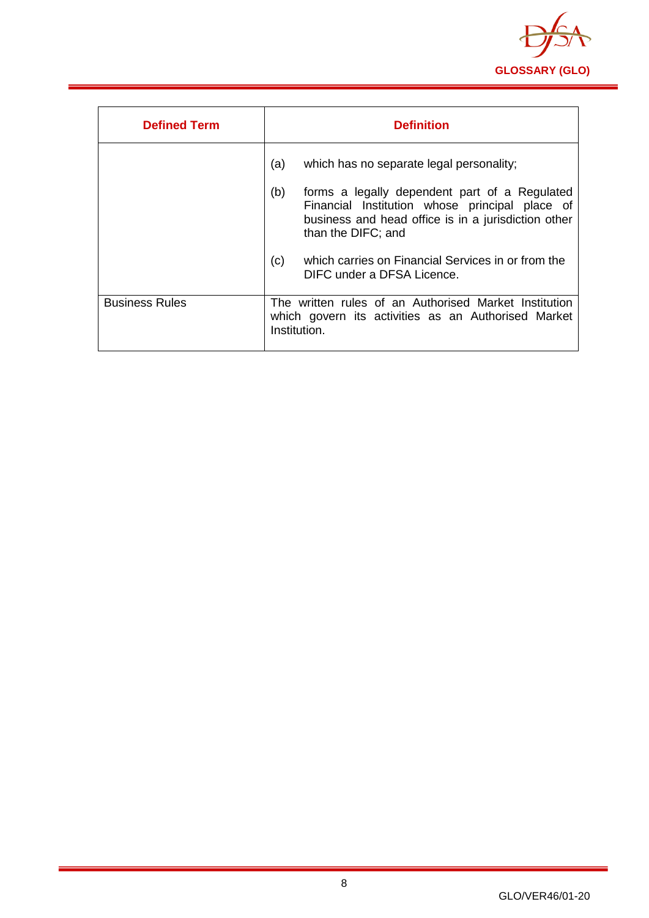| Defined Term | Definition |
|---|---|
| | (a) which has no separate legal personality;<br><br>(b) forms a legally dependent part of a Regulated Financial Institution whose principal place of business and head office is in a jurisdiction other than the DIFC; and<br><br>(c) which carries on Financial Services in or from the DIFC under a DFSA Licence. |
| Business Rules | The written rules of an Authorised Market Institution which govern its activities as an Authorised Market Institution. |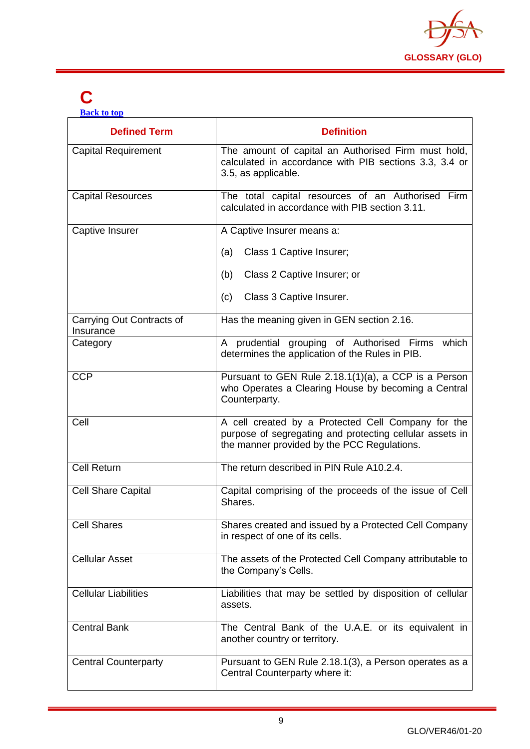# C

[Back to top]

| Defined Term | Definition |
|---|---|
| Capital Requirement | The amount of capital an Authorised Firm must hold, calculated in accordance with PIB sections 3.3, 3.4 or 3.5, as applicable. |
| Capital Resources | The total capital resources of an Authorised Firm calculated in accordance with PIB section 3.11. |
| Captive Insurer | A Captive Insurer means a:<br><br>(a) Class 1 Captive Insurer;<br><br>(b) Class 2 Captive Insurer; or<br><br>(c) Class 3 Captive Insurer. |
| Carrying Out Contracts of Insurance | Has the meaning given in GEN section 2.16. |
| Category | A prudential grouping of Authorised Firms which determines the application of the Rules in PIB. |
| CCP | Pursuant to GEN Rule 2.18.1(1)(a), a CCP is a Person who Operates a Clearing House by becoming a Central Counterparty. |
| Cell | A cell created by a Protected Cell Company for the purpose of segregating and protecting cellular assets in the manner provided by the PCC Regulations. |
| Cell Return | The return described in PIN Rule A10.2.4. |
| Cell Share Capital | Capital comprising of the proceeds of the issue of Cell Shares. |
| Cell Shares | Shares created and issued by a Protected Cell Company in respect of one of its cells. |
| Cellular Asset | The assets of the Protected Cell Company attributable to the Company's Cells. |
| Cellular Liabilities | Liabilities that may be settled by disposition of cellular assets. |
| Central Bank | The Central Bank of the U.A.E. or its equivalent in another country or territory. |
| Central Counterparty | Pursuant to GEN Rule 2.18.1(3), a Person operates as a Central Counterparty where it: |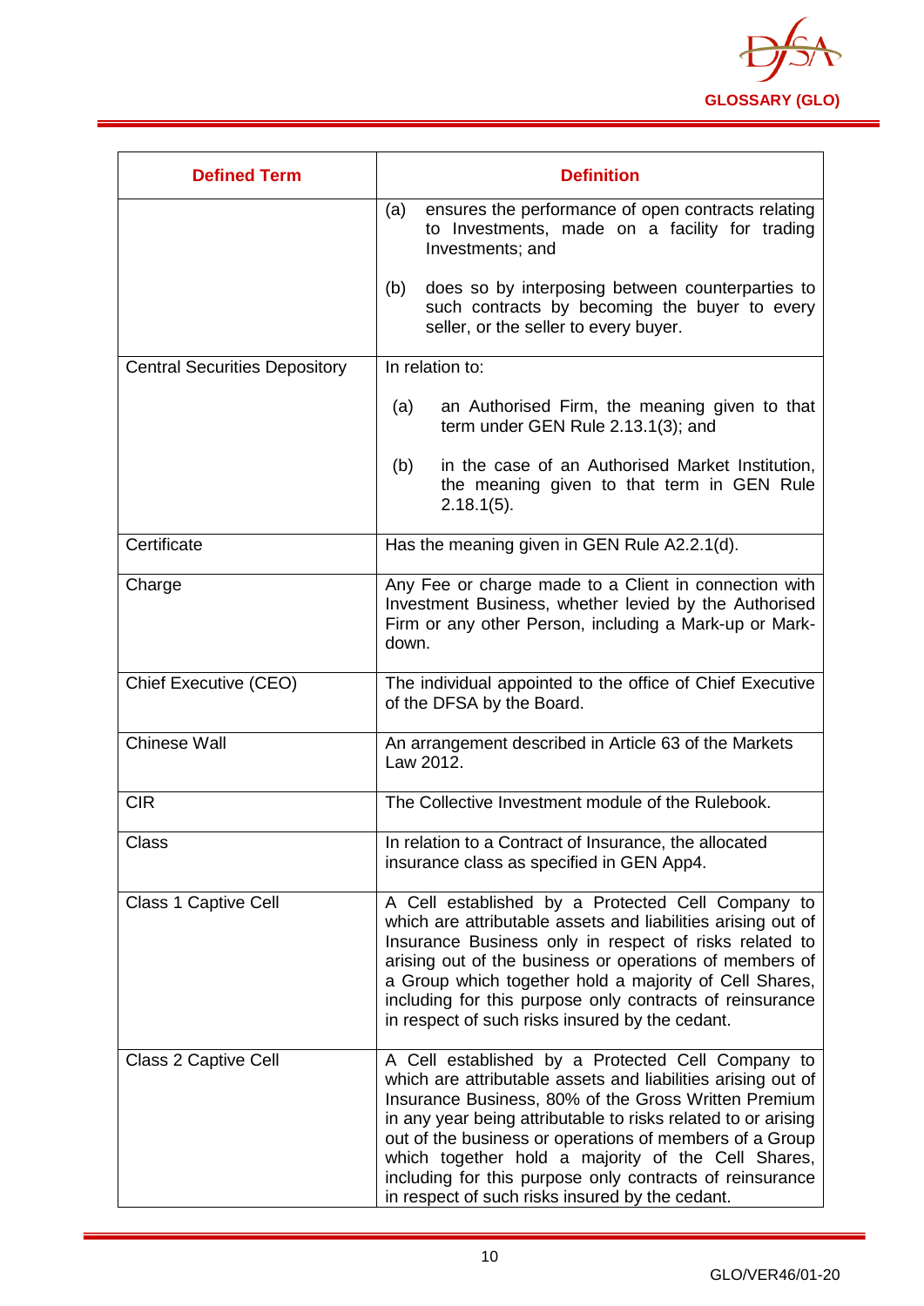| Defined Term | Definition |
|---|---|
| | (a) ensures the performance of open contracts relating to Investments, made on a facility for trading Investments; and<br><br>(b) does so by interposing between counterparties to such contracts by becoming the buyer to every seller, or the seller to every buyer. |
| Central Securities Depository | In relation to:<br><br>(a) an Authorised Firm, the meaning given to that term under GEN Rule 2.13.1(3); and<br><br>(b) in the case of an Authorised Market Institution, the meaning given to that term in GEN Rule 2.18.1(5). |
| Certificate | Has the meaning given in GEN Rule A2.2.1(d). |
| Charge | Any Fee or charge made to a Client in connection with Investment Business, whether levied by the Authorised Firm or any other Person, including a Mark-up or Mark-down. |
| Chief Executive (CEO) | The individual appointed to the office of Chief Executive of the DFSA by the Board. |
| Chinese Wall | An arrangement described in Article 63 of the Markets Law 2012. |
| CIR | The Collective Investment module of the Rulebook. |
| Class | In relation to a Contract of Insurance, the allocated insurance class as specified in GEN App4. |
| Class 1 Captive Cell | A Cell established by a Protected Cell Company to which are attributable assets and liabilities arising out of Insurance Business only in respect of risks related to arising out of the business or operations of members of a Group which together hold a majority of Cell Shares, including for this purpose only contracts of reinsurance in respect of such risks insured by the cedant. |
| Class 2 Captive Cell | A Cell established by a Protected Cell Company to which are attributable assets and liabilities arising out of Insurance Business, 80% of the Gross Written Premium in any year being attributable to risks related to or arising out of the business or operations of members of a Group which together hold a majority of the Cell Shares, including for this purpose only contracts of reinsurance in respect of such risks insured by the cedant. |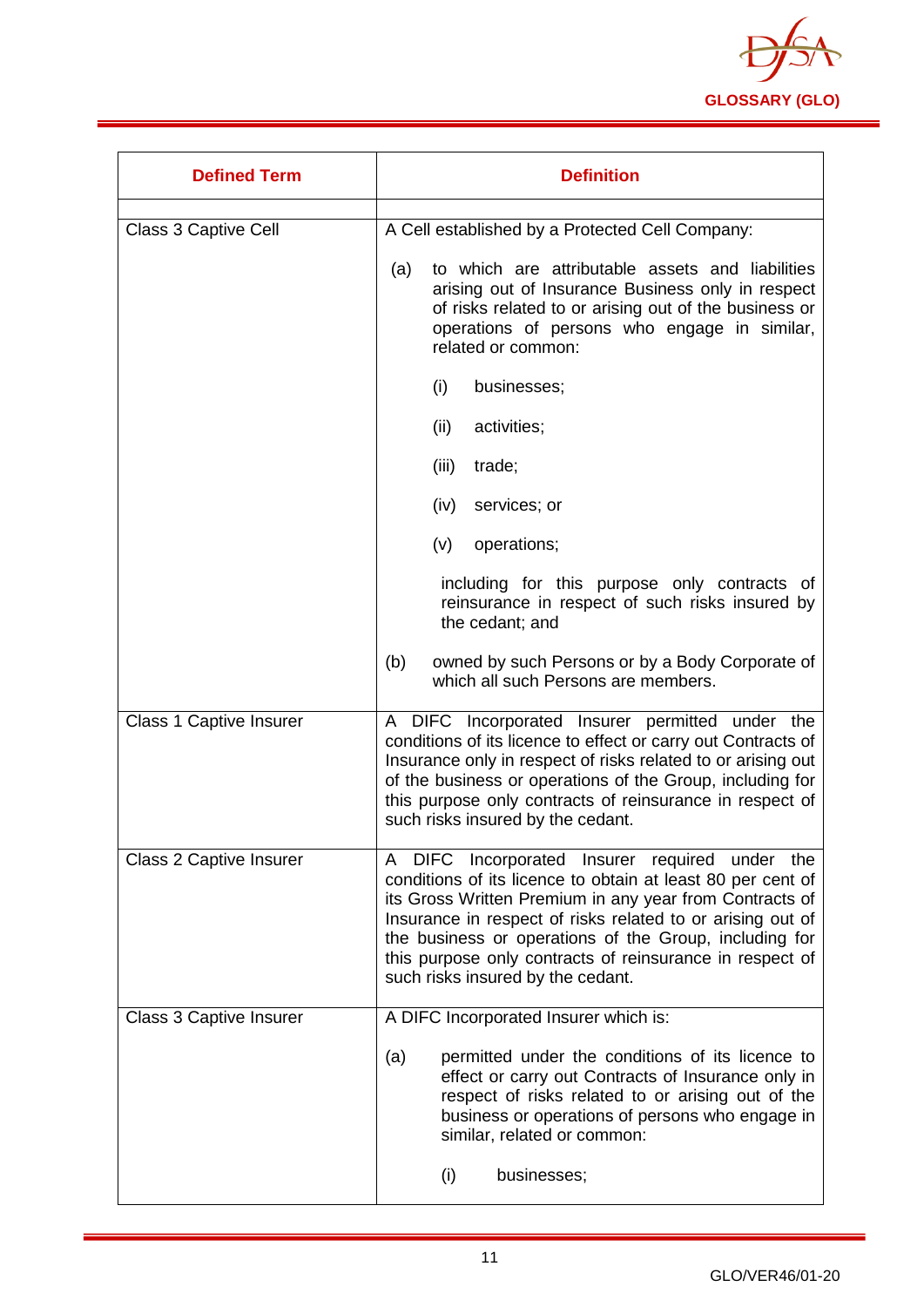| Defined Term | Definition |
|---|---|
| | |
| Class 3 Captive Cell | A Cell established by a Protected Cell Company:<br><br>(a) to which are attributable assets and liabilities arising out of Insurance Business only in respect of risks related to or arising out of the business or operations of persons who engage in similar, related or common:<br><br>(i) businesses;<br><br>(ii) activities;<br><br>(iii) trade;<br><br>(iv) services; or<br><br>(v) operations;<br><br>including for this purpose only contracts of reinsurance in respect of such risks insured by the cedant; and<br><br>(b) owned by such Persons or by a Body Corporate of which all such Persons are members. |
| Class 1 Captive Insurer | A DIFC Incorporated Insurer permitted under the conditions of its licence to effect or carry out Contracts of Insurance only in respect of risks related to or arising out of the business or operations of the Group, including for this purpose only contracts of reinsurance in respect of such risks insured by the cedant. |
| Class 2 Captive Insurer | A DIFC Incorporated Insurer required under the conditions of its licence to obtain at least 80 per cent of its Gross Written Premium in any year from Contracts of Insurance in respect of risks related to or arising out of the business or operations of the Group, including for this purpose only contracts of reinsurance in respect of such risks insured by the cedant. |
| Class 3 Captive Insurer | A DIFC Incorporated Insurer which is:<br><br>(a) permitted under the conditions of its licence to effect or carry out Contracts of Insurance only in respect of risks related to or arising out of the business or operations of persons who engage in similar, related or common:<br><br>(i) businesses; |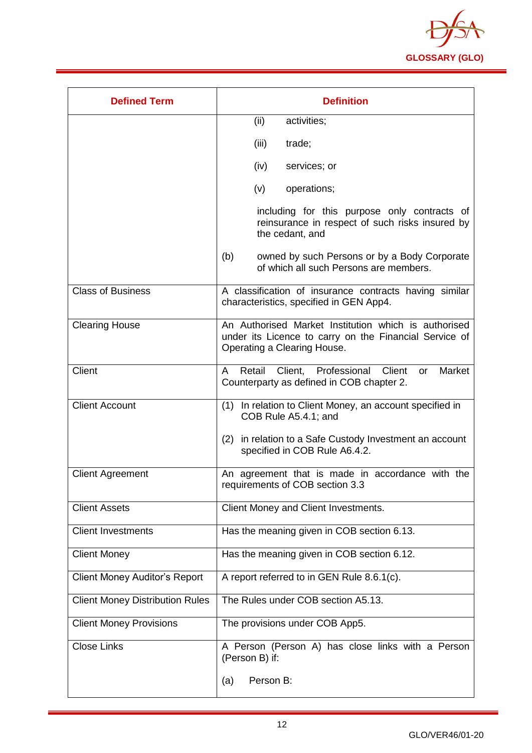| Defined Term | Definition |
|---|---|
| | (ii) activities;<br><br>(iii) trade;<br><br>(iv) services; or<br><br>(v) operations;<br><br>including for this purpose only contracts of reinsurance in respect of such risks insured by the cedant, and<br><br>(b) owned by such Persons or by a Body Corporate of which all such Persons are members. |
| Class of Business | A classification of insurance contracts having similar characteristics, specified in GEN App4. |
| Clearing House | An Authorised Market Institution which is authorised under its Licence to carry on the Financial Service of Operating a Clearing House. |
| Client | A Retail Client, Professional Client or Market Counterparty as defined in COB chapter 2. |
| Client Account | (1) In relation to Client Money, an account specified in COB Rule A5.4.1; and<br><br>(2) in relation to a Safe Custody Investment an account specified in COB Rule A6.4.2. |
| Client Agreement | An agreement that is made in accordance with the requirements of COB section 3.3 |
| Client Assets | Client Money and Client Investments. |
| Client Investments | Has the meaning given in COB section 6.13. |
| Client Money | Has the meaning given in COB section 6.12. |
| Client Money Auditor's Report | A report referred to in GEN Rule 8.6.1(c). |
| Client Money Distribution Rules | The Rules under COB section A5.13. |
| Client Money Provisions | The provisions under COB App5. |
| Close Links | A Person (Person A) has close links with a Person (Person B) if:<br><br>(a) Person B: |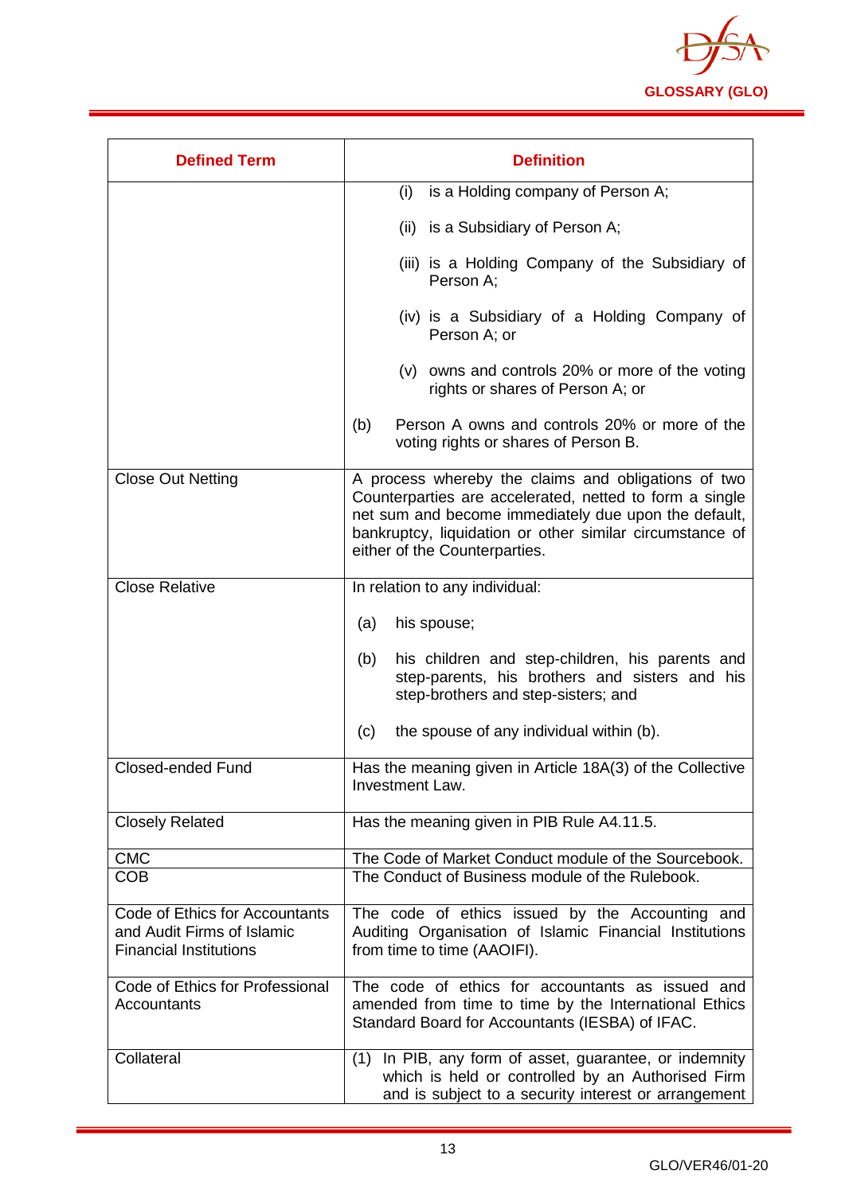| Defined Term | Definition |
| --- | --- |
| | (i) is a Holding company of Person A;<br><br>(ii) is a Subsidiary of Person A;<br><br>(iii) is a Holding Company of the Subsidiary of Person A;<br><br>(iv) is a Subsidiary of a Holding Company of Person A; or<br><br>(v) owns and controls 20% or more of the voting rights or shares of Person A; or<br><br>(b) Person A owns and controls 20% or more of the voting rights or shares of Person B. |
| Close Out Netting | A process whereby the claims and obligations of two Counterparties are accelerated, netted to form a single net sum and become immediately due upon the default, bankruptcy, liquidation or other similar circumstance of either of the Counterparties. |
| Close Relative | In relation to any individual:<br><br>(a) his spouse;<br><br>(b) his children and step-children, his parents and step-parents, his brothers and sisters and his step-brothers and step-sisters; and<br><br>(c) the spouse of any individual within (b). |
| Closed-ended Fund | Has the meaning given in Article 18A(3) of the Collective Investment Law. |
| Closely Related | Has the meaning given in PIB Rule A4.11.5. |
| CMC | The Code of Market Conduct module of the Sourcebook. |
| COB | The Conduct of Business module of the Rulebook. |
| Code of Ethics for Accountants and Audit Firms of Islamic Financial Institutions | The code of ethics issued by the Accounting and Auditing Organisation of Islamic Financial Institutions from time to time (AAOIFI). |
| Code of Ethics for Professional Accountants | The code of ethics for accountants as issued and amended from time to time by the International Ethics Standard Board for Accountants (IESBA) of IFAC. |
| Collateral | (1) In PIB, any form of asset, guarantee, or indemnity which is held or controlled by an Authorised Firm and is subject to a security interest or arrangement |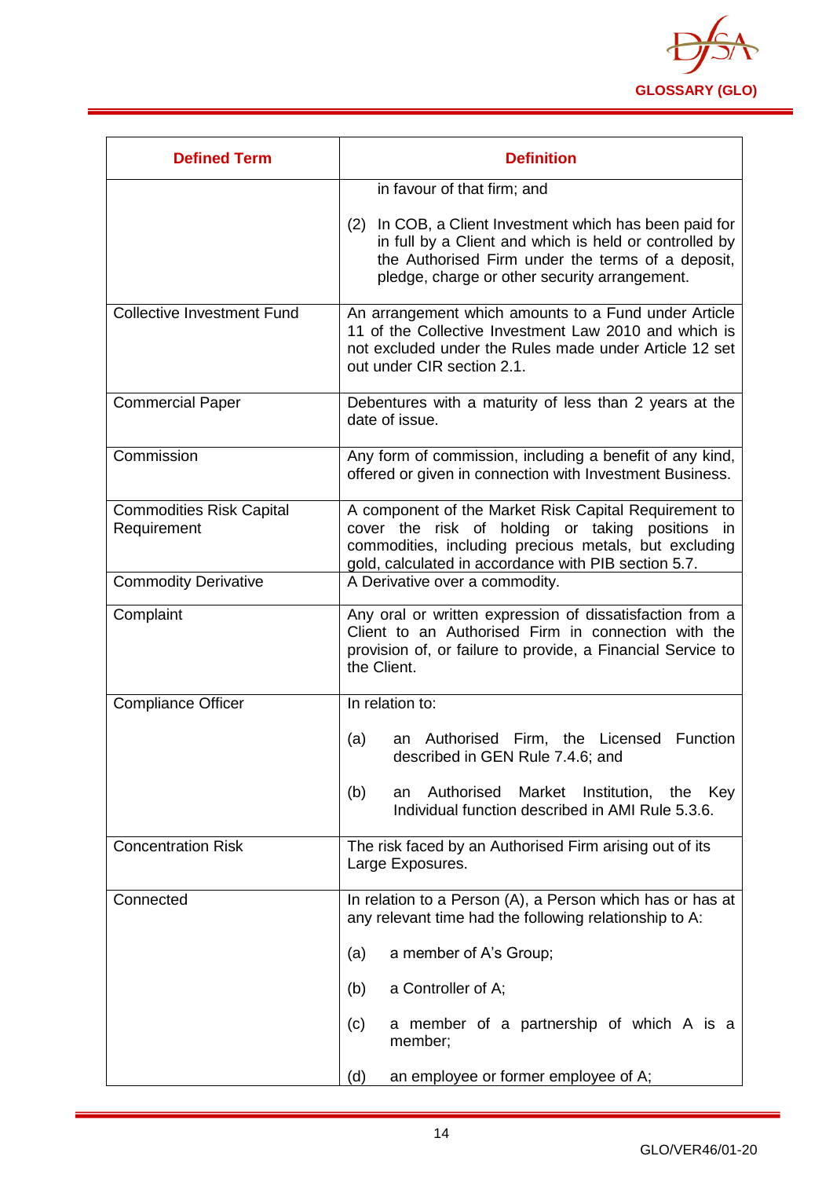| Defined Term | Definition |
| --- | --- |
| | in favour of that firm; and<br><br>(2) In COB, a Client Investment which has been paid for in full by a Client and which is held or controlled by the Authorised Firm under the terms of a deposit, pledge, charge or other security arrangement. |
| Collective Investment Fund | An arrangement which amounts to a Fund under Article 11 of the Collective Investment Law 2010 and which is not excluded under the Rules made under Article 12 set out under CIR section 2.1. |
| Commercial Paper | Debentures with a maturity of less than 2 years at the date of issue. |
| Commission | Any form of commission, including a benefit of any kind, offered or given in connection with Investment Business. |
| Commodities Risk Capital Requirement | A component of the Market Risk Capital Requirement to cover the risk of holding or taking positions in commodities, including precious metals, but excluding gold, calculated in accordance with PIB section 5.7. |
| Commodity Derivative | A Derivative over a commodity. |
| Complaint | Any oral or written expression of dissatisfaction from a Client to an Authorised Firm in connection with the provision of, or failure to provide, a Financial Service to the Client. |
| Compliance Officer | In relation to:<br><br>(a) an Authorised Firm, the Licensed Function described in GEN Rule 7.4.6; and<br><br>(b) an Authorised Market Institution, the Key Individual function described in AMI Rule 5.3.6. |
| Concentration Risk | The risk faced by an Authorised Firm arising out of its Large Exposures. |
| Connected | In relation to a Person (A), a Person which has or has at any relevant time had the following relationship to A:<br><br>(a) a member of A's Group;<br><br>(b) a Controller of A;<br><br>(c) a member of a partnership of which A is a member;<br><br>(d) an employee or former employee of A; |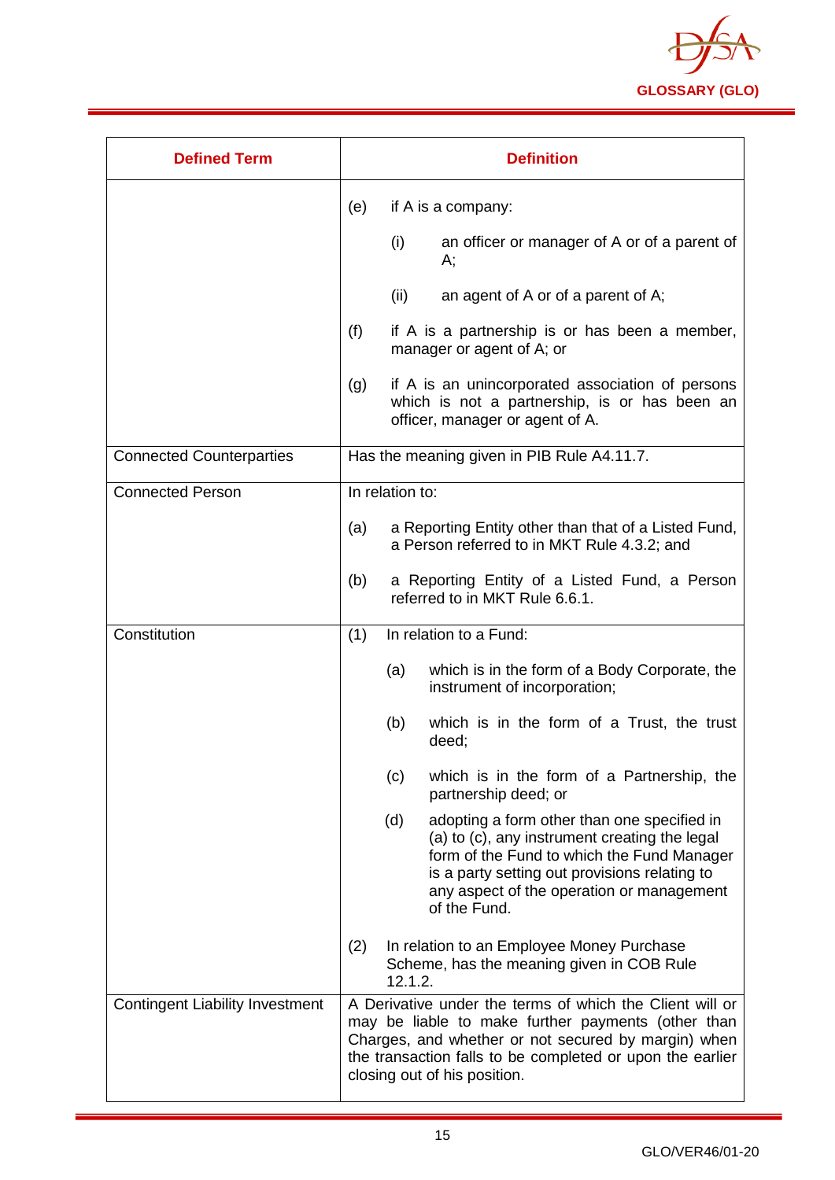| Defined Term | Definition |
|---|---|
| | (e) if A is a company:<br><br>(i) an officer or manager of A or of a parent of A;<br><br>(ii) an agent of A or of a parent of A;<br><br>(f) if A is a partnership is or has been a member, manager or agent of A; or<br><br>(g) if A is an unincorporated association of persons which is not a partnership, is or has been an officer, manager or agent of A. |
| Connected Counterparties | Has the meaning given in PIB Rule A4.11.7. |
| Connected Person | In relation to:<br><br>(a) a Reporting Entity other than that of a Listed Fund, a Person referred to in MKT Rule 4.3.2; and<br><br>(b) a Reporting Entity of a Listed Fund, a Person referred to in MKT Rule 6.6.1. |
| Constitution | (1) In relation to a Fund:<br><br>(a) which is in the form of a Body Corporate, the instrument of incorporation;<br><br>(b) which is in the form of a Trust, the trust deed;<br><br>(c) which is in the form of a Partnership, the partnership deed; or<br><br>(d) adopting a form other than one specified in (a) to (c), any instrument creating the legal form of the Fund to which the Fund Manager is a party setting out provisions relating to any aspect of the operation or management of the Fund.<br><br>(2) In relation to an Employee Money Purchase Scheme, has the meaning given in COB Rule 12.1.2. |
| Contingent Liability Investment | A Derivative under the terms of which the Client will or may be liable to make further payments (other than Charges, and whether or not secured by margin) when the transaction falls to be completed or upon the earlier closing out of his position. |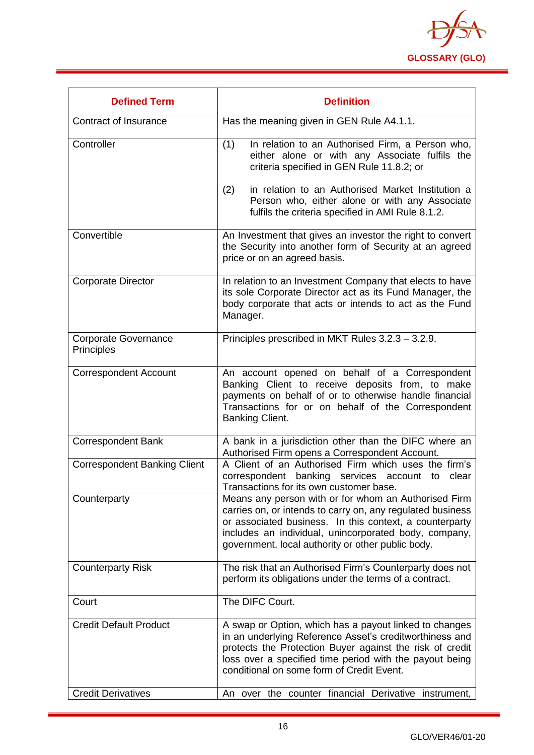| Defined Term | Definition |
| --- | --- |
| Contract of Insurance | Has the meaning given in GEN Rule A4.1.1. |
| Controller | (1) In relation to an Authorised Firm, a Person who, either alone or with any Associate fulfils the criteria specified in GEN Rule 11.8.2; or<br><br>(2) in relation to an Authorised Market Institution a Person who, either alone or with any Associate fulfils the criteria specified in AMI Rule 8.1.2. |
| Convertible | An Investment that gives an investor the right to convert the Security into another form of Security at an agreed price or on an agreed basis. |
| Corporate Director | In relation to an Investment Company that elects to have its sole Corporate Director act as its Fund Manager, the body corporate that acts or intends to act as the Fund Manager. |
| Corporate Governance Principles | Principles prescribed in MKT Rules 3.2.3 – 3.2.9. |
| Correspondent Account | An account opened on behalf of a Correspondent Banking Client to receive deposits from, to make payments on behalf of or to otherwise handle financial Transactions for or on behalf of the Correspondent Banking Client. |
| Correspondent Bank | A bank in a jurisdiction other than the DIFC where an Authorised Firm opens a Correspondent Account. |
| Correspondent Banking Client | A Client of an Authorised Firm which uses the firm's correspondent banking services account to clear Transactions for its own customer base. |
| Counterparty | Means any person with or for whom an Authorised Firm carries on, or intends to carry on, any regulated business or associated business. In this context, a counterparty includes an individual, unincorporated body, company, government, local authority or other public body. |
| Counterparty Risk | The risk that an Authorised Firm's Counterparty does not perform its obligations under the terms of a contract. |
| Court | The DIFC Court. |
| Credit Default Product | A swap or Option, which has a payout linked to changes in an underlying Reference Asset's creditworthiness and protects the Protection Buyer against the risk of credit loss over a specified time period with the payout being conditional on some form of Credit Event. |
| Credit Derivatives | An over the counter financial Derivative instrument, |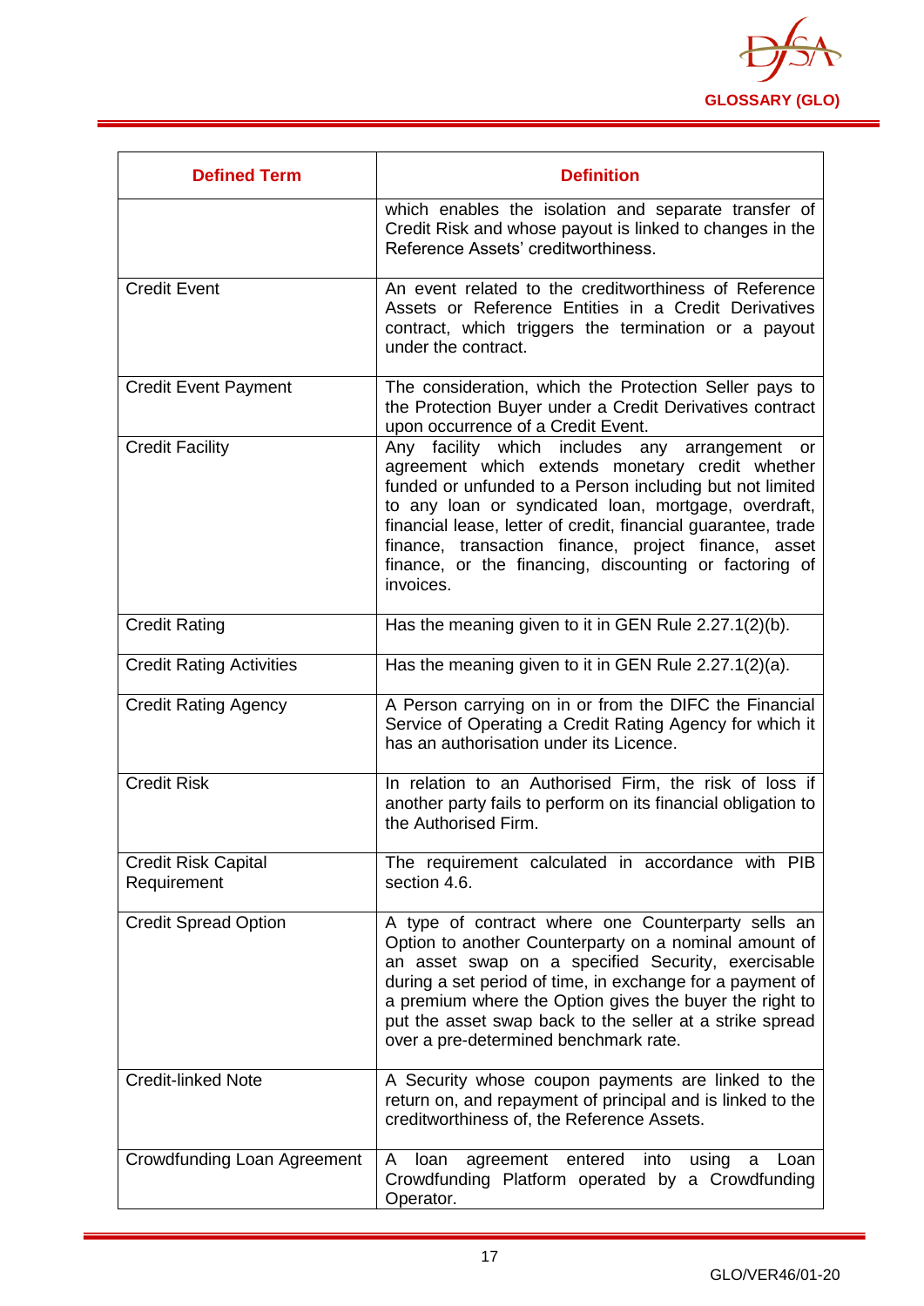| Defined Term | Definition |
|---|---|
| | which enables the isolation and separate transfer of Credit Risk and whose payout is linked to changes in the Reference Assets' creditworthiness. |
| Credit Event | An event related to the creditworthiness of Reference Assets or Reference Entities in a Credit Derivatives contract, which triggers the termination or a payout under the contract. |
| Credit Event Payment | The consideration, which the Protection Seller pays to the Protection Buyer under a Credit Derivatives contract upon occurrence of a Credit Event. |
| Credit Facility | Any facility which includes any arrangement or agreement which extends monetary credit whether funded or unfunded to a Person including but not limited to any loan or syndicated loan, mortgage, overdraft, financial lease, letter of credit, financial guarantee, trade finance, transaction finance, project finance, asset finance, or the financing, discounting or factoring of invoices. |
| Credit Rating | Has the meaning given to it in GEN Rule 2.27.1(2)(b). |
| Credit Rating Activities | Has the meaning given to it in GEN Rule 2.27.1(2)(a). |
| Credit Rating Agency | A Person carrying on in or from the DIFC the Financial Service of Operating a Credit Rating Agency for which it has an authorisation under its Licence. |
| Credit Risk | In relation to an Authorised Firm, the risk of loss if another party fails to perform on its financial obligation to the Authorised Firm. |
| Credit Risk Capital Requirement | The requirement calculated in accordance with PIB section 4.6. |
| Credit Spread Option | A type of contract where one Counterparty sells an Option to another Counterparty on a nominal amount of an asset swap on a specified Security, exercisable during a set period of time, in exchange for a payment of a premium where the Option gives the buyer the right to put the asset swap back to the seller at a strike spread over a pre-determined benchmark rate. |
| Credit-linked Note | A Security whose coupon payments are linked to the return on, and repayment of principal and is linked to the creditworthiness of, the Reference Assets. |
| Crowdfunding Loan Agreement | A loan agreement entered into using a Loan Crowdfunding Platform operated by a Crowdfunding Operator. |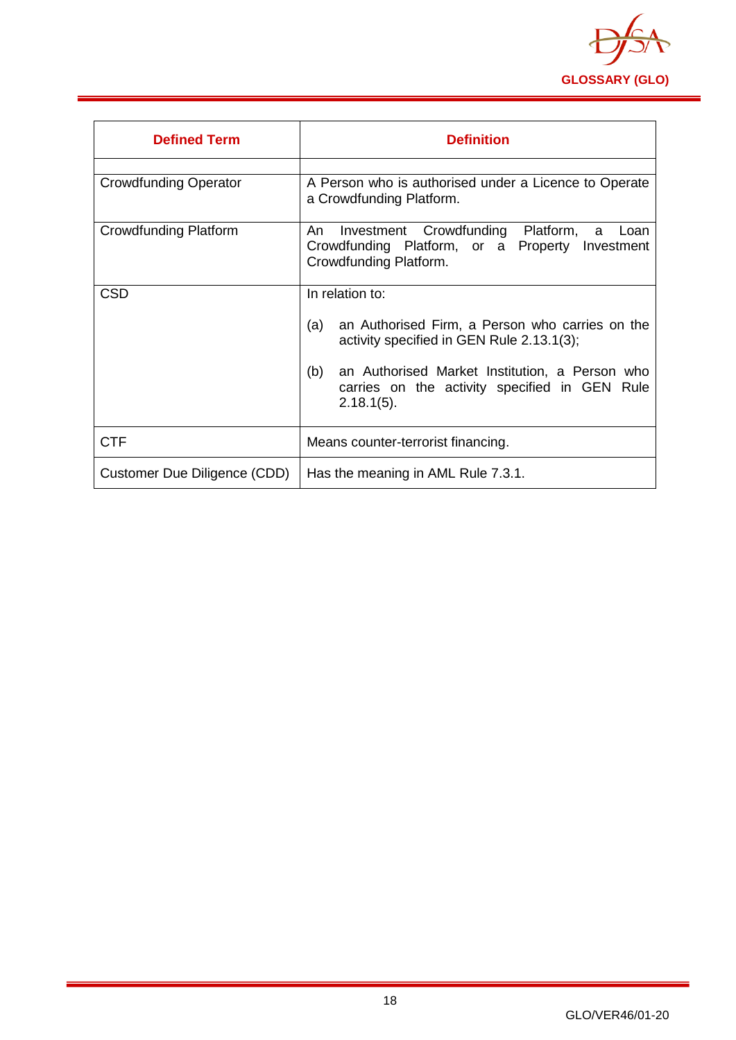| Defined Term | Definition |
|---|---|
| | |
| Crowdfunding Operator | A Person who is authorised under a Licence to Operate a Crowdfunding Platform. |
| Crowdfunding Platform | An Investment Crowdfunding Platform, a Loan Crowdfunding Platform, or a Property Investment Crowdfunding Platform. |
| CSD | In relation to:<br><br>(a) an Authorised Firm, a Person who carries on the activity specified in GEN Rule 2.13.1(3);<br><br>(b) an Authorised Market Institution, a Person who carries on the activity specified in GEN Rule 2.18.1(5). |
| CTF | Means counter-terrorist financing. |
| Customer Due Diligence (CDD) | Has the meaning in AML Rule 7.3.1. |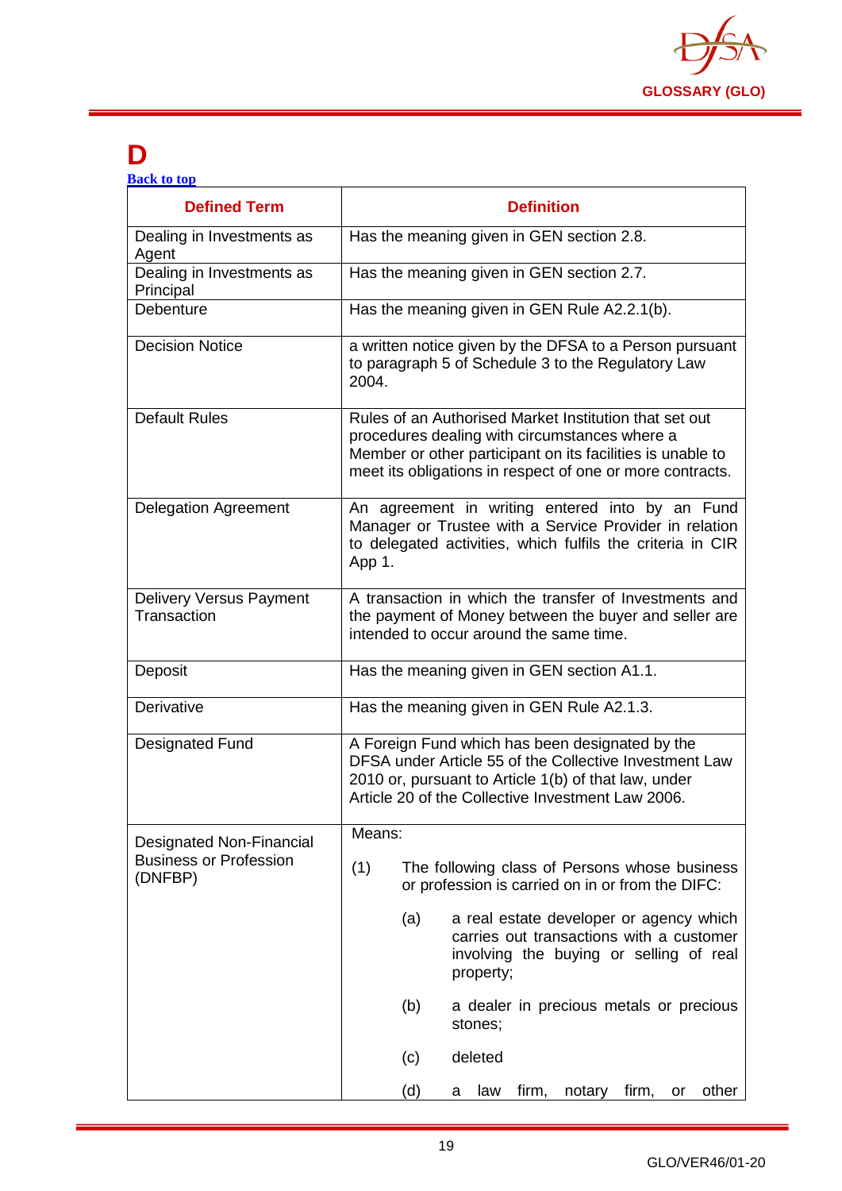# D

[Back to top](#)

| Defined Term | Definition |
|---|---|
| Dealing in Investments as Agent | Has the meaning given in GEN section 2.8. |
| Dealing in Investments as Principal | Has the meaning given in GEN section 2.7. |
| Debenture | Has the meaning given in GEN Rule A2.2.1(b). |
| Decision Notice | a written notice given by the DFSA to a Person pursuant to paragraph 5 of Schedule 3 to the Regulatory Law 2004. |
| Default Rules | Rules of an Authorised Market Institution that set out procedures dealing with circumstances where a Member or other participant on its facilities is unable to meet its obligations in respect of one or more contracts. |
| Delegation Agreement | An agreement in writing entered into by an Fund Manager or Trustee with a Service Provider in relation to delegated activities, which fulfils the criteria in CIR App 1. |
| Delivery Versus Payment Transaction | A transaction in which the transfer of Investments and the payment of Money between the buyer and seller are intended to occur around the same time. |
| Deposit | Has the meaning given in GEN section A1.1. |
| Derivative | Has the meaning given in GEN Rule A2.1.3. |
| Designated Fund | A Foreign Fund which has been designated by the DFSA under Article 55 of the Collective Investment Law 2010 or, pursuant to Article 1(b) of that law, under Article 20 of the Collective Investment Law 2006. |
| Designated Non-Financial Business or Profession (DNFBP) | Means:<br><br>(1) The following class of Persons whose business or profession is carried on in or from the DIFC:<br><br>(a) a real estate developer or agency which carries out transactions with a customer involving the buying or selling of real property;<br><br>(b) a dealer in precious metals or precious stones;<br><br>(c) deleted<br><br>(d) a law firm, notary firm, or other |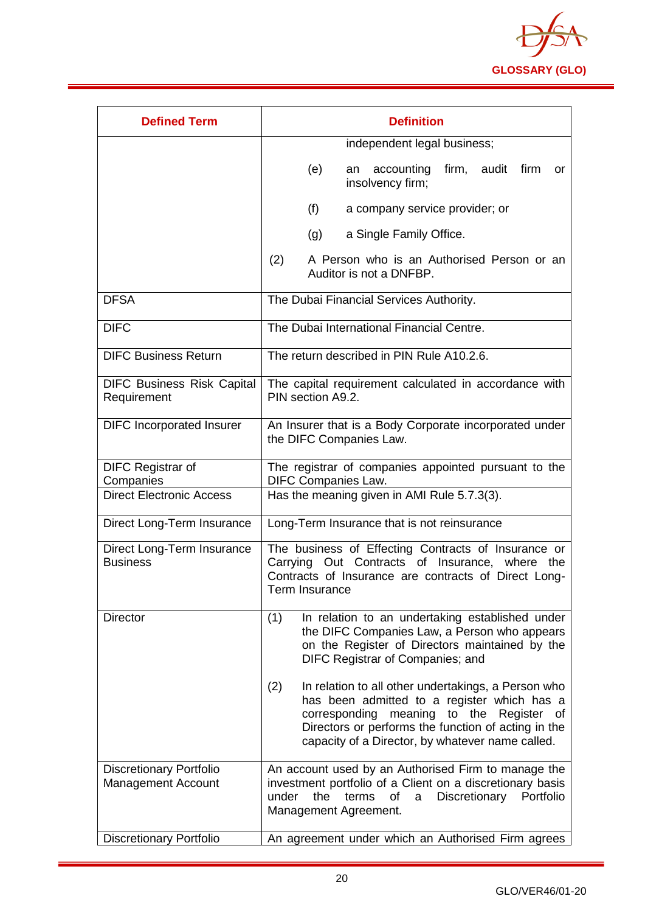| Defined Term | Definition |
|---|---|
| | independent legal business;<br><br>(e) an accounting firm, audit firm or insolvency firm;<br><br>(f) a company service provider; or<br><br>(g) a Single Family Office.<br><br>(2) A Person who is an Authorised Person or an Auditor is not a DNFBP. |
| DFSA | The Dubai Financial Services Authority. |
| DIFC | The Dubai International Financial Centre. |
| DIFC Business Return | The return described in PIN Rule A10.2.6. |
| DIFC Business Risk Capital Requirement | The capital requirement calculated in accordance with PIN section A9.2. |
| DIFC Incorporated Insurer | An Insurer that is a Body Corporate incorporated under the DIFC Companies Law. |
| DIFC Registrar of Companies | The registrar of companies appointed pursuant to the DIFC Companies Law. |
| Direct Electronic Access | Has the meaning given in AMI Rule 5.7.3(3). |
| Direct Long-Term Insurance | Long-Term Insurance that is not reinsurance |
| Direct Long-Term Insurance Business | The business of Effecting Contracts of Insurance or Carrying Out Contracts of Insurance, where the Contracts of Insurance are contracts of Direct Long-Term Insurance |
| Director | (1) In relation to an undertaking established under the DIFC Companies Law, a Person who appears on the Register of Directors maintained by the DIFC Registrar of Companies; and<br><br>(2) In relation to all other undertakings, a Person who has been admitted to a register which has a corresponding meaning to the Register of Directors or performs the function of acting in the capacity of a Director, by whatever name called. |
| Discretionary Portfolio Management Account | An account used by an Authorised Firm to manage the investment portfolio of a Client on a discretionary basis under the terms of a Discretionary Portfolio Management Agreement. |
| Discretionary Portfolio | An agreement under which an Authorised Firm agrees |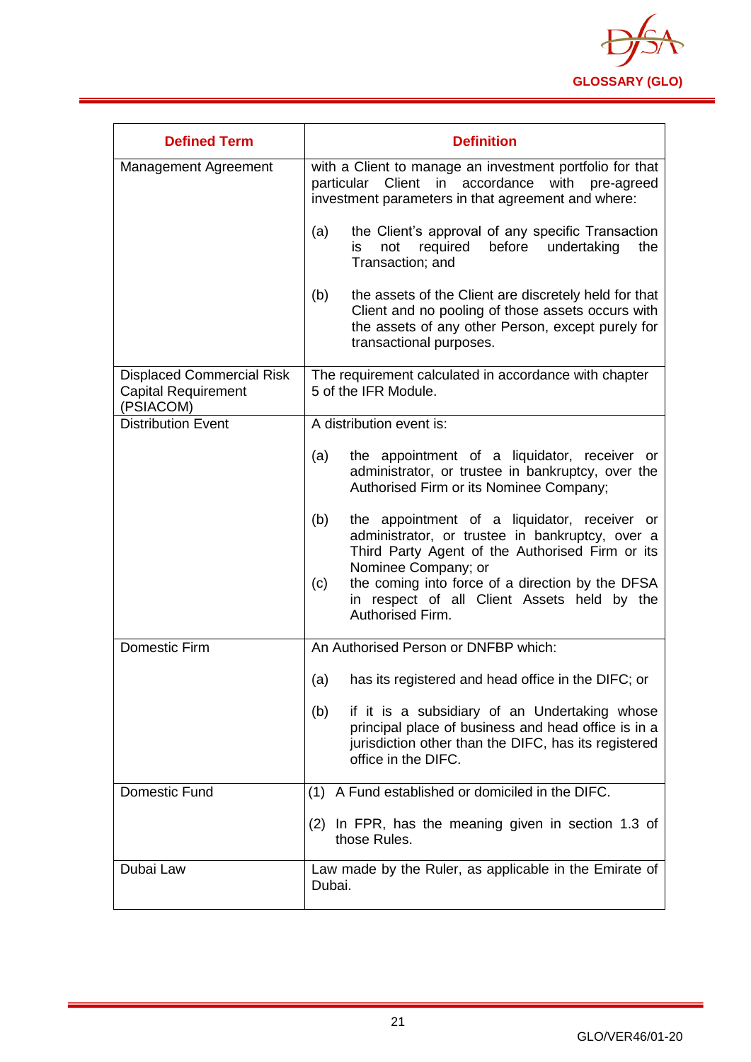| Defined Term | Definition |
|---|---|
| Management Agreement | with a Client to manage an investment portfolio for that particular Client in accordance with pre-agreed investment parameters in that agreement and where:<br><br>(a) the Client's approval of any specific Transaction is not required before undertaking the Transaction; and<br><br>(b) the assets of the Client are discretely held for that Client and no pooling of those assets occurs with the assets of any other Person, except purely for transactional purposes. |
| Displaced Commercial Risk Capital Requirement (PSIACOM) | The requirement calculated in accordance with chapter 5 of the IFR Module. |
| Distribution Event | A distribution event is:<br><br>(a) the appointment of a liquidator, receiver or administrator, or trustee in bankruptcy, over the Authorised Firm or its Nominee Company;<br><br>(b) the appointment of a liquidator, receiver or administrator, or trustee in bankruptcy, over a Third Party Agent of the Authorised Firm or its Nominee Company; or<br>(c) the coming into force of a direction by the DFSA in respect of all Client Assets held by the Authorised Firm. |
| Domestic Firm | An Authorised Person or DNFBP which:<br><br>(a) has its registered and head office in the DIFC; or<br><br>(b) if it is a subsidiary of an Undertaking whose principal place of business and head office is in a jurisdiction other than the DIFC, has its registered office in the DIFC. |
| Domestic Fund | (1) A Fund established or domiciled in the DIFC.<br><br>(2) In FPR, has the meaning given in section 1.3 of those Rules. |
| Dubai Law | Law made by the Ruler, as applicable in the Emirate of Dubai. |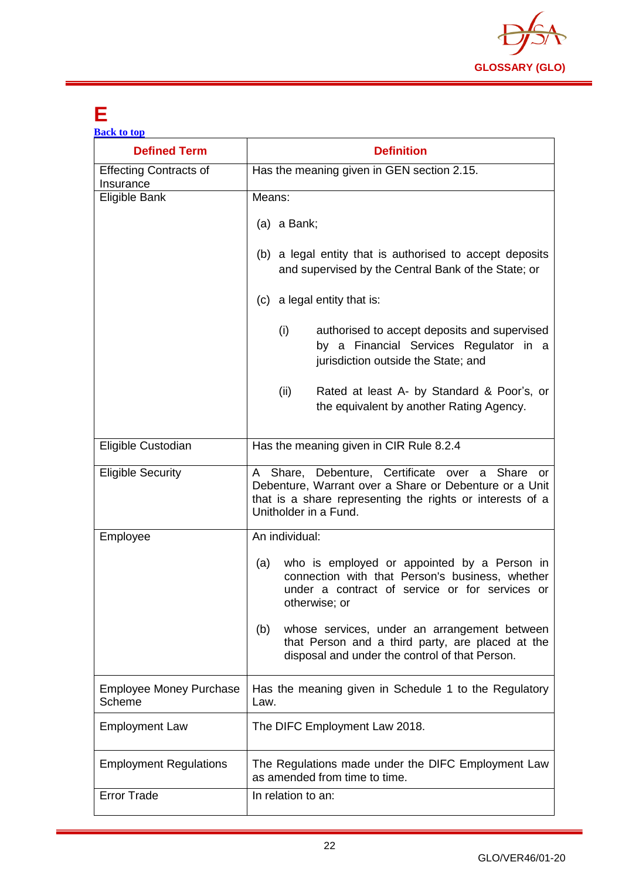# E

[Back to top]

| Defined Term | Definition |
|---|---|
| Effecting Contracts of Insurance | Has the meaning given in GEN section 2.15. |
| Eligible Bank | Means:<br><br>(a) a Bank;<br><br>(b) a legal entity that is authorised to accept deposits and supervised by the Central Bank of the State; or<br><br>(c) a legal entity that is:<br><br>(i) authorised to accept deposits and supervised by a Financial Services Regulator in a jurisdiction outside the State; and<br><br>(ii) Rated at least A- by Standard & Poor's, or the equivalent by another Rating Agency. |
| Eligible Custodian | Has the meaning given in CIR Rule 8.2.4 |
| Eligible Security | A Share, Debenture, Certificate over a Share or Debenture, Warrant over a Share or Debenture or a Unit that is a share representing the rights or interests of a Unitholder in a Fund. |
| Employee | An individual:<br><br>(a) who is employed or appointed by a Person in connection with that Person's business, whether under a contract of service or for services or otherwise; or<br><br>(b) whose services, under an arrangement between that Person and a third party, are placed at the disposal and under the control of that Person. |
| Employee Money Purchase Scheme | Has the meaning given in Schedule 1 to the Regulatory Law. |
| Employment Law | The DIFC Employment Law 2018. |
| Employment Regulations | The Regulations made under the DIFC Employment Law as amended from time to time. |
| Error Trade | In relation to an: |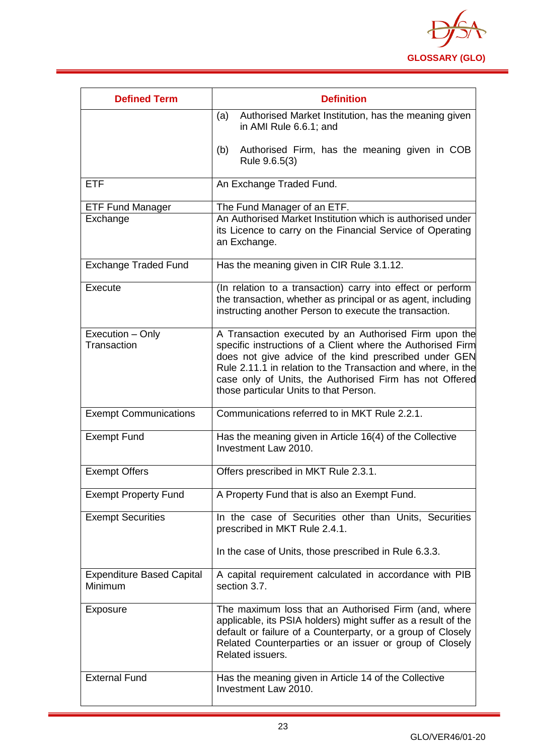| Defined Term | Definition |
|---|---|
| | (a) Authorised Market Institution, has the meaning given in AMI Rule 6.6.1; and<br><br>(b) Authorised Firm, has the meaning given in COB Rule 9.6.5(3) |
| ETF | An Exchange Traded Fund. |
| ETF Fund Manager | The Fund Manager of an ETF. |
| Exchange | An Authorised Market Institution which is authorised under its Licence to carry on the Financial Service of Operating an Exchange. |
| Exchange Traded Fund | Has the meaning given in CIR Rule 3.1.12. |
| Execute | (In relation to a transaction) carry into effect or perform the transaction, whether as principal or as agent, including instructing another Person to execute the transaction. |
| Execution – Only Transaction | A Transaction executed by an Authorised Firm upon the specific instructions of a Client where the Authorised Firm does not give advice of the kind prescribed under GEN Rule 2.11.1 in relation to the Transaction and where, in the case only of Units, the Authorised Firm has not Offered those particular Units to that Person. |
| Exempt Communications | Communications referred to in MKT Rule 2.2.1. |
| Exempt Fund | Has the meaning given in Article 16(4) of the Collective Investment Law 2010. |
| Exempt Offers | Offers prescribed in MKT Rule 2.3.1. |
| Exempt Property Fund | A Property Fund that is also an Exempt Fund. |
| Exempt Securities | In the case of Securities other than Units, Securities prescribed in MKT Rule 2.4.1.<br><br>In the case of Units, those prescribed in Rule 6.3.3. |
| Expenditure Based Capital Minimum | A capital requirement calculated in accordance with PIB section 3.7. |
| Exposure | The maximum loss that an Authorised Firm (and, where applicable, its PSIA holders) might suffer as a result of the default or failure of a Counterparty, or a group of Closely Related Counterparties or an issuer or group of Closely Related issuers. |
| External Fund | Has the meaning given in Article 14 of the Collective Investment Law 2010. |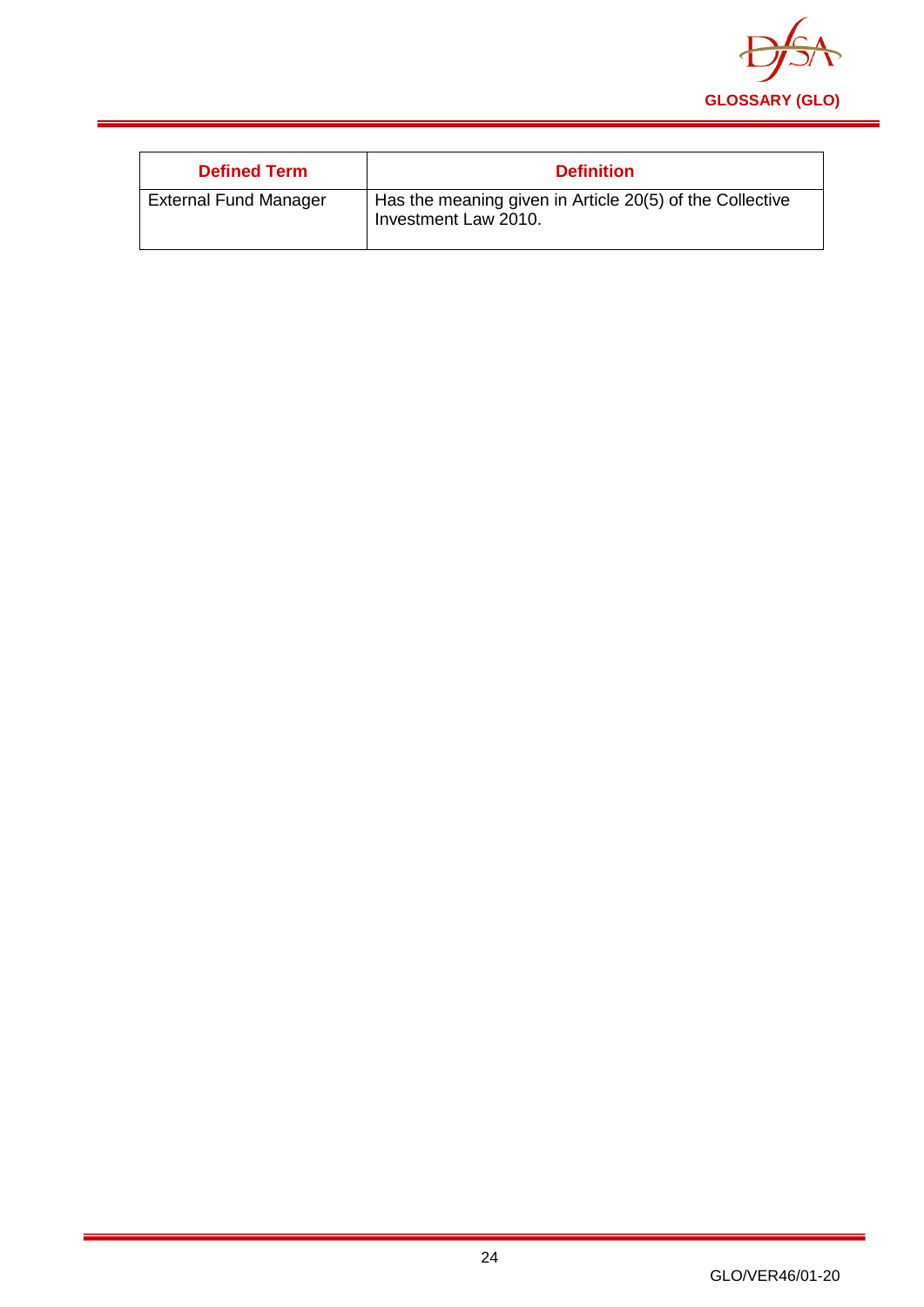| Defined Term | Definition |
|---|---|
| External Fund Manager | Has the meaning given in Article 20(5) of the Collective Investment Law 2010. |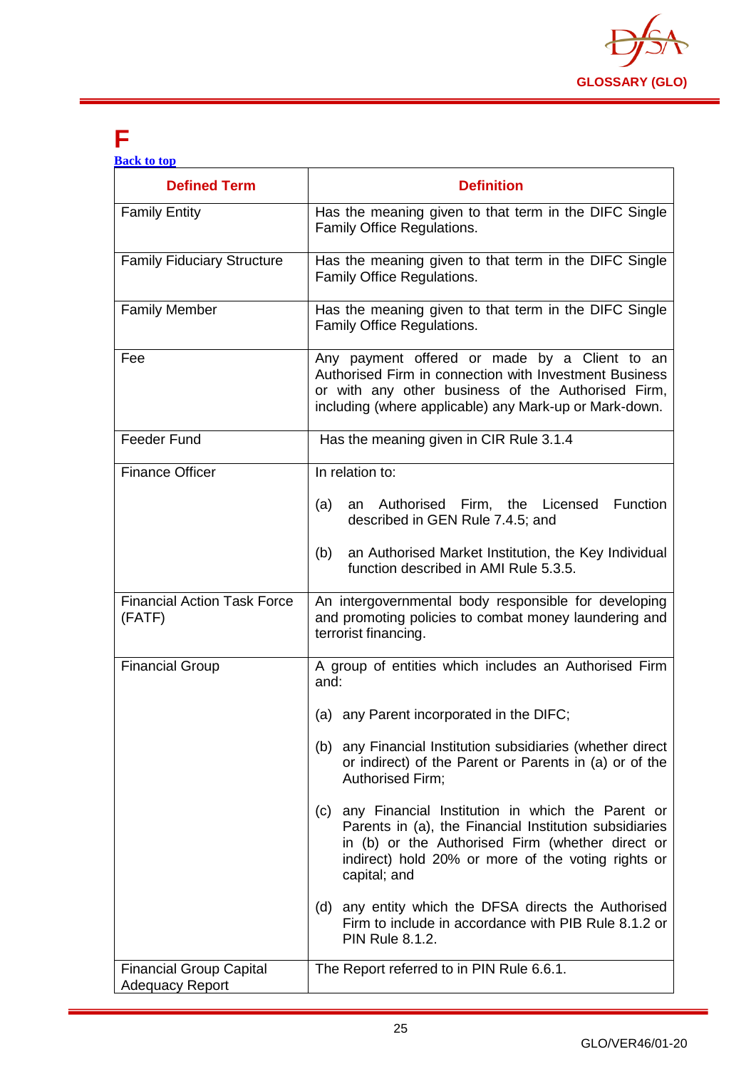# F

[Back to top](#)

| Defined Term | Definition |
|---|---|
| Family Entity | Has the meaning given to that term in the DIFC Single Family Office Regulations. |
| Family Fiduciary Structure | Has the meaning given to that term in the DIFC Single Family Office Regulations. |
| Family Member | Has the meaning given to that term in the DIFC Single Family Office Regulations. |
| Fee | Any payment offered or made by a Client to an Authorised Firm in connection with Investment Business or with any other business of the Authorised Firm, including (where applicable) any Mark-up or Mark-down. |
| Feeder Fund | Has the meaning given in CIR Rule 3.1.4 |
| Finance Officer | In relation to:<br><br>(a) an Authorised Firm, the Licensed Function described in GEN Rule 7.4.5; and<br><br>(b) an Authorised Market Institution, the Key Individual function described in AMI Rule 5.3.5. |
| Financial Action Task Force (FATF) | An intergovernmental body responsible for developing and promoting policies to combat money laundering and terrorist financing. |
| Financial Group | A group of entities which includes an Authorised Firm and:<br><br>(a) any Parent incorporated in the DIFC;<br><br>(b) any Financial Institution subsidiaries (whether direct or indirect) of the Parent or Parents in (a) or of the Authorised Firm;<br><br>(c) any Financial Institution in which the Parent or Parents in (a), the Financial Institution subsidiaries in (b) or the Authorised Firm (whether direct or indirect) hold 20% or more of the voting rights or capital; and<br><br>(d) any entity which the DFSA directs the Authorised Firm to include in accordance with PIB Rule 8.1.2 or PIN Rule 8.1.2. |
| Financial Group Capital Adequacy Report | The Report referred to in PIN Rule 6.6.1. |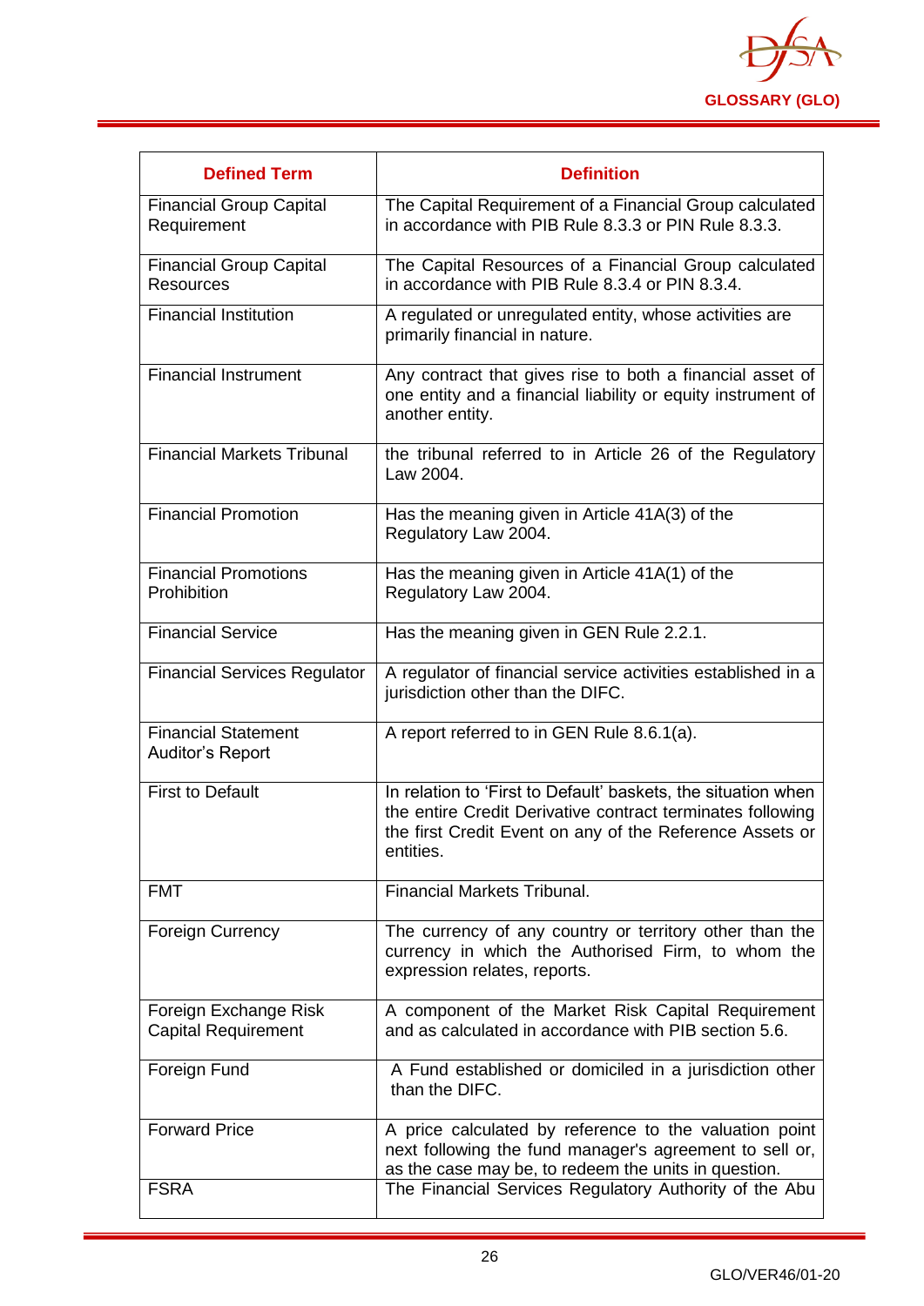| Defined Term | Definition |
| --- | --- |
| Financial Group Capital Requirement | The Capital Requirement of a Financial Group calculated in accordance with PIB Rule 8.3.3 or PIN Rule 8.3.3. |
| Financial Group Capital Resources | The Capital Resources of a Financial Group calculated in accordance with PIB Rule 8.3.4 or PIN 8.3.4. |
| Financial Institution | A regulated or unregulated entity, whose activities are primarily financial in nature. |
| Financial Instrument | Any contract that gives rise to both a financial asset of one entity and a financial liability or equity instrument of another entity. |
| Financial Markets Tribunal | the tribunal referred to in Article 26 of the Regulatory Law 2004. |
| Financial Promotion | Has the meaning given in Article 41A(3) of the Regulatory Law 2004. |
| Financial Promotions Prohibition | Has the meaning given in Article 41A(1) of the Regulatory Law 2004. |
| Financial Service | Has the meaning given in GEN Rule 2.2.1. |
| Financial Services Regulator | A regulator of financial service activities established in a jurisdiction other than the DIFC. |
| Financial Statement Auditor's Report | A report referred to in GEN Rule 8.6.1(a). |
| First to Default | In relation to 'First to Default' baskets, the situation when the entire Credit Derivative contract terminates following the first Credit Event on any of the Reference Assets or entities. |
| FMT | Financial Markets Tribunal. |
| Foreign Currency | The currency of any country or territory other than the currency in which the Authorised Firm, to whom the expression relates, reports. |
| Foreign Exchange Risk Capital Requirement | A component of the Market Risk Capital Requirement and as calculated in accordance with PIB section 5.6. |
| Foreign Fund | A Fund established or domiciled in a jurisdiction other than the DIFC. |
| Forward Price | A price calculated by reference to the valuation point next following the fund manager's agreement to sell or, as the case may be, to redeem the units in question. |
| FSRA | The Financial Services Regulatory Authority of the Abu |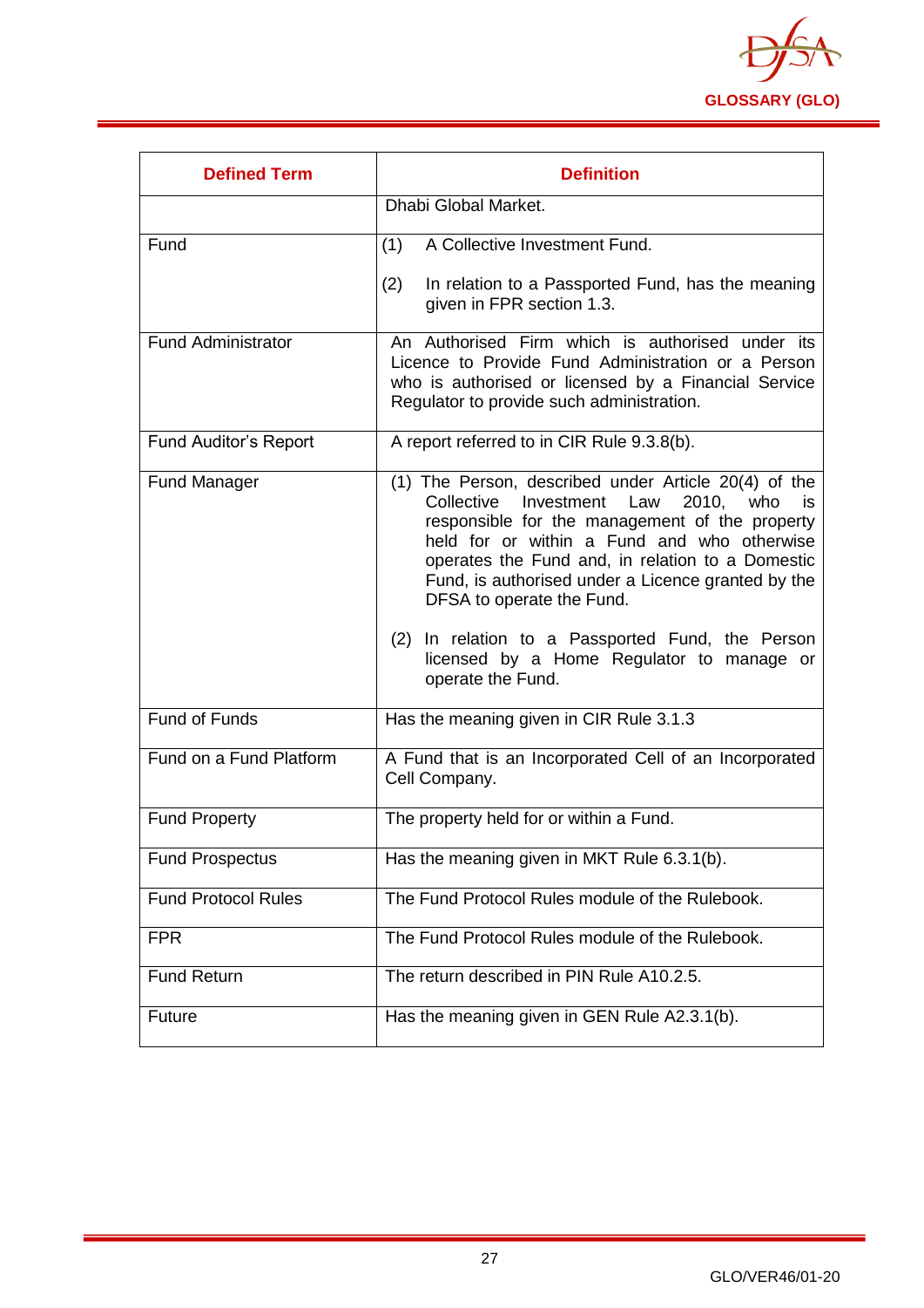| Defined Term | Definition |
|---|---|
| | Dhabi Global Market. |
| Fund | (1) A Collective Investment Fund.<br><br>(2) In relation to a Passported Fund, has the meaning given in FPR section 1.3. |
| Fund Administrator | An Authorised Firm which is authorised under its Licence to Provide Fund Administration or a Person who is authorised or licensed by a Financial Service Regulator to provide such administration. |
| Fund Auditor's Report | A report referred to in CIR Rule 9.3.8(b). |
| Fund Manager | (1) The Person, described under Article 20(4) of the Collective Investment Law 2010, who is responsible for the management of the property held for or within a Fund and who otherwise operates the Fund and, in relation to a Domestic Fund, is authorised under a Licence granted by the DFSA to operate the Fund.<br><br>(2) In relation to a Passported Fund, the Person licensed by a Home Regulator to manage or operate the Fund. |
| Fund of Funds | Has the meaning given in CIR Rule 3.1.3 |
| Fund on a Fund Platform | A Fund that is an Incorporated Cell of an Incorporated Cell Company. |
| Fund Property | The property held for or within a Fund. |
| Fund Prospectus | Has the meaning given in MKT Rule 6.3.1(b). |
| Fund Protocol Rules | The Fund Protocol Rules module of the Rulebook. |
| FPR | The Fund Protocol Rules module of the Rulebook. |
| Fund Return | The return described in PIN Rule A10.2.5. |
| Future | Has the meaning given in GEN Rule A2.3.1(b). |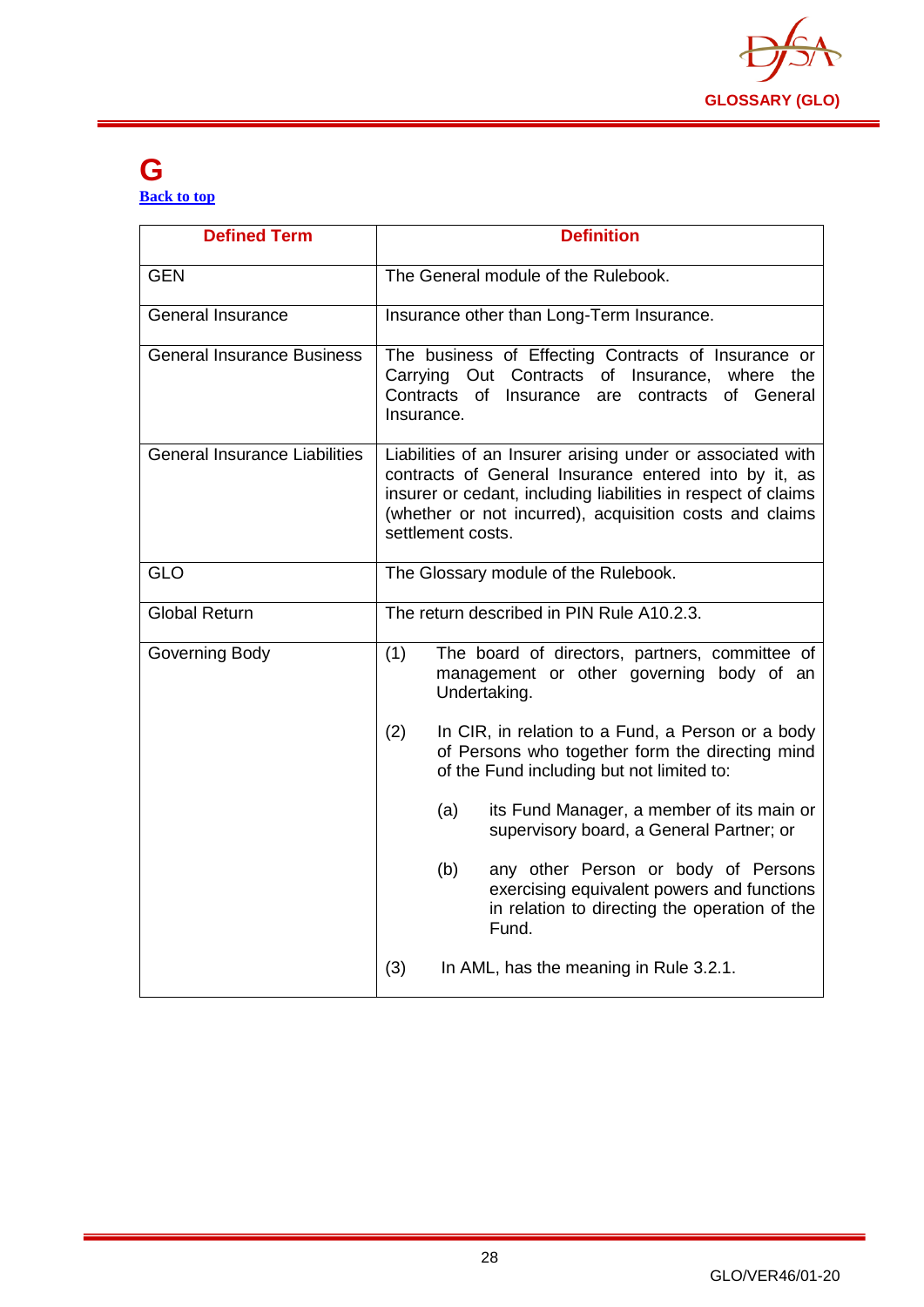# G

[Back to top](#)

| Defined Term | Definition |
|---|---|
| GEN | The General module of the Rulebook. |
| General Insurance | Insurance other than Long-Term Insurance. |
| General Insurance Business | The business of Effecting Contracts of Insurance or Carrying Out Contracts of Insurance, where the Contracts of Insurance are contracts of General Insurance. |
| General Insurance Liabilities | Liabilities of an Insurer arising under or associated with contracts of General Insurance entered into by it, as insurer or cedant, including liabilities in respect of claims (whether or not incurred), acquisition costs and claims settlement costs. |
| GLO | The Glossary module of the Rulebook. |
| Global Return | The return described in PIN Rule A10.2.3. |
| Governing Body | (1) The board of directors, partners, committee of management or other governing body of an Undertaking.<br><br>(2) In CIR, in relation to a Fund, a Person or a body of Persons who together form the directing mind of the Fund including but not limited to:<br><br>(a) its Fund Manager, a member of its main or supervisory board, a General Partner; or<br><br>(b) any other Person or body of Persons exercising equivalent powers and functions in relation to directing the operation of the Fund.<br><br>(3) In AML, has the meaning in Rule 3.2.1. |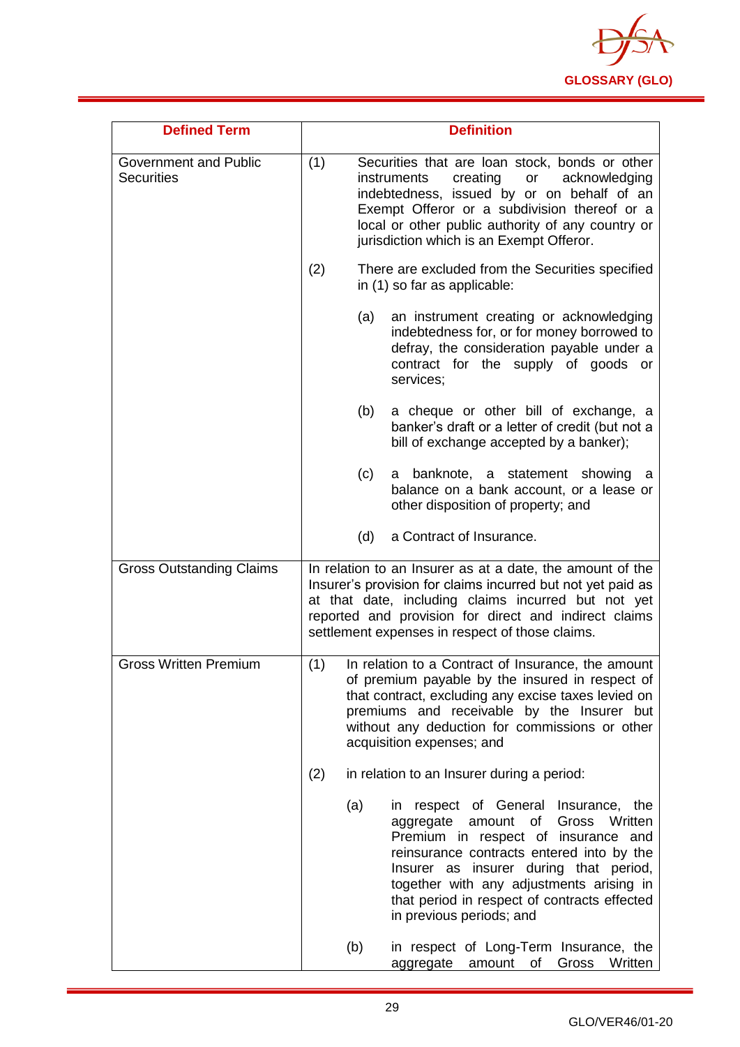| Defined Term | Definition |
|---|---|
| Government and Public Securities | (1) Securities that are loan stock, bonds or other instruments creating or acknowledging indebtedness, issued by or on behalf of an Exempt Offeror or a subdivision thereof or a local or other public authority of any country or jurisdiction which is an Exempt Offeror.<br><br>(2) There are excluded from the Securities specified in (1) so far as applicable:<br><br>(a) an instrument creating or acknowledging indebtedness for, or for money borrowed to defray, the consideration payable under a contract for the supply of goods or services;<br><br>(b) a cheque or other bill of exchange, a banker's draft or a letter of credit (but not a bill of exchange accepted by a banker);<br><br>(c) a banknote, a statement showing a balance on a bank account, or a lease or other disposition of property; and<br><br>(d) a Contract of Insurance. |
| Gross Outstanding Claims | In relation to an Insurer as at a date, the amount of the Insurer's provision for claims incurred but not yet paid as at that date, including claims incurred but not yet reported and provision for direct and indirect claims settlement expenses in respect of those claims. |
| Gross Written Premium | (1) In relation to a Contract of Insurance, the amount of premium payable by the insured in respect of that contract, excluding any excise taxes levied on premiums and receivable by the Insurer but without any deduction for commissions or other acquisition expenses; and<br><br>(2) in relation to an Insurer during a period:<br><br>(a) in respect of General Insurance, the aggregate amount of Gross Written Premium in respect of insurance and reinsurance contracts entered into by the Insurer as insurer during that period, together with any adjustments arising in that period in respect of contracts effected in previous periods; and<br><br>(b) in respect of Long-Term Insurance, the aggregate amount of Gross Written |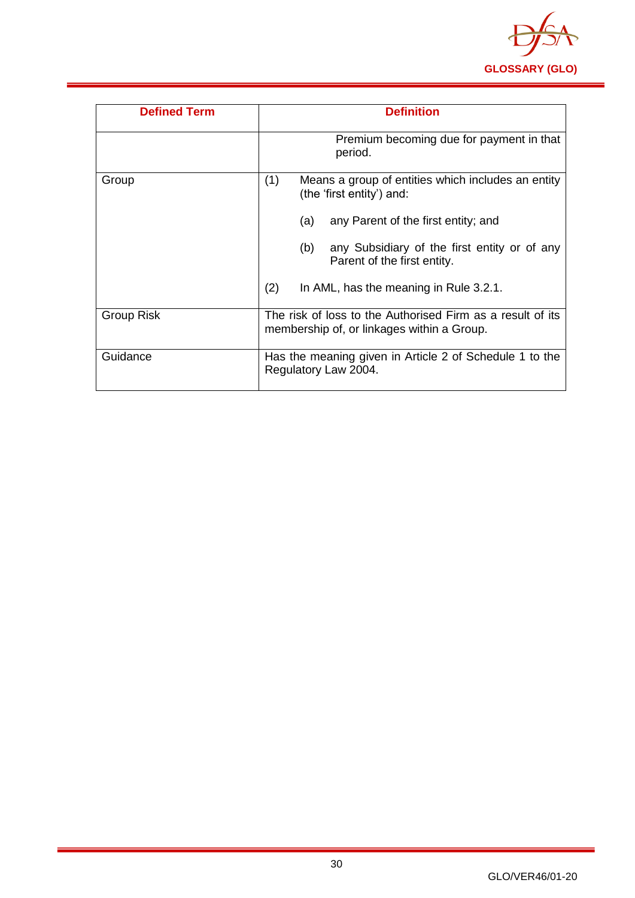| Defined Term | Definition |
|---|---|
| | Premium becoming due for payment in that period. |
| Group | (1) Means a group of entities which includes an entity (the 'first entity') and:<br><br>(a) any Parent of the first entity; and<br><br>(b) any Subsidiary of the first entity or of any Parent of the first entity.<br><br>(2) In AML, has the meaning in Rule 3.2.1. |
| Group Risk | The risk of loss to the Authorised Firm as a result of its membership of, or linkages within a Group. |
| Guidance | Has the meaning given in Article 2 of Schedule 1 to the Regulatory Law 2004. |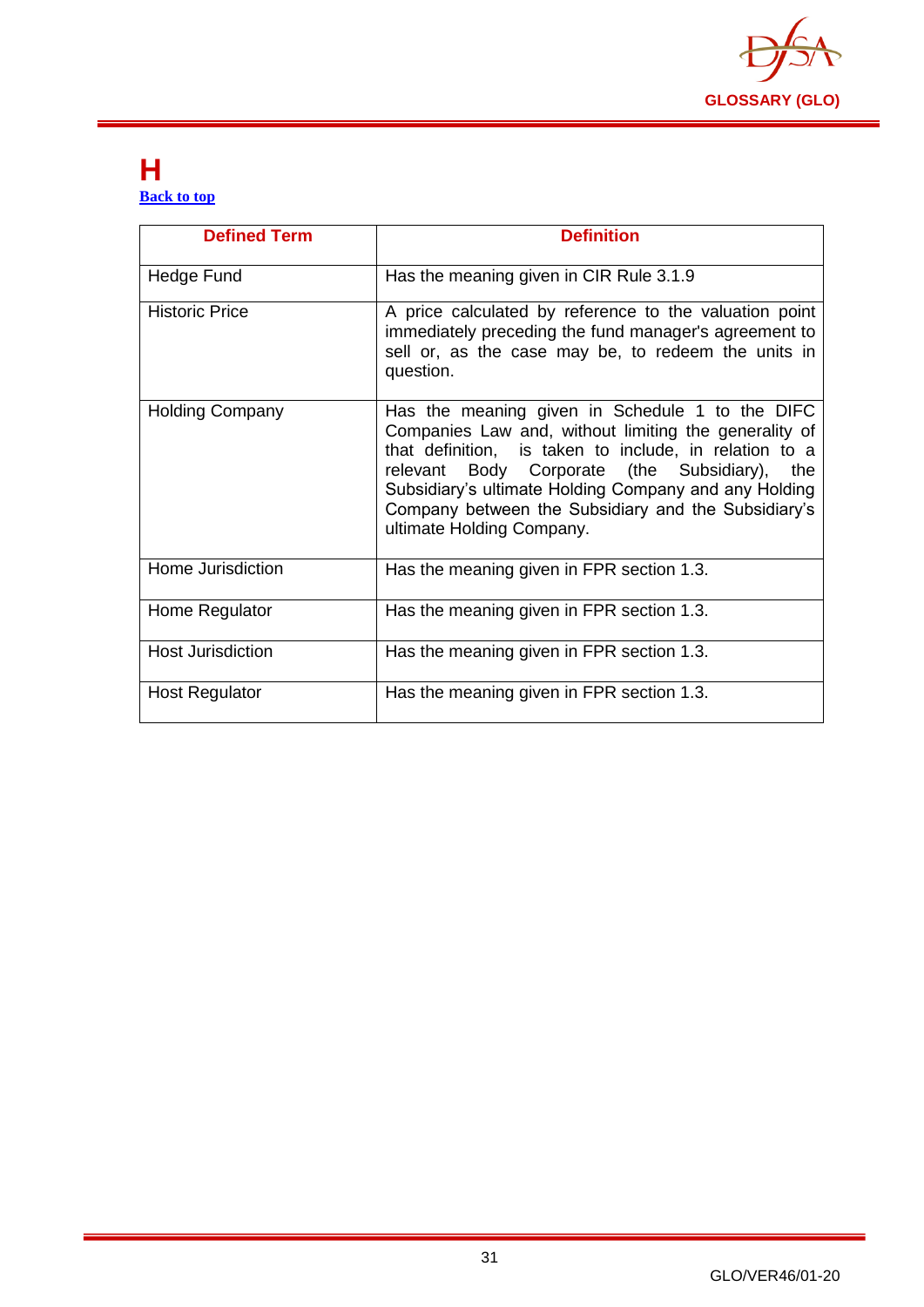# H

[Back to top](#)

| Defined Term | Definition |
| --- | --- |
| Hedge Fund | Has the meaning given in CIR Rule 3.1.9 |
| Historic Price | A price calculated by reference to the valuation point immediately preceding the fund manager's agreement to sell or, as the case may be, to redeem the units in question. |
| Holding Company | Has the meaning given in Schedule 1 to the DIFC Companies Law and, without limiting the generality of that definition, is taken to include, in relation to a relevant Body Corporate (the Subsidiary), the Subsidiary's ultimate Holding Company and any Holding Company between the Subsidiary and the Subsidiary's ultimate Holding Company. |
| Home Jurisdiction | Has the meaning given in FPR section 1.3. |
| Home Regulator | Has the meaning given in FPR section 1.3. |
| Host Jurisdiction | Has the meaning given in FPR section 1.3. |
| Host Regulator | Has the meaning given in FPR section 1.3. |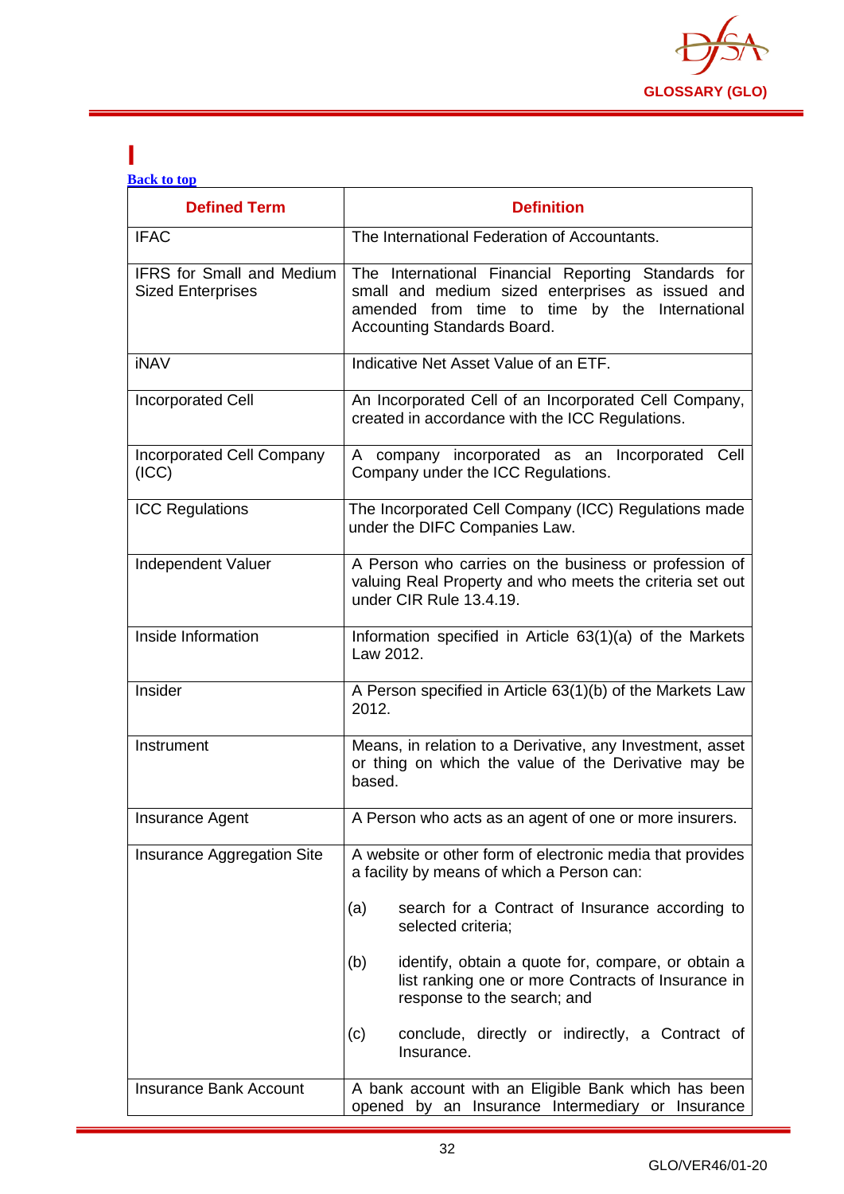# I

[Back to top](#)

| Defined Term | Definition |
|---|---|
| IFAC | The International Federation of Accountants. |
| IFRS for Small and Medium Sized Enterprises | The International Financial Reporting Standards for small and medium sized enterprises as issued and amended from time to time by the International Accounting Standards Board. |
| iNAV | Indicative Net Asset Value of an ETF. |
| Incorporated Cell | An Incorporated Cell of an Incorporated Cell Company, created in accordance with the ICC Regulations. |
| Incorporated Cell Company (ICC) | A company incorporated as an Incorporated Cell Company under the ICC Regulations. |
| ICC Regulations | The Incorporated Cell Company (ICC) Regulations made under the DIFC Companies Law. |
| Independent Valuer | A Person who carries on the business or profession of valuing Real Property and who meets the criteria set out under CIR Rule 13.4.19. |
| Inside Information | Information specified in Article 63(1)(a) of the Markets Law 2012. |
| Insider | A Person specified in Article 63(1)(b) of the Markets Law 2012. |
| Instrument | Means, in relation to a Derivative, any Investment, asset or thing on which the value of the Derivative may be based. |
| Insurance Agent | A Person who acts as an agent of one or more insurers. |
| Insurance Aggregation Site | A website or other form of electronic media that provides a facility by means of which a Person can:<br><br>(a) search for a Contract of Insurance according to selected criteria;<br><br>(b) identify, obtain a quote for, compare, or obtain a list ranking one or more Contracts of Insurance in response to the search; and<br><br>(c) conclude, directly or indirectly, a Contract of Insurance. |
| Insurance Bank Account | A bank account with an Eligible Bank which has been opened by an Insurance Intermediary or Insurance |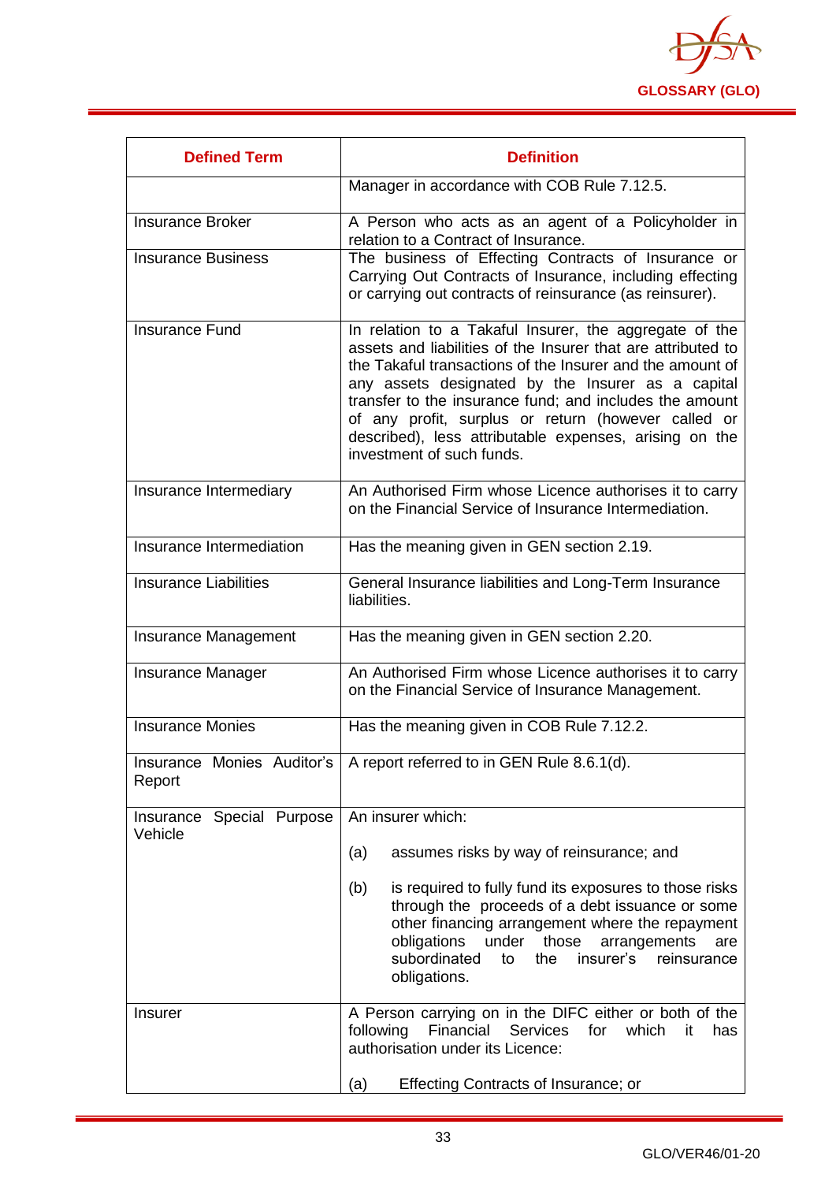| Defined Term | Definition |
|---|---|
| | Manager in accordance with COB Rule 7.12.5. |
| Insurance Broker | A Person who acts as an agent of a Policyholder in relation to a Contract of Insurance. |
| Insurance Business | The business of Effecting Contracts of Insurance or Carrying Out Contracts of Insurance, including effecting or carrying out contracts of reinsurance (as reinsurer). |
| Insurance Fund | In relation to a Takaful Insurer, the aggregate of the assets and liabilities of the Insurer that are attributed to the Takaful transactions of the Insurer and the amount of any assets designated by the Insurer as a capital transfer to the insurance fund; and includes the amount of any profit, surplus or return (however called or described), less attributable expenses, arising on the investment of such funds. |
| Insurance Intermediary | An Authorised Firm whose Licence authorises it to carry on the Financial Service of Insurance Intermediation. |
| Insurance Intermediation | Has the meaning given in GEN section 2.19. |
| Insurance Liabilities | General Insurance liabilities and Long-Term Insurance liabilities. |
| Insurance Management | Has the meaning given in GEN section 2.20. |
| Insurance Manager | An Authorised Firm whose Licence authorises it to carry on the Financial Service of Insurance Management. |
| Insurance Monies | Has the meaning given in COB Rule 7.12.2. |
| Insurance Monies Auditor's Report | A report referred to in GEN Rule 8.6.1(d). |
| Insurance Special Purpose Vehicle | An insurer which:<br><br>(a) assumes risks by way of reinsurance; and<br><br>(b) is required to fully fund its exposures to those risks through the proceeds of a debt issuance or some other financing arrangement where the repayment obligations under those arrangements are subordinated to the insurer's reinsurance obligations. |
| Insurer | A Person carrying on in the DIFC either or both of the following Financial Services for which it has authorisation under its Licence:<br><br>(a) Effecting Contracts of Insurance; or |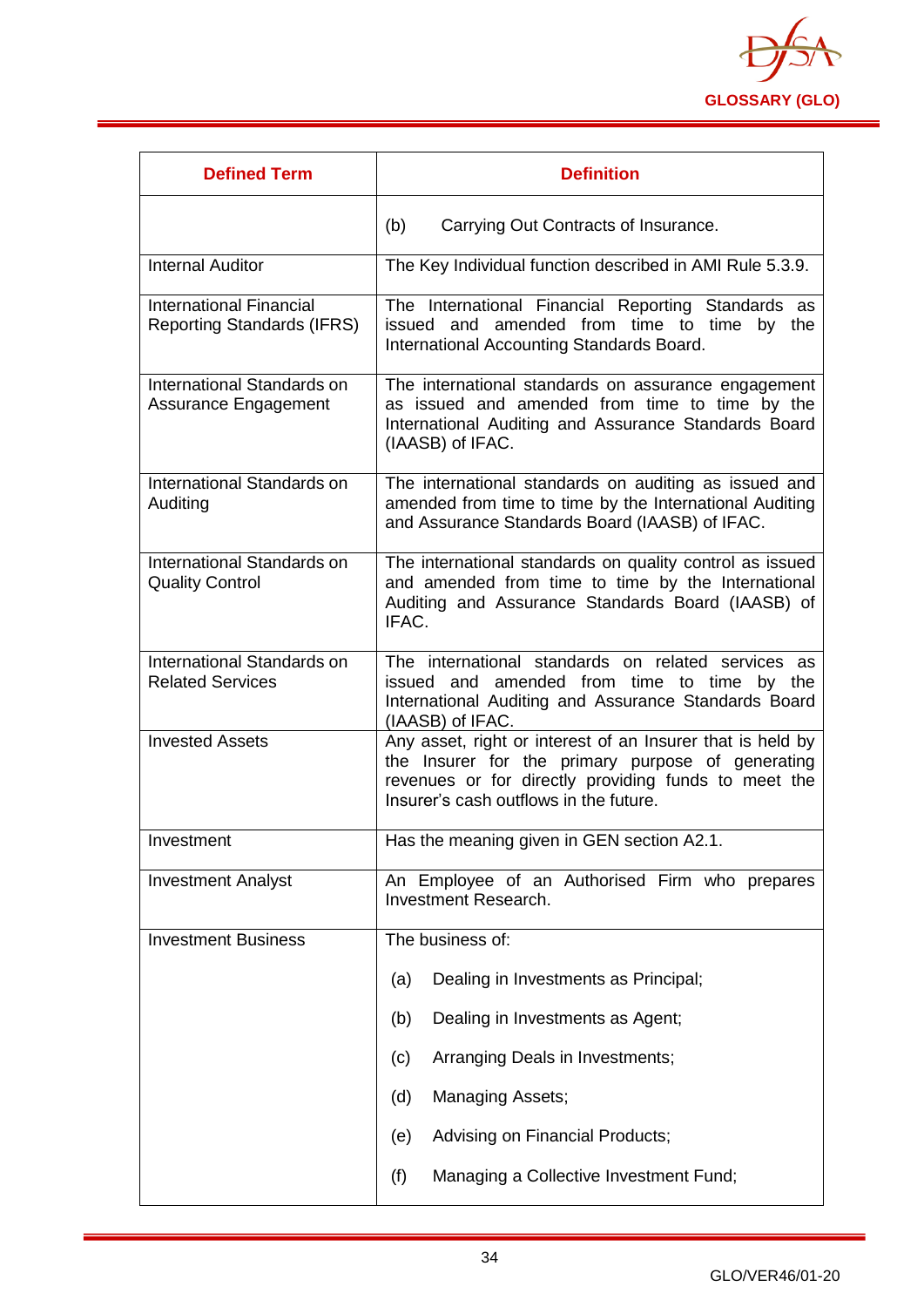| Defined Term | Definition |
|---|---|
| | (b) Carrying Out Contracts of Insurance. |
| Internal Auditor | The Key Individual function described in AMI Rule 5.3.9. |
| International Financial Reporting Standards (IFRS) | The International Financial Reporting Standards as issued and amended from time to time by the International Accounting Standards Board. |
| International Standards on Assurance Engagement | The international standards on assurance engagement as issued and amended from time to time by the International Auditing and Assurance Standards Board (IAASB) of IFAC. |
| International Standards on Auditing | The international standards on auditing as issued and amended from time to time by the International Auditing and Assurance Standards Board (IAASB) of IFAC. |
| International Standards on Quality Control | The international standards on quality control as issued and amended from time to time by the International Auditing and Assurance Standards Board (IAASB) of IFAC. |
| International Standards on Related Services | The international standards on related services as issued and amended from time to time by the International Auditing and Assurance Standards Board (IAASB) of IFAC. |
| Invested Assets | Any asset, right or interest of an Insurer that is held by the Insurer for the primary purpose of generating revenues or for directly providing funds to meet the Insurer's cash outflows in the future. |
| Investment | Has the meaning given in GEN section A2.1. |
| Investment Analyst | An Employee of an Authorised Firm who prepares Investment Research. |
| Investment Business | The business of:<br><br>(a) Dealing in Investments as Principal;<br><br>(b) Dealing in Investments as Agent;<br><br>(c) Arranging Deals in Investments;<br><br>(d) Managing Assets;<br><br>(e) Advising on Financial Products;<br><br>(f) Managing a Collective Investment Fund; |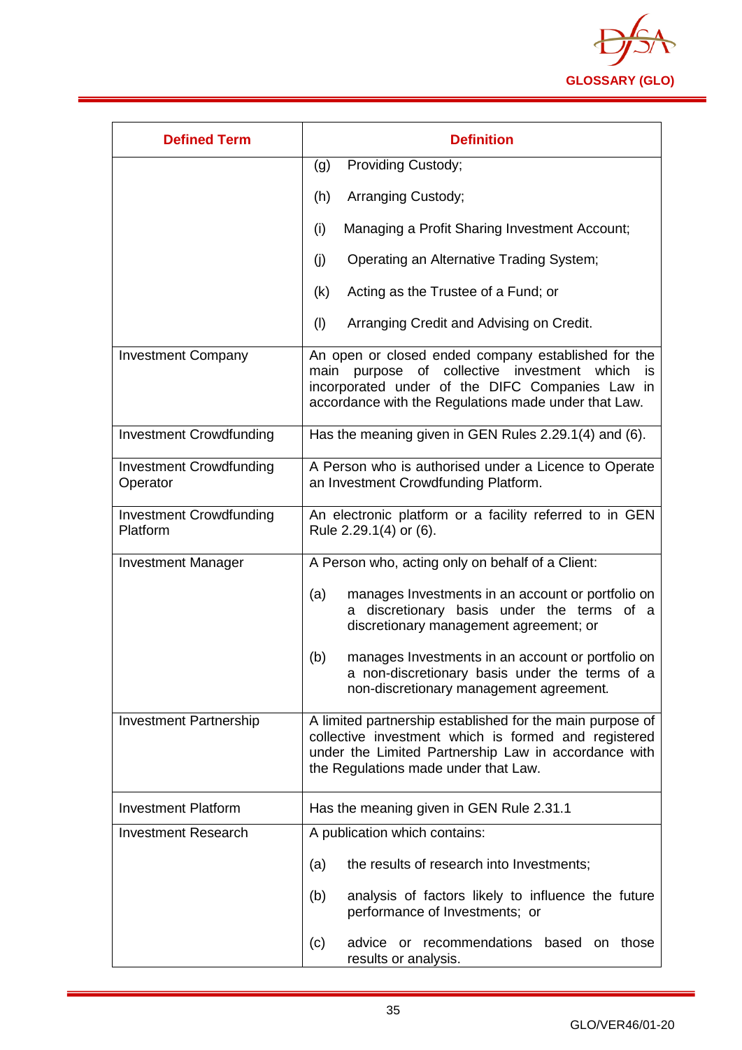| Defined Term | Definition |
|---|---|
| | (g) Providing Custody;<br><br>(h) Arranging Custody;<br><br>(i) Managing a Profit Sharing Investment Account;<br><br>(j) Operating an Alternative Trading System;<br><br>(k) Acting as the Trustee of a Fund; or<br><br>(l) Arranging Credit and Advising on Credit. |
| Investment Company | An open or closed ended company established for the main purpose of collective investment which is incorporated under of the DIFC Companies Law in accordance with the Regulations made under that Law. |
| Investment Crowdfunding | Has the meaning given in GEN Rules 2.29.1(4) and (6). |
| Investment Crowdfunding Operator | A Person who is authorised under a Licence to Operate an Investment Crowdfunding Platform. |
| Investment Crowdfunding Platform | An electronic platform or a facility referred to in GEN Rule 2.29.1(4) or (6). |
| Investment Manager | A Person who, acting only on behalf of a Client:<br><br>(a) manages Investments in an account or portfolio on a discretionary basis under the terms of a discretionary management agreement; or<br><br>(b) manages Investments in an account or portfolio on a non-discretionary basis under the terms of a non-discretionary management agreement. |
| Investment Partnership | A limited partnership established for the main purpose of collective investment which is formed and registered under the Limited Partnership Law in accordance with the Regulations made under that Law. |
| Investment Platform | Has the meaning given in GEN Rule 2.31.1 |
| Investment Research | A publication which contains:<br><br>(a) the results of research into Investments;<br><br>(b) analysis of factors likely to influence the future performance of Investments; or<br><br>(c) advice or recommendations based on those results or analysis. |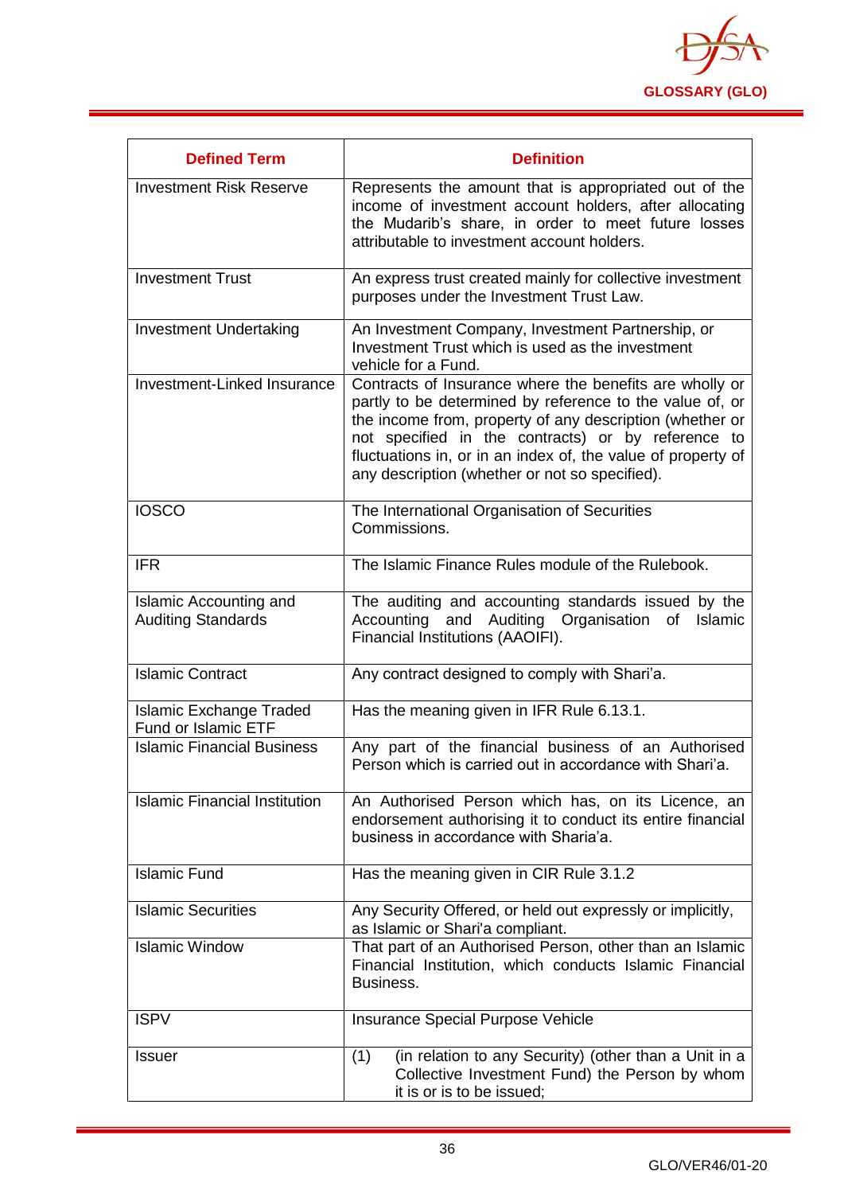| Defined Term | Definition |
|---|---|
| Investment Risk Reserve | Represents the amount that is appropriated out of the income of investment account holders, after allocating the Mudarib's share, in order to meet future losses attributable to investment account holders. |
| Investment Trust | An express trust created mainly for collective investment purposes under the Investment Trust Law. |
| Investment Undertaking | An Investment Company, Investment Partnership, or Investment Trust which is used as the investment vehicle for a Fund. |
| Investment-Linked Insurance | Contracts of Insurance where the benefits are wholly or partly to be determined by reference to the value of, or the income from, property of any description (whether or not specified in the contracts) or by reference to fluctuations in, or in an index of, the value of property of any description (whether or not so specified). |
| IOSCO | The International Organisation of Securities Commissions. |
| IFR | The Islamic Finance Rules module of the Rulebook. |
| Islamic Accounting and Auditing Standards | The auditing and accounting standards issued by the Accounting and Auditing Organisation of Islamic Financial Institutions (AAOIFI). |
| Islamic Contract | Any contract designed to comply with Shari'a. |
| Islamic Exchange Traded Fund or Islamic ETF | Has the meaning given in IFR Rule 6.13.1. |
| Islamic Financial Business | Any part of the financial business of an Authorised Person which is carried out in accordance with Shari'a. |
| Islamic Financial Institution | An Authorised Person which has, on its Licence, an endorsement authorising it to conduct its entire financial business in accordance with Sharia'a. |
| Islamic Fund | Has the meaning given in CIR Rule 3.1.2 |
| Islamic Securities | Any Security Offered, or held out expressly or implicitly, as Islamic or Shari'a compliant. |
| Islamic Window | That part of an Authorised Person, other than an Islamic Financial Institution, which conducts Islamic Financial Business. |
| ISPV | Insurance Special Purpose Vehicle |
| Issuer | (1) (in relation to any Security) (other than a Unit in a Collective Investment Fund) the Person by whom it is or is to be issued; |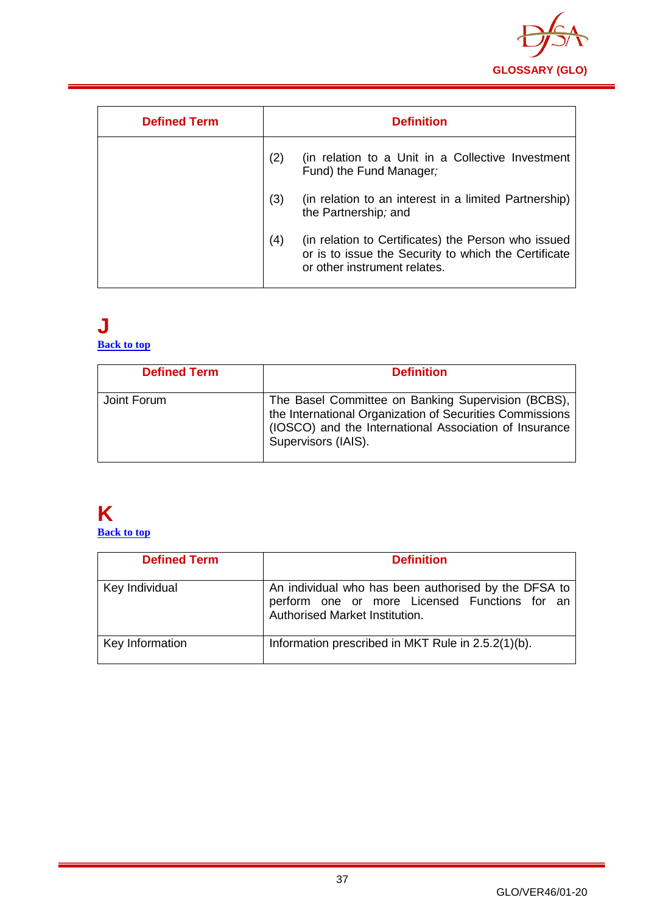| Defined Term | Definition |
|---|---|
| | (2) (in relation to a Unit in a Collective Investment Fund) the Fund Manager; (3) (in relation to an interest in a limited Partnership) the Partnership; and (4) (in relation to Certificates) the Person who issued or is to issue the Security to which the Certificate or other instrument relates. |

# J

Back to top

| Defined Term | Definition |
|---|---|
| Joint Forum | The Basel Committee on Banking Supervision (BCBS), the International Organization of Securities Commissions (IOSCO) and the International Association of Insurance Supervisors (IAIS). |

# K

Back to top

| Defined Term | Definition |
|---|---|
| Key Individual | An individual who has been authorised by the DFSA to perform one or more Licensed Functions for an Authorised Market Institution. |
| Key Information | Information prescribed in MKT Rule in 2.5.2(1)(b). |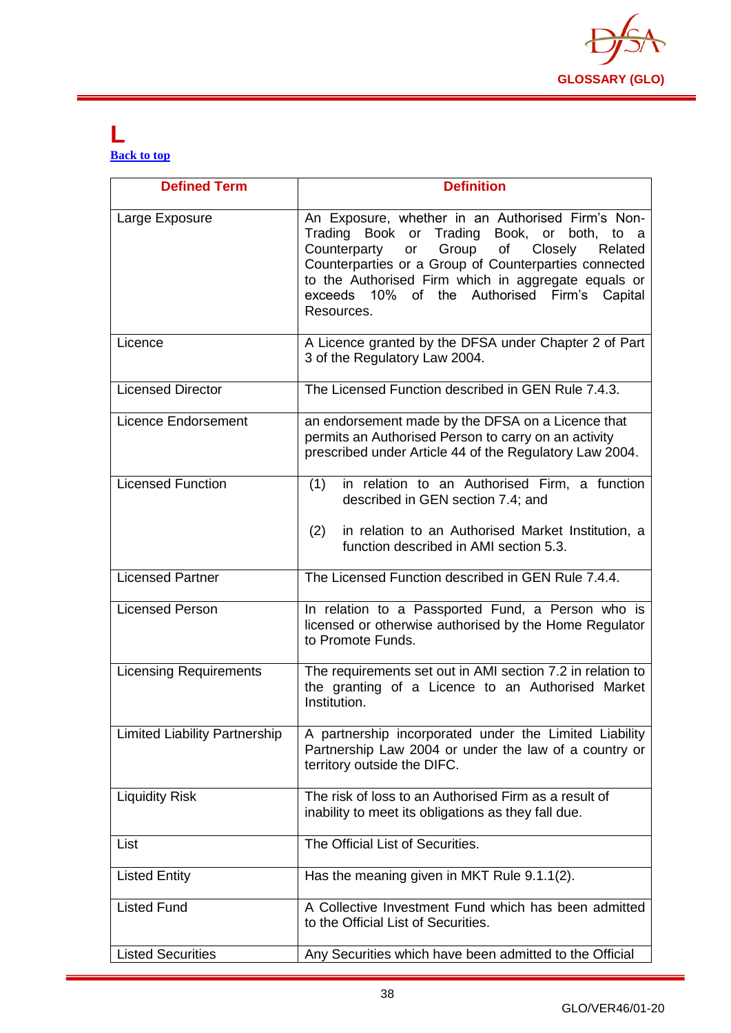# L

Back to top

| Defined Term | Definition |
|---|---|
| Large Exposure | An Exposure, whether in an Authorised Firm's Non-Trading Book or Trading Book, or both, to a Counterparty or Group of Closely Related Counterparties or a Group of Counterparties connected to the Authorised Firm which in aggregate equals or exceeds 10% of the Authorised Firm's Capital Resources. |
| Licence | A Licence granted by the DFSA under Chapter 2 of Part 3 of the Regulatory Law 2004. |
| Licensed Director | The Licensed Function described in GEN Rule 7.4.3. |
| Licence Endorsement | an endorsement made by the DFSA on a Licence that permits an Authorised Person to carry on an activity prescribed under Article 44 of the Regulatory Law 2004. |
| Licensed Function | (1) in relation to an Authorised Firm, a function described in GEN section 7.4; and<br><br>(2) in relation to an Authorised Market Institution, a function described in AMI section 5.3. |
| Licensed Partner | The Licensed Function described in GEN Rule 7.4.4. |
| Licensed Person | In relation to a Passported Fund, a Person who is licensed or otherwise authorised by the Home Regulator to Promote Funds. |
| Licensing Requirements | The requirements set out in AMI section 7.2 in relation to the granting of a Licence to an Authorised Market Institution. |
| Limited Liability Partnership | A partnership incorporated under the Limited Liability Partnership Law 2004 or under the law of a country or territory outside the DIFC. |
| Liquidity Risk | The risk of loss to an Authorised Firm as a result of inability to meet its obligations as they fall due. |
| List | The Official List of Securities. |
| Listed Entity | Has the meaning given in MKT Rule 9.1.1(2). |
| Listed Fund | A Collective Investment Fund which has been admitted to the Official List of Securities. |
| Listed Securities | Any Securities which have been admitted to the Official |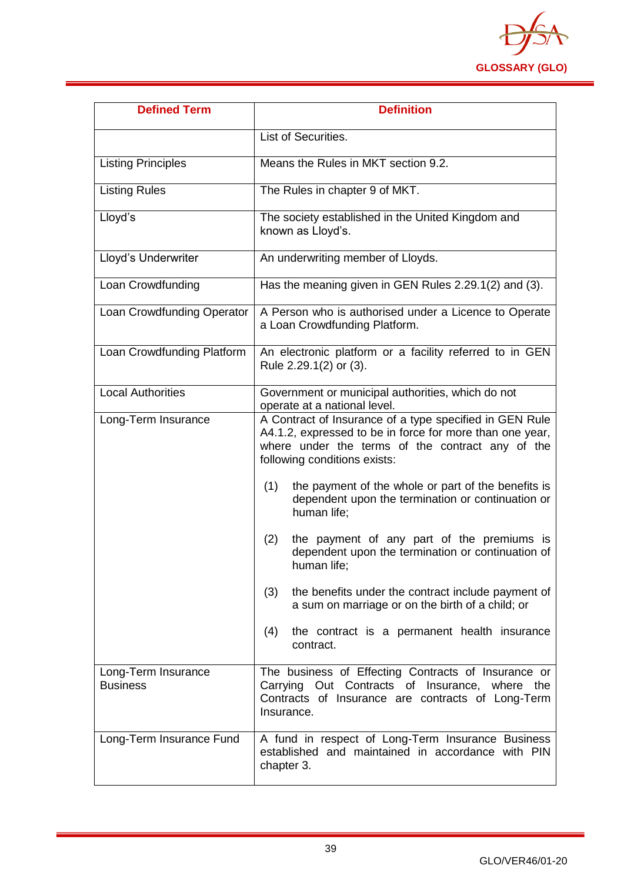| Defined Term | Definition |
|---|---|
| | List of Securities. |
| Listing Principles | Means the Rules in MKT section 9.2. |
| Listing Rules | The Rules in chapter 9 of MKT. |
| Lloyd's | The society established in the United Kingdom and known as Lloyd's. |
| Lloyd's Underwriter | An underwriting member of Lloyds. |
| Loan Crowdfunding | Has the meaning given in GEN Rules 2.29.1(2) and (3). |
| Loan Crowdfunding Operator | A Person who is authorised under a Licence to Operate a Loan Crowdfunding Platform. |
| Loan Crowdfunding Platform | An electronic platform or a facility referred to in GEN Rule 2.29.1(2) or (3). |
| Local Authorities | Government or municipal authorities, which do not operate at a national level. |
| Long-Term Insurance | A Contract of Insurance of a type specified in GEN Rule A4.1.2, expressed to be in force for more than one year, where under the terms of the contract any of the following conditions exists:<br><br>(1) the payment of the whole or part of the benefits is dependent upon the termination or continuation or human life;<br><br>(2) the payment of any part of the premiums is dependent upon the termination or continuation of human life;<br><br>(3) the benefits under the contract include payment of a sum on marriage or on the birth of a child; or<br><br>(4) the contract is a permanent health insurance contract. |
| Long-Term Insurance Business | The business of Effecting Contracts of Insurance or Carrying Out Contracts of Insurance, where the Contracts of Insurance are contracts of Long-Term Insurance. |
| Long-Term Insurance Fund | A fund in respect of Long-Term Insurance Business established and maintained in accordance with PIN chapter 3. |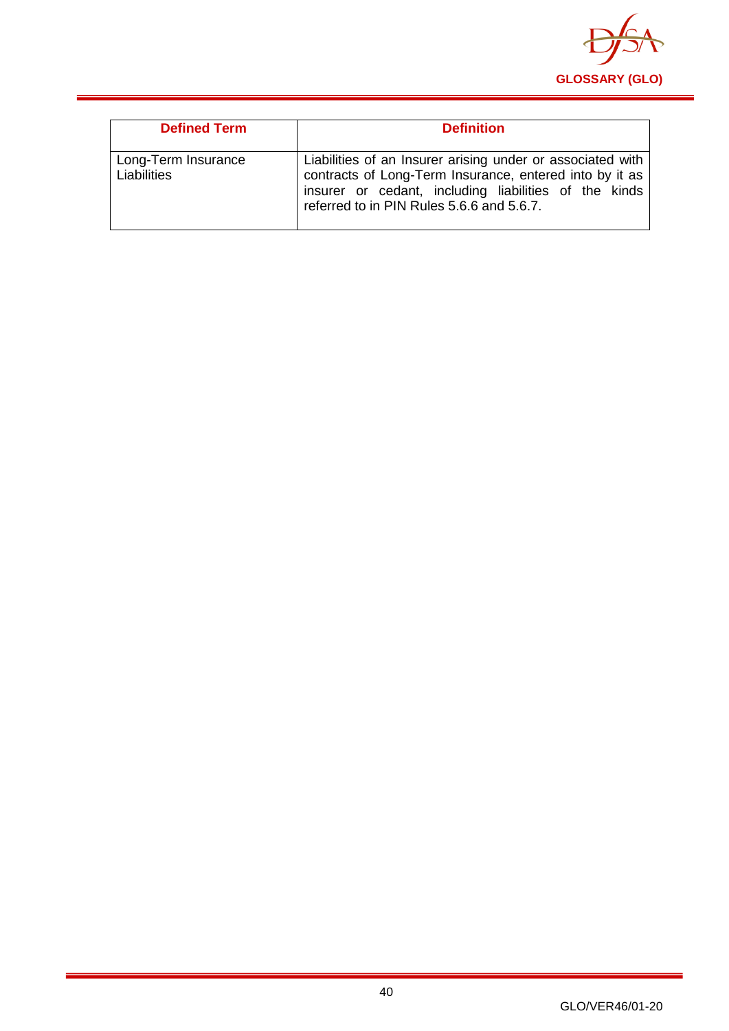| Defined Term | Definition |
|---|---|
| Long-Term Insurance Liabilities | Liabilities of an Insurer arising under or associated with contracts of Long-Term Insurance, entered into by it as insurer or cedant, including liabilities of the kinds referred to in PIN Rules 5.6.6 and 5.6.7. |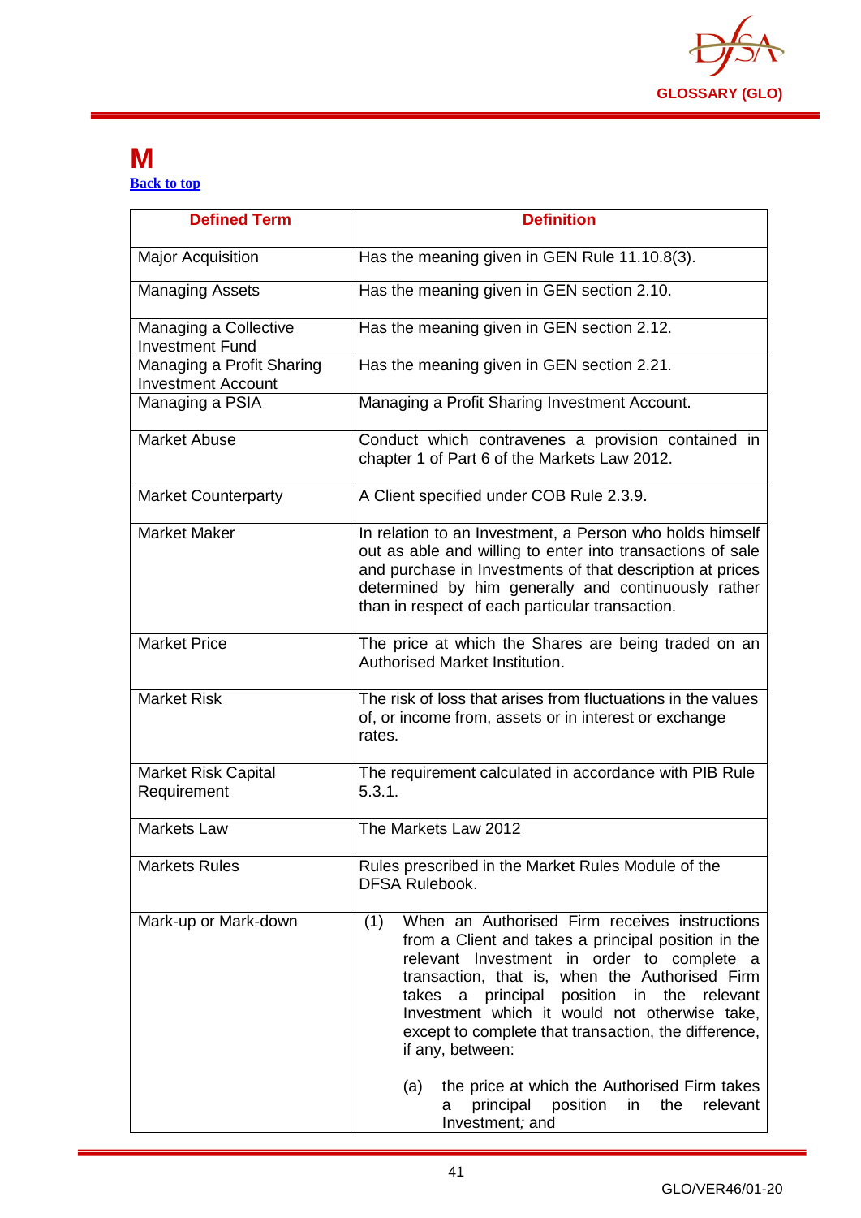# M

[Back to top](#)

| Defined Term | Definition |
|---|---|
| Major Acquisition | Has the meaning given in GEN Rule 11.10.8(3). |
| Managing Assets | Has the meaning given in GEN section 2.10. |
| Managing a Collective Investment Fund | Has the meaning given in GEN section 2.12. |
| Managing a Profit Sharing Investment Account | Has the meaning given in GEN section 2.21. |
| Managing a PSIA | Managing a Profit Sharing Investment Account. |
| Market Abuse | Conduct which contravenes a provision contained in chapter 1 of Part 6 of the Markets Law 2012. |
| Market Counterparty | A Client specified under COB Rule 2.3.9. |
| Market Maker | In relation to an Investment, a Person who holds himself out as able and willing to enter into transactions of sale and purchase in Investments of that description at prices determined by him generally and continuously rather than in respect of each particular transaction. |
| Market Price | The price at which the Shares are being traded on an Authorised Market Institution. |
| Market Risk | The risk of loss that arises from fluctuations in the values of, or income from, assets or in interest or exchange rates. |
| Market Risk Capital Requirement | The requirement calculated in accordance with PIB Rule 5.3.1. |
| Markets Law | The Markets Law 2012 |
| Markets Rules | Rules prescribed in the Market Rules Module of the DFSA Rulebook. |
| Mark-up or Mark-down | (1) When an Authorised Firm receives instructions from a Client and takes a principal position in the relevant Investment in order to complete a transaction, that is, when the Authorised Firm takes a principal position in the relevant Investment which it would not otherwise take, except to complete that transaction, the difference, if any, between:<br><br>(a) the price at which the Authorised Firm takes a principal position in the relevant Investment; and |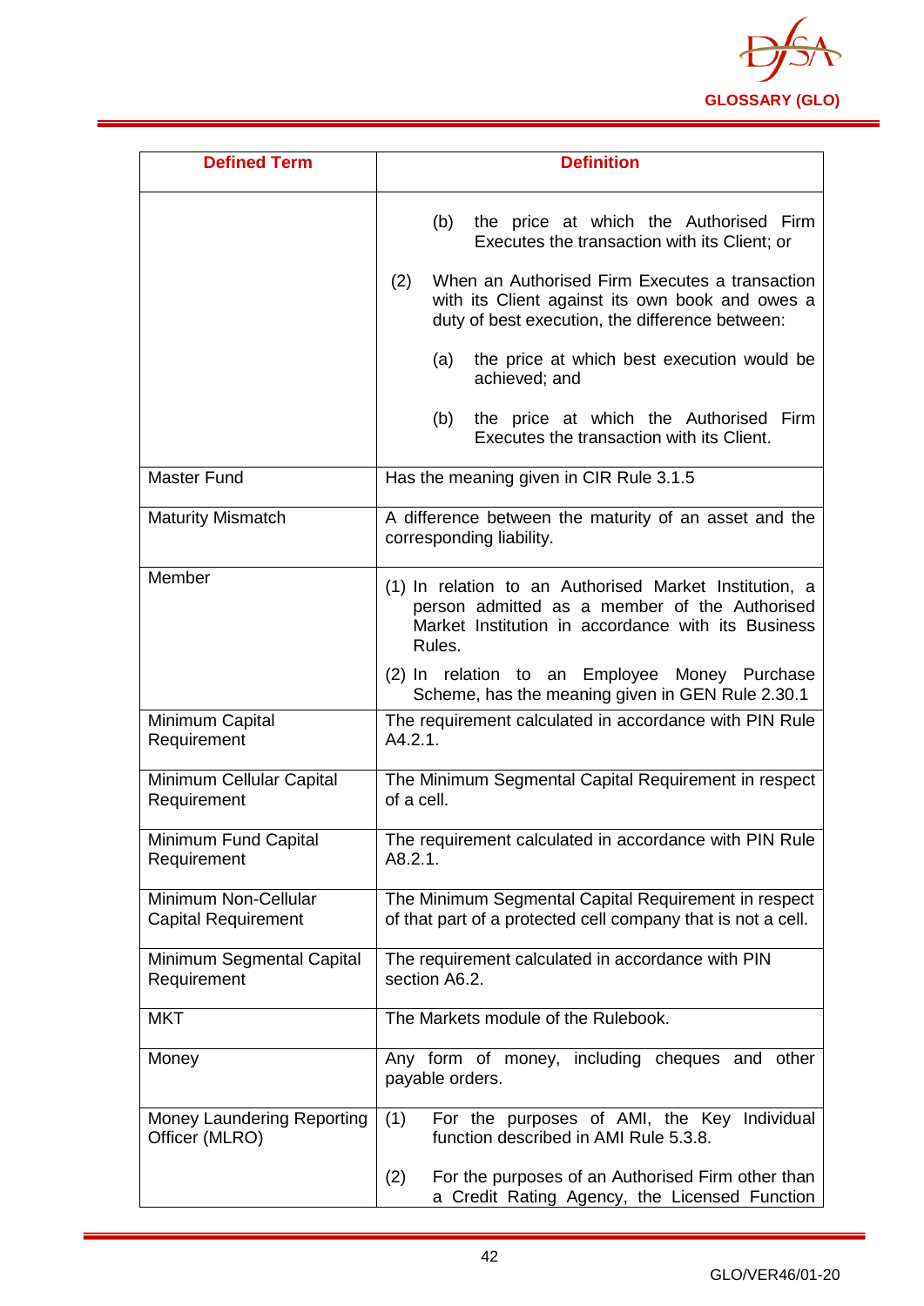| Defined Term | Definition |
|---|---|
| | (b) the price at which the Authorised Firm Executes the transaction with its Client; or<br><br>(2) When an Authorised Firm Executes a transaction with its Client against its own book and owes a duty of best execution, the difference between:<br><br>(a) the price at which best execution would be achieved; and<br><br>(b) the price at which the Authorised Firm Executes the transaction with its Client. |
| Master Fund | Has the meaning given in CIR Rule 3.1.5 |
| Maturity Mismatch | A difference between the maturity of an asset and the corresponding liability. |
| Member | (1) In relation to an Authorised Market Institution, a person admitted as a member of the Authorised Market Institution in accordance with its Business Rules.<br><br>(2) In relation to an Employee Money Purchase Scheme, has the meaning given in GEN Rule 2.30.1 |
| Minimum Capital Requirement | The requirement calculated in accordance with PIN Rule A4.2.1. |
| Minimum Cellular Capital Requirement | The Minimum Segmental Capital Requirement in respect of a cell. |
| Minimum Fund Capital Requirement | The requirement calculated in accordance with PIN Rule A8.2.1. |
| Minimum Non-Cellular Capital Requirement | The Minimum Segmental Capital Requirement in respect of that part of a protected cell company that is not a cell. |
| Minimum Segmental Capital Requirement | The requirement calculated in accordance with PIN section A6.2. |
| MKT | The Markets module of the Rulebook. |
| Money | Any form of money, including cheques and other payable orders. |
| Money Laundering Reporting Officer (MLRO) | (1) For the purposes of AMI, the Key Individual function described in AMI Rule 5.3.8.<br><br>(2) For the purposes of an Authorised Firm other than a Credit Rating Agency, the Licensed Function |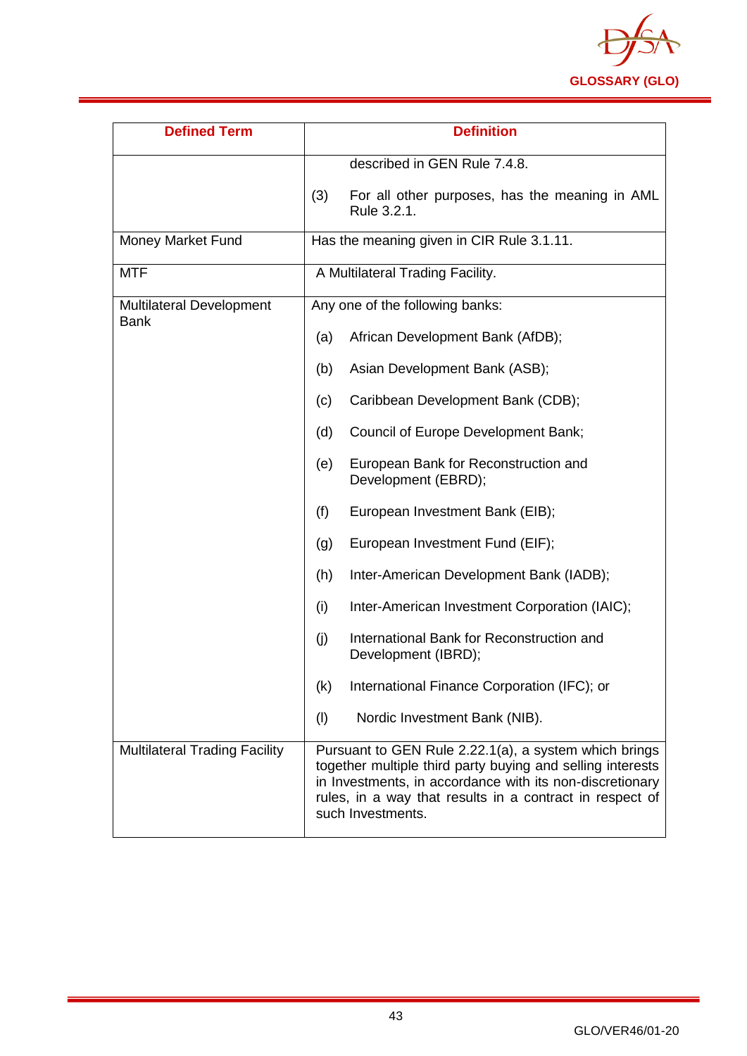| Defined Term | Definition |
|---|---|
| | described in GEN Rule 7.4.8.<br><br>(3) For all other purposes, has the meaning in AML Rule 3.2.1. |
| Money Market Fund | Has the meaning given in CIR Rule 3.1.11. |
| MTF | A Multilateral Trading Facility. |
| Multilateral Development Bank | Any one of the following banks:<br><br>(a) African Development Bank (AfDB);<br><br>(b) Asian Development Bank (ASB);<br><br>(c) Caribbean Development Bank (CDB);<br><br>(d) Council of Europe Development Bank;<br><br>(e) European Bank for Reconstruction and Development (EBRD);<br><br>(f) European Investment Bank (EIB);<br><br>(g) European Investment Fund (EIF);<br><br>(h) Inter-American Development Bank (IADB);<br><br>(i) Inter-American Investment Corporation (IAIC);<br><br>(j) International Bank for Reconstruction and Development (IBRD);<br><br>(k) International Finance Corporation (IFC); or<br><br>(l) Nordic Investment Bank (NIB). |
| Multilateral Trading Facility | Pursuant to GEN Rule 2.22.1(a), a system which brings together multiple third party buying and selling interests in Investments, in accordance with its non-discretionary rules, in a way that results in a contract in respect of such Investments. |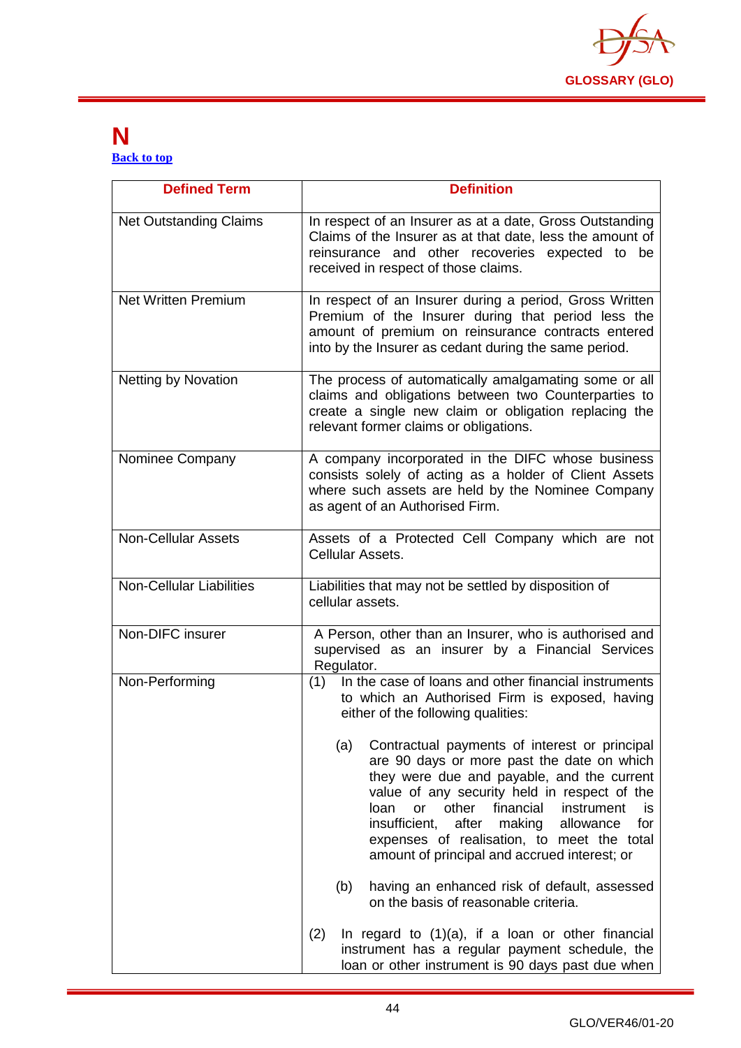# N

[Back to top](#)

| Defined Term | Definition |
|---|---|
| Net Outstanding Claims | In respect of an Insurer as at a date, Gross Outstanding Claims of the Insurer as at that date, less the amount of reinsurance and other recoveries expected to be received in respect of those claims. |
| Net Written Premium | In respect of an Insurer during a period, Gross Written Premium of the Insurer during that period less the amount of premium on reinsurance contracts entered into by the Insurer as cedant during the same period. |
| Netting by Novation | The process of automatically amalgamating some or all claims and obligations between two Counterparties to create a single new claim or obligation replacing the relevant former claims or obligations. |
| Nominee Company | A company incorporated in the DIFC whose business consists solely of acting as a holder of Client Assets where such assets are held by the Nominee Company as agent of an Authorised Firm. |
| Non-Cellular Assets | Assets of a Protected Cell Company which are not Cellular Assets. |
| Non-Cellular Liabilities | Liabilities that may not be settled by disposition of cellular assets. |
| Non-DIFC insurer | A Person, other than an Insurer, who is authorised and supervised as an insurer by a Financial Services Regulator. |
| Non-Performing | (1) In the case of loans and other financial instruments to which an Authorised Firm is exposed, having either of the following qualities:<br><br>(a) Contractual payments of interest or principal are 90 days or more past the date on which they were due and payable, and the current value of any security held in respect of the loan or other financial instrument is insufficient, after making allowance for expenses of realisation, to meet the total amount of principal and accrued interest; or<br><br>(b) having an enhanced risk of default, assessed on the basis of reasonable criteria.<br><br>(2) In regard to (1)(a), if a loan or other financial instrument has a regular payment schedule, the loan or other instrument is 90 days past due when |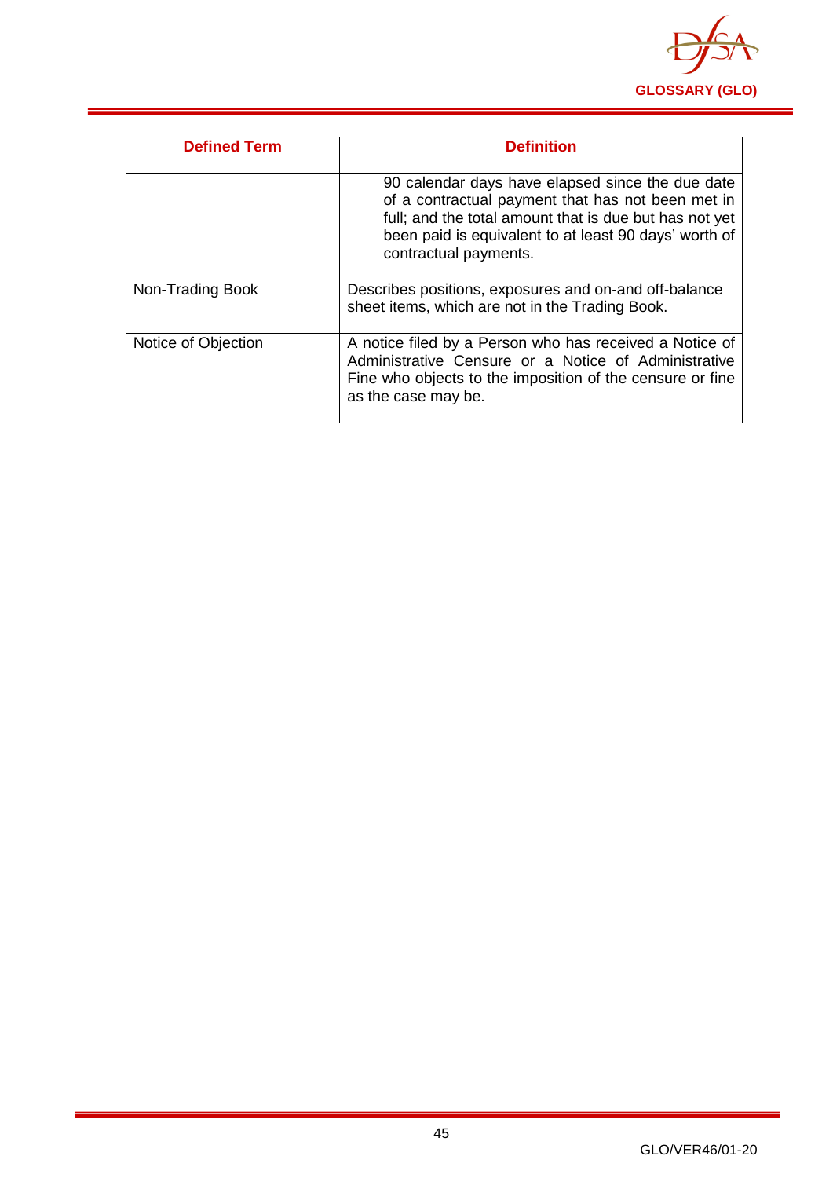| Defined Term | Definition |
| --- | --- |
| | 90 calendar days have elapsed since the due date of a contractual payment that has not been met in full; and the total amount that is due but has not yet been paid is equivalent to at least 90 days' worth of contractual payments. |
| Non-Trading Book | Describes positions, exposures and on-and off-balance sheet items, which are not in the Trading Book. |
| Notice of Objection | A notice filed by a Person who has received a Notice of Administrative Censure or a Notice of Administrative Fine who objects to the imposition of the censure or fine as the case may be. |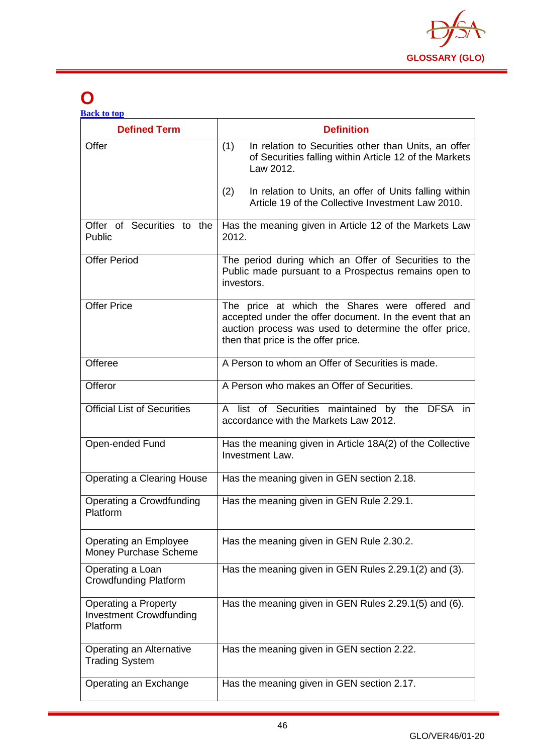# O

[Back to top]

| Defined Term | Definition |
|---|---|
| Offer | (1) In relation to Securities other than Units, an offer of Securities falling within Article 12 of the Markets Law 2012.<br><br>(2) In relation to Units, an offer of Units falling within Article 19 of the Collective Investment Law 2010. |
| Offer of Securities to the Public | Has the meaning given in Article 12 of the Markets Law 2012. |
| Offer Period | The period during which an Offer of Securities to the Public made pursuant to a Prospectus remains open to investors. |
| Offer Price | The price at which the Shares were offered and accepted under the offer document. In the event that an auction process was used to determine the offer price, then that price is the offer price. |
| Offeree | A Person to whom an Offer of Securities is made. |
| Offeror | A Person who makes an Offer of Securities. |
| Official List of Securities | A list of Securities maintained by the DFSA in accordance with the Markets Law 2012. |
| Open-ended Fund | Has the meaning given in Article 18A(2) of the Collective Investment Law. |
| Operating a Clearing House | Has the meaning given in GEN section 2.18. |
| Operating a Crowdfunding Platform | Has the meaning given in GEN Rule 2.29.1. |
| Operating an Employee Money Purchase Scheme | Has the meaning given in GEN Rule 2.30.2. |
| Operating a Loan Crowdfunding Platform | Has the meaning given in GEN Rules 2.29.1(2) and (3). |
| Operating a Property Investment Crowdfunding Platform | Has the meaning given in GEN Rules 2.29.1(5) and (6). |
| Operating an Alternative Trading System | Has the meaning given in GEN section 2.22. |
| Operating an Exchange | Has the meaning given in GEN section 2.17. |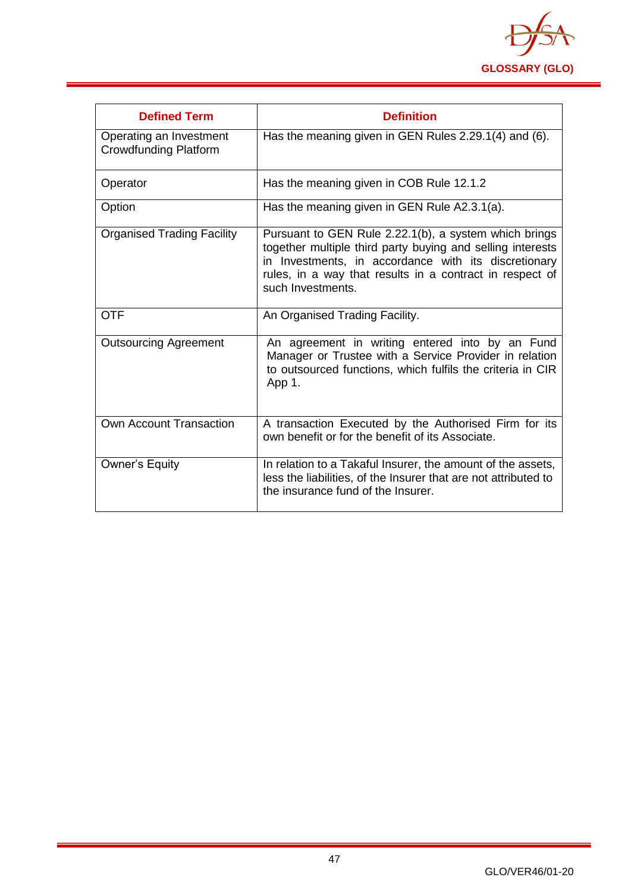| Defined Term | Definition |
|---|---|
| Operating an Investment Crowdfunding Platform | Has the meaning given in GEN Rules 2.29.1(4) and (6). |
| Operator | Has the meaning given in COB Rule 12.1.2 |
| Option | Has the meaning given in GEN Rule A2.3.1(a). |
| Organised Trading Facility | Pursuant to GEN Rule 2.22.1(b), a system which brings together multiple third party buying and selling interests in Investments, in accordance with its discretionary rules, in a way that results in a contract in respect of such Investments. |
| OTF | An Organised Trading Facility. |
| Outsourcing Agreement | An agreement in writing entered into by an Fund Manager or Trustee with a Service Provider in relation to outsourced functions, which fulfils the criteria in CIR App 1. |
| Own Account Transaction | A transaction Executed by the Authorised Firm for its own benefit or for the benefit of its Associate. |
| Owner's Equity | In relation to a Takaful Insurer, the amount of the assets, less the liabilities, of the Insurer that are not attributed to the insurance fund of the Insurer. |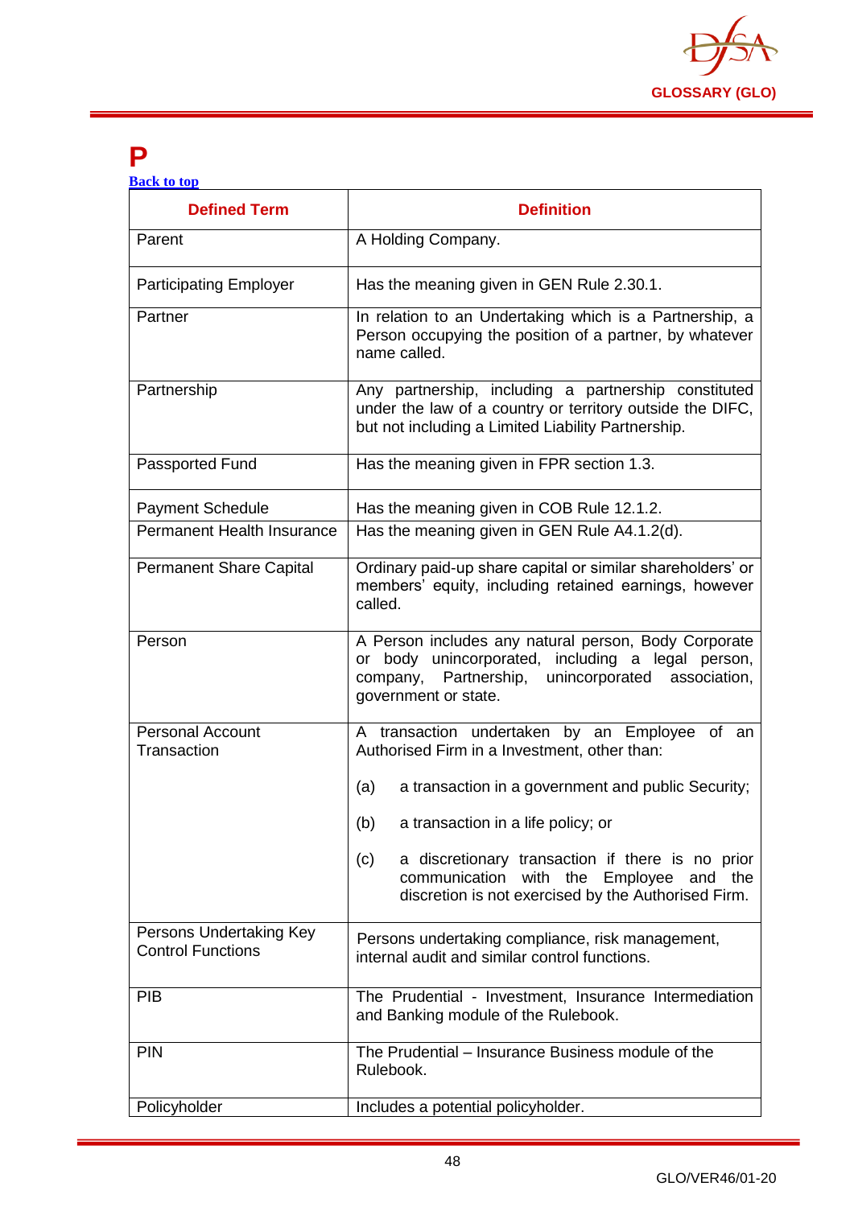# P

[Back to top]

| Defined Term | Definition |
|---|---|
| Parent | A Holding Company. |
| Participating Employer | Has the meaning given in GEN Rule 2.30.1. |
| Partner | In relation to an Undertaking which is a Partnership, a Person occupying the position of a partner, by whatever name called. |
| Partnership | Any partnership, including a partnership constituted under the law of a country or territory outside the DIFC, but not including a Limited Liability Partnership. |
| Passported Fund | Has the meaning given in FPR section 1.3. |
| Payment Schedule | Has the meaning given in COB Rule 12.1.2. |
| Permanent Health Insurance | Has the meaning given in GEN Rule A4.1.2(d). |
| Permanent Share Capital | Ordinary paid-up share capital or similar shareholders' or members' equity, including retained earnings, however called. |
| Person | A Person includes any natural person, Body Corporate or body unincorporated, including a legal person, company, Partnership, unincorporated association, government or state. |
| Personal Account Transaction | A transaction undertaken by an Employee of an Authorised Firm in a Investment, other than:<br><br>(a) a transaction in a government and public Security;<br><br>(b) a transaction in a life policy; or<br><br>(c) a discretionary transaction if there is no prior communication with the Employee and the discretion is not exercised by the Authorised Firm. |
| Persons Undertaking Key Control Functions | Persons undertaking compliance, risk management, internal audit and similar control functions. |
| PIB | The Prudential - Investment, Insurance Intermediation and Banking module of the Rulebook. |
| PIN | The Prudential – Insurance Business module of the Rulebook. |
| Policyholder | Includes a potential policyholder. |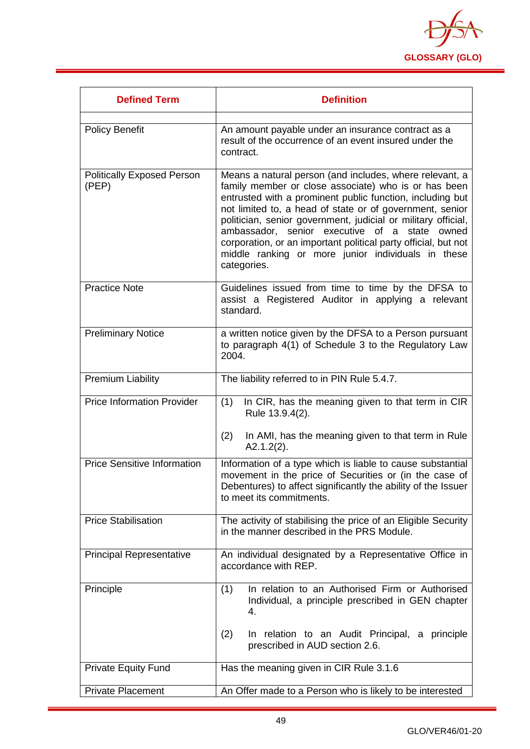| Defined Term | Definition |
|---|---|
| | |
| Policy Benefit | An amount payable under an insurance contract as a result of the occurrence of an event insured under the contract. |
| Politically Exposed Person (PEP) | Means a natural person (and includes, where relevant, a family member or close associate) who is or has been entrusted with a prominent public function, including but not limited to, a head of state or of government, senior politician, senior government, judicial or military official, ambassador, senior executive of a state owned corporation, or an important political party official, but not middle ranking or more junior individuals in these categories. |
| Practice Note | Guidelines issued from time to time by the DFSA to assist a Registered Auditor in applying a relevant standard. |
| Preliminary Notice | a written notice given by the DFSA to a Person pursuant to paragraph 4(1) of Schedule 3 to the Regulatory Law 2004. |
| Premium Liability | The liability referred to in PIN Rule 5.4.7. |
| Price Information Provider | (1) In CIR, has the meaning given to that term in CIR Rule 13.9.4(2).<br><br>(2) In AMI, has the meaning given to that term in Rule A2.1.2(2). |
| Price Sensitive Information | Information of a type which is liable to cause substantial movement in the price of Securities or (in the case of Debentures) to affect significantly the ability of the Issuer to meet its commitments. |
| Price Stabilisation | The activity of stabilising the price of an Eligible Security in the manner described in the PRS Module. |
| Principal Representative | An individual designated by a Representative Office in accordance with REP. |
| Principle | (1) In relation to an Authorised Firm or Authorised Individual, a principle prescribed in GEN chapter 4.<br><br>(2) In relation to an Audit Principal, a principle prescribed in AUD section 2.6. |
| Private Equity Fund | Has the meaning given in CIR Rule 3.1.6 |
| Private Placement | An Offer made to a Person who is likely to be interested |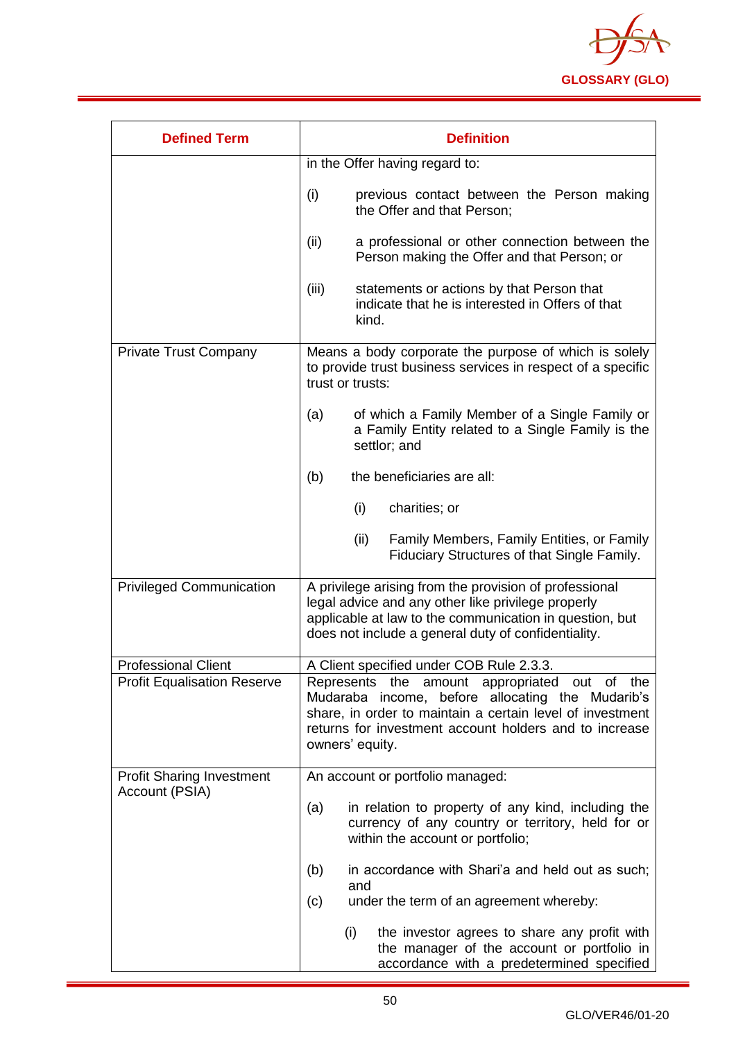| Defined Term | Definition |
|---|---|
| | in the Offer having regard to:<br><br>(i) previous contact between the Person making the Offer and that Person;<br><br>(ii) a professional or other connection between the Person making the Offer and that Person; or<br><br>(iii) statements or actions by that Person that indicate that he is interested in Offers of that kind. |
| Private Trust Company | Means a body corporate the purpose of which is solely to provide trust business services in respect of a specific trust or trusts:<br><br>(a) of which a Family Member of a Single Family or a Family Entity related to a Single Family is the settlor; and<br><br>(b) the beneficiaries are all:<br><br>(i) charities; or<br><br>(ii) Family Members, Family Entities, or Family Fiduciary Structures of that Single Family. |
| Privileged Communication | A privilege arising from the provision of professional legal advice and any other like privilege properly applicable at law to the communication in question, but does not include a general duty of confidentiality. |
| Professional Client | A Client specified under COB Rule 2.3.3. |
| Profit Equalisation Reserve | Represents the amount appropriated out of the Mudaraba income, before allocating the Mudarib's share, in order to maintain a certain level of investment returns for investment account holders and to increase owners' equity. |
| Profit Sharing Investment Account (PSIA) | An account or portfolio managed:<br><br>(a) in relation to property of any kind, including the currency of any country or territory, held for or within the account or portfolio;<br><br>(b) in accordance with Shari'a and held out as such; and<br>(c) under the term of an agreement whereby:<br><br>(i) the investor agrees to share any profit with the manager of the account or portfolio in accordance with a predetermined specified |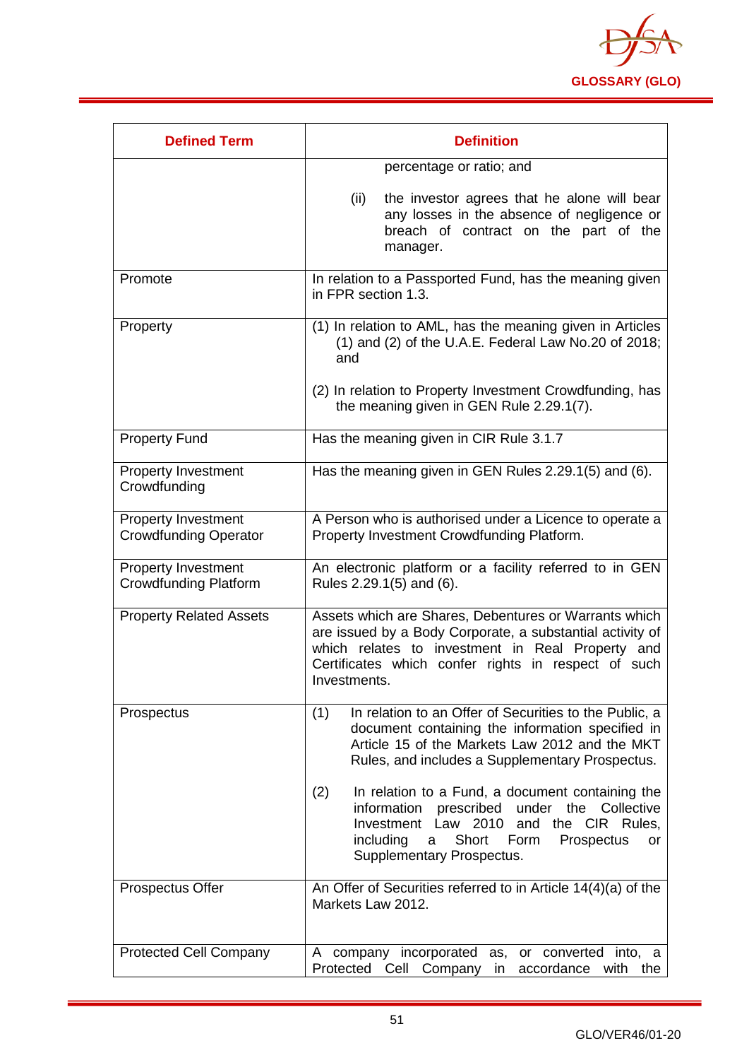| Defined Term | Definition |
|---|---|
| | percentage or ratio; and<br><br>(ii) the investor agrees that he alone will bear any losses in the absence of negligence or breach of contract on the part of the manager. |
| Promote | In relation to a Passported Fund, has the meaning given in FPR section 1.3. |
| Property | (1) In relation to AML, has the meaning given in Articles (1) and (2) of the U.A.E. Federal Law No.20 of 2018; and<br><br>(2) In relation to Property Investment Crowdfunding, has the meaning given in GEN Rule 2.29.1(7). |
| Property Fund | Has the meaning given in CIR Rule 3.1.7 |
| Property Investment Crowdfunding | Has the meaning given in GEN Rules 2.29.1(5) and (6). |
| Property Investment Crowdfunding Operator | A Person who is authorised under a Licence to operate a Property Investment Crowdfunding Platform. |
| Property Investment Crowdfunding Platform | An electronic platform or a facility referred to in GEN Rules 2.29.1(5) and (6). |
| Property Related Assets | Assets which are Shares, Debentures or Warrants which are issued by a Body Corporate, a substantial activity of which relates to investment in Real Property and Certificates which confer rights in respect of such Investments. |
| Prospectus | (1) In relation to an Offer of Securities to the Public, a document containing the information specified in Article 15 of the Markets Law 2012 and the MKT Rules, and includes a Supplementary Prospectus.<br><br>(2) In relation to a Fund, a document containing the information prescribed under the Collective Investment Law 2010 and the CIR Rules, including a Short Form Prospectus or Supplementary Prospectus. |
| Prospectus Offer | An Offer of Securities referred to in Article 14(4)(a) of the Markets Law 2012. |
| Protected Cell Company | A company incorporated as, or converted into, a Protected Cell Company in accordance with the |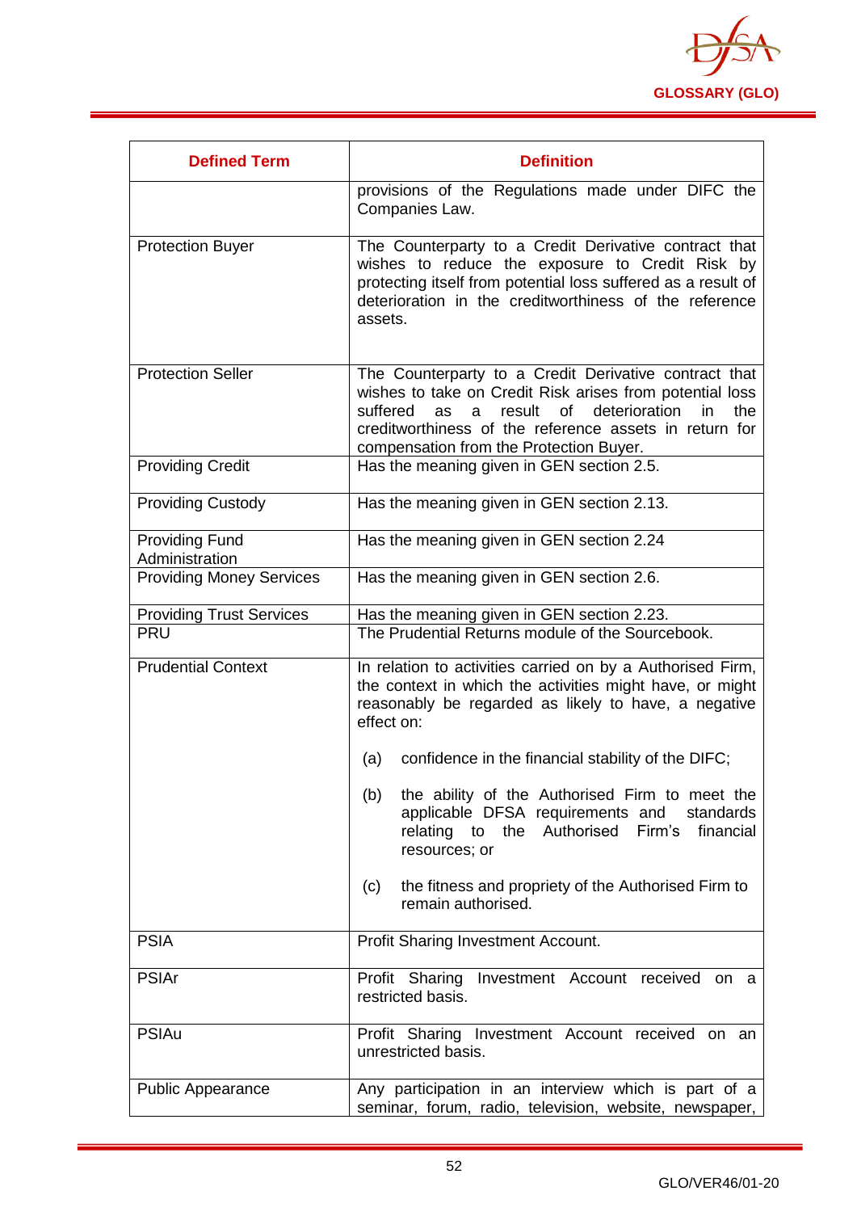| Defined Term | Definition |
|---|---|
| | provisions of the Regulations made under DIFC the Companies Law. |
| Protection Buyer | The Counterparty to a Credit Derivative contract that wishes to reduce the exposure to Credit Risk by protecting itself from potential loss suffered as a result of deterioration in the creditworthiness of the reference assets. |
| Protection Seller | The Counterparty to a Credit Derivative contract that wishes to take on Credit Risk arises from potential loss suffered as a result of deterioration in the creditworthiness of the reference assets in return for compensation from the Protection Buyer. |
| Providing Credit | Has the meaning given in GEN section 2.5. |
| Providing Custody | Has the meaning given in GEN section 2.13. |
| Providing Fund Administration | Has the meaning given in GEN section 2.24 |
| Providing Money Services | Has the meaning given in GEN section 2.6. |
| Providing Trust Services | Has the meaning given in GEN section 2.23. |
| PRU | The Prudential Returns module of the Sourcebook. |
| Prudential Context | In relation to activities carried on by a Authorised Firm, the context in which the activities might have, or might reasonably be regarded as likely to have, a negative effect on:<br><br>(a) confidence in the financial stability of the DIFC;<br><br>(b) the ability of the Authorised Firm to meet the applicable DFSA requirements and standards relating to the Authorised Firm's financial resources; or<br><br>(c) the fitness and propriety of the Authorised Firm to remain authorised. |
| PSIA | Profit Sharing Investment Account. |
| PSIAr | Profit Sharing Investment Account received on a restricted basis. |
| PSIAu | Profit Sharing Investment Account received on an unrestricted basis. |
| Public Appearance | Any participation in an interview which is part of a seminar, forum, radio, television, website, newspaper, |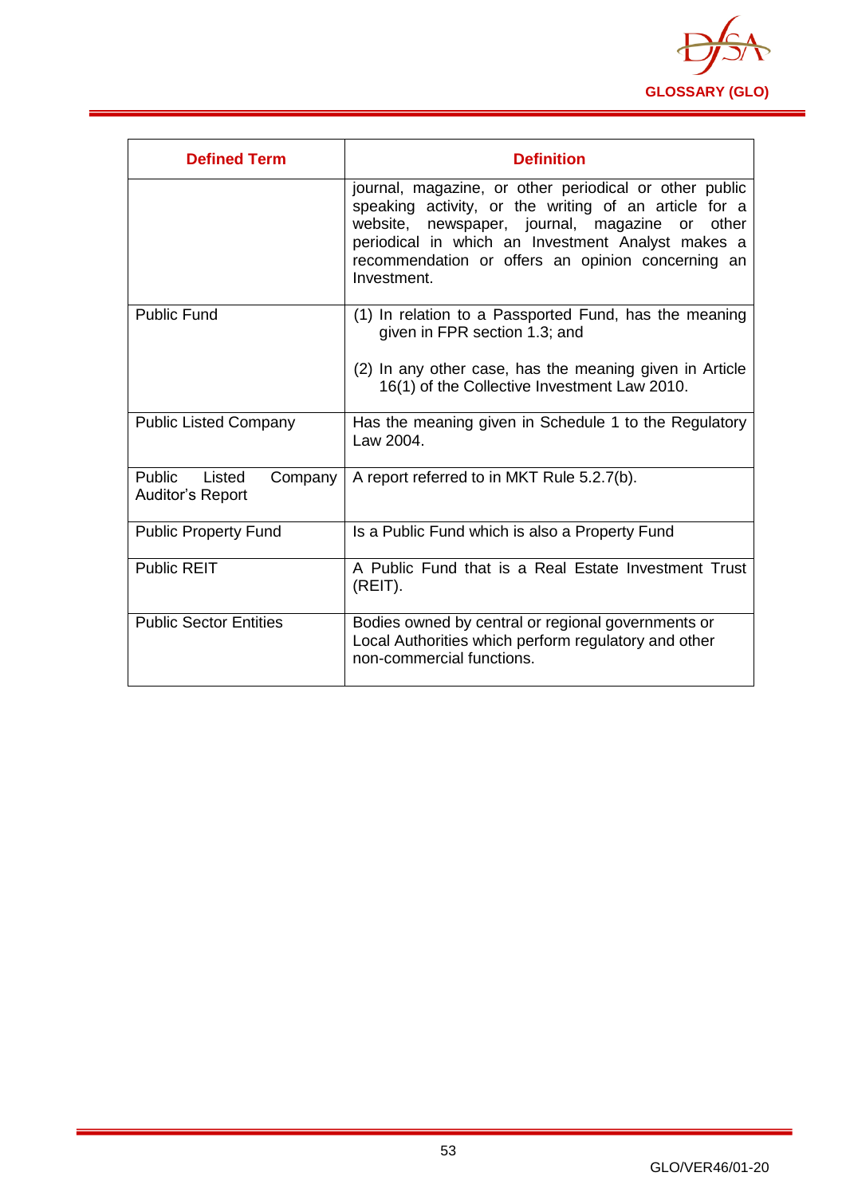| Defined Term | Definition |
|---|---|
| | journal, magazine, or other periodical or other public speaking activity, or the writing of an article for a website, newspaper, journal, magazine or other periodical in which an Investment Analyst makes a recommendation or offers an opinion concerning an Investment. |
| Public Fund | (1) In relation to a Passported Fund, has the meaning given in FPR section 1.3; and<br><br>(2) In any other case, has the meaning given in Article 16(1) of the Collective Investment Law 2010. |
| Public Listed Company | Has the meaning given in Schedule 1 to the Regulatory Law 2004. |
| Public Listed Company Auditor's Report | A report referred to in MKT Rule 5.2.7(b). |
| Public Property Fund | Is a Public Fund which is also a Property Fund |
| Public REIT | A Public Fund that is a Real Estate Investment Trust (REIT). |
| Public Sector Entities | Bodies owned by central or regional governments or Local Authorities which perform regulatory and other non-commercial functions. |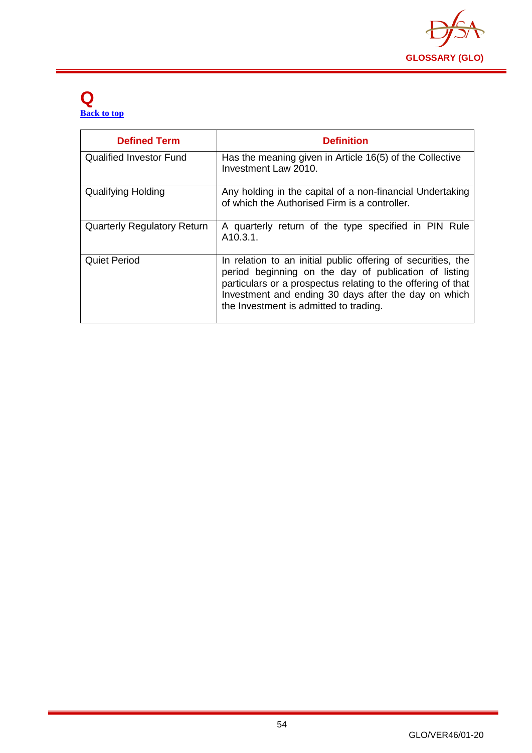# Q

[Back to top]

| Defined Term | Definition |
|---|---|
| Qualified Investor Fund | Has the meaning given in Article 16(5) of the Collective Investment Law 2010. |
| Qualifying Holding | Any holding in the capital of a non-financial Undertaking of which the Authorised Firm is a controller. |
| Quarterly Regulatory Return | A quarterly return of the type specified in PIN Rule A10.3.1. |
| Quiet Period | In relation to an initial public offering of securities, the period beginning on the day of publication of listing particulars or a prospectus relating to the offering of that Investment and ending 30 days after the day on which the Investment is admitted to trading. |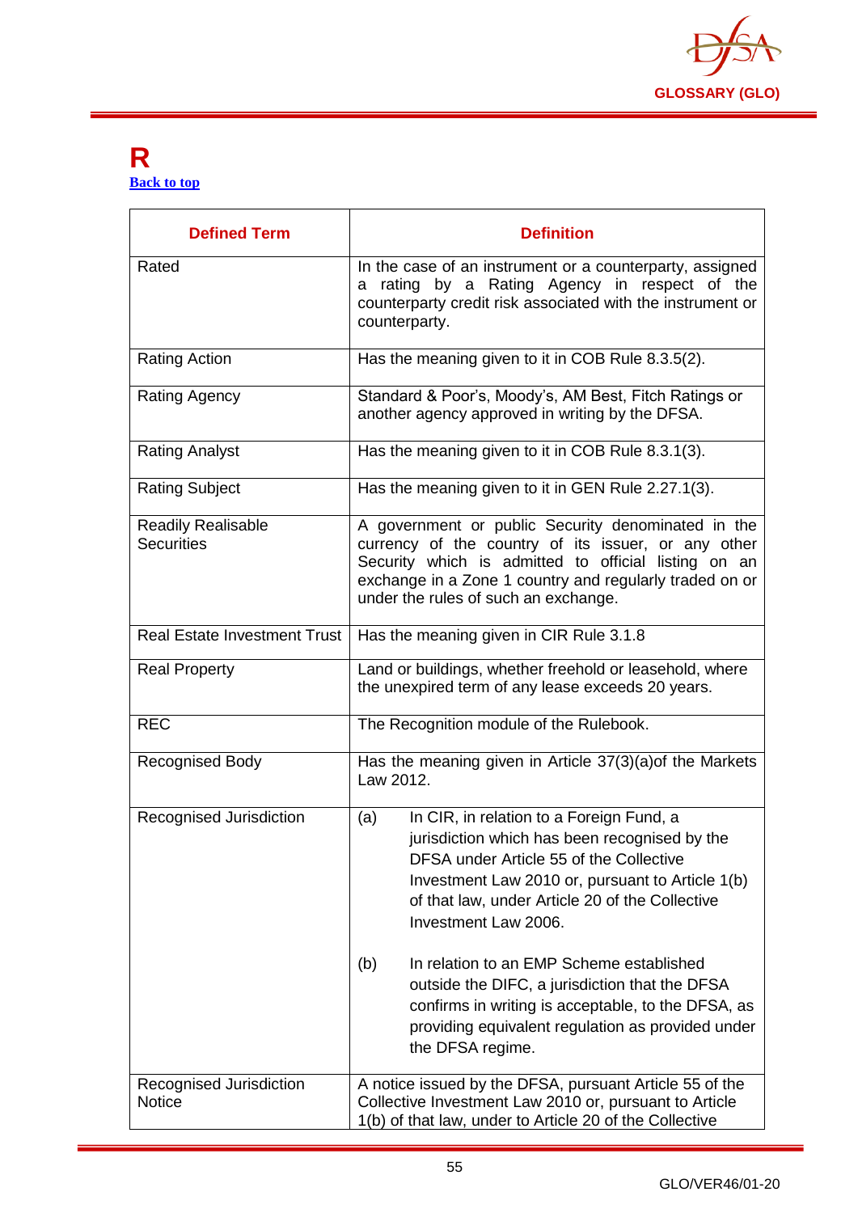# R

[Back to top](#)

| Defined Term | Definition |
|---|---|
| Rated | In the case of an instrument or a counterparty, assigned a rating by a Rating Agency in respect of the counterparty credit risk associated with the instrument or counterparty. |
| Rating Action | Has the meaning given to it in COB Rule 8.3.5(2). |
| Rating Agency | Standard & Poor's, Moody's, AM Best, Fitch Ratings or another agency approved in writing by the DFSA. |
| Rating Analyst | Has the meaning given to it in COB Rule 8.3.1(3). |
| Rating Subject | Has the meaning given to it in GEN Rule 2.27.1(3). |
| Readily Realisable Securities | A government or public Security denominated in the currency of the country of its issuer, or any other Security which is admitted to official listing on an exchange in a Zone 1 country and regularly traded on or under the rules of such an exchange. |
| Real Estate Investment Trust | Has the meaning given in CIR Rule 3.1.8 |
| Real Property | Land or buildings, whether freehold or leasehold, where the unexpired term of any lease exceeds 20 years. |
| REC | The Recognition module of the Rulebook. |
| Recognised Body | Has the meaning given in Article 37(3)(a)of the Markets Law 2012. |
| Recognised Jurisdiction | (a) In CIR, in relation to a Foreign Fund, a jurisdiction which has been recognised by the DFSA under Article 55 of the Collective Investment Law 2010 or, pursuant to Article 1(b) of that law, under Article 20 of the Collective Investment Law 2006.<br><br>(b) In relation to an EMP Scheme established outside the DIFC, a jurisdiction that the DFSA confirms in writing is acceptable, to the DFSA, as providing equivalent regulation as provided under the DFSA regime. |
| Recognised Jurisdiction Notice | A notice issued by the DFSA, pursuant Article 55 of the Collective Investment Law 2010 or, pursuant to Article 1(b) of that law, under to Article 20 of the Collective |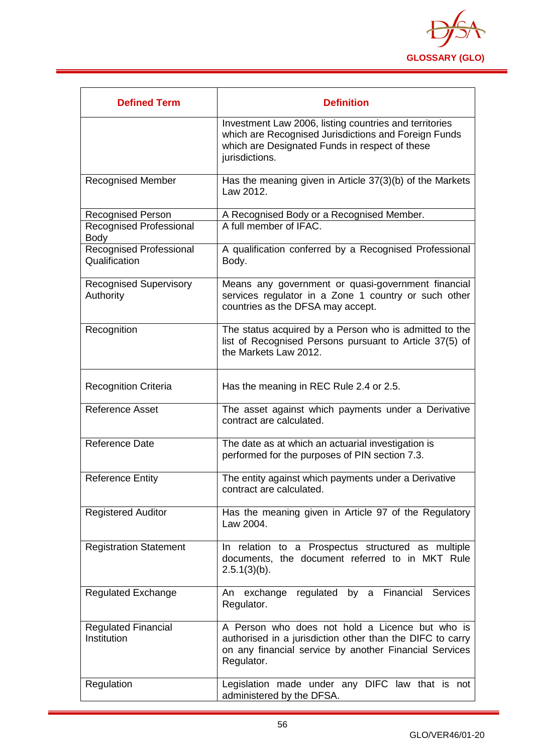| Defined Term | Definition |
|---|---|
| | Investment Law 2006, listing countries and territories which are Recognised Jurisdictions and Foreign Funds which are Designated Funds in respect of these jurisdictions. |
| Recognised Member | Has the meaning given in Article 37(3)(b) of the Markets Law 2012. |
| Recognised Person | A Recognised Body or a Recognised Member. |
| Recognised Professional Body | A full member of IFAC. |
| Recognised Professional Qualification | A qualification conferred by a Recognised Professional Body. |
| Recognised Supervisory Authority | Means any government or quasi-government financial services regulator in a Zone 1 country or such other countries as the DFSA may accept. |
| Recognition | The status acquired by a Person who is admitted to the list of Recognised Persons pursuant to Article 37(5) of the Markets Law 2012. |
| Recognition Criteria | Has the meaning in REC Rule 2.4 or 2.5. |
| Reference Asset | The asset against which payments under a Derivative contract are calculated. |
| Reference Date | The date as at which an actuarial investigation is performed for the purposes of PIN section 7.3. |
| Reference Entity | The entity against which payments under a Derivative contract are calculated. |
| Registered Auditor | Has the meaning given in Article 97 of the Regulatory Law 2004. |
| Registration Statement | In relation to a Prospectus structured as multiple documents, the document referred to in MKT Rule 2.5.1(3)(b). |
| Regulated Exchange | An exchange regulated by a Financial Services Regulator. |
| Regulated Financial Institution | A Person who does not hold a Licence but who is authorised in a jurisdiction other than the DIFC to carry on any financial service by another Financial Services Regulator. |
| Regulation | Legislation made under any DIFC law that is not administered by the DFSA. |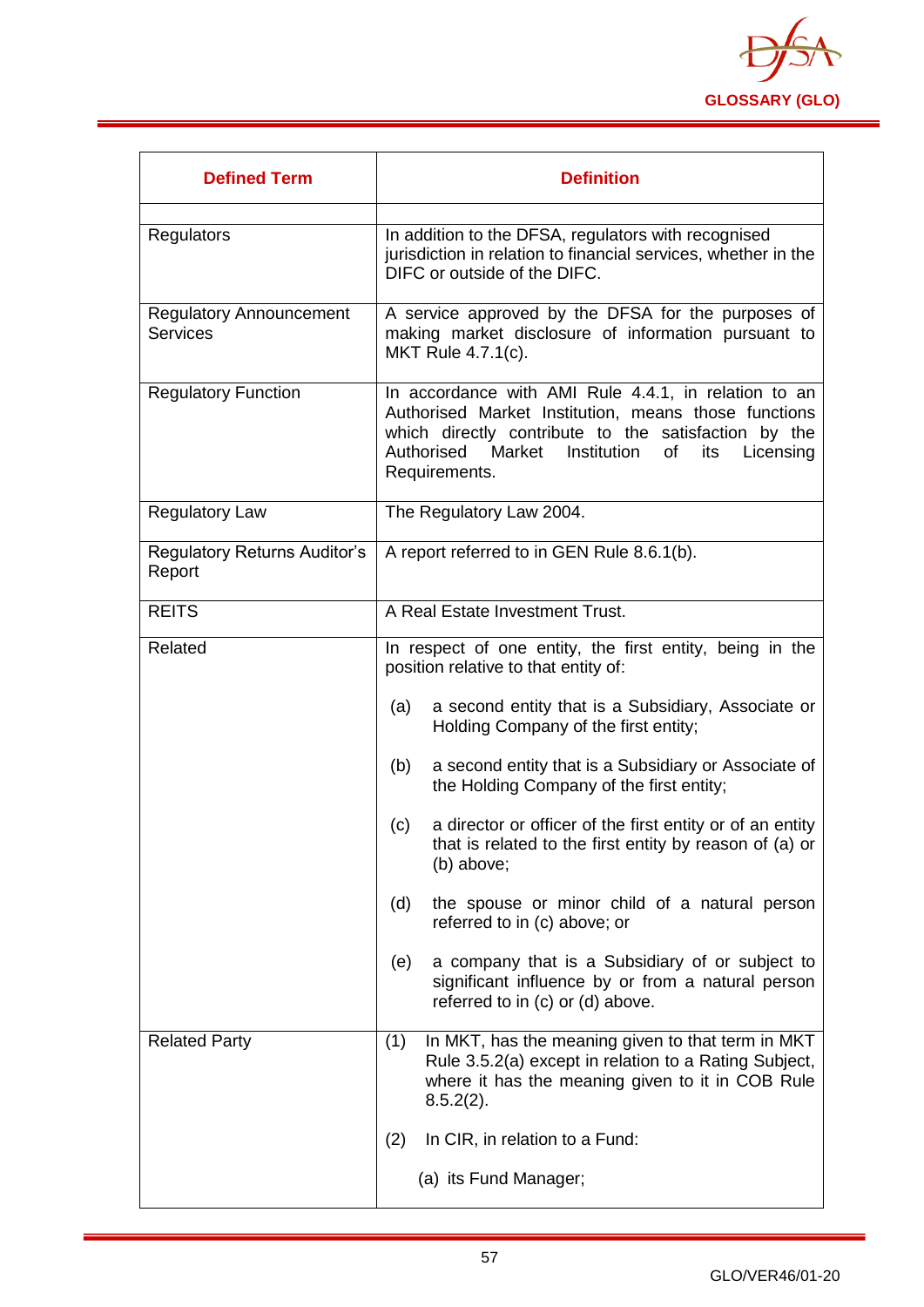| Defined Term | Definition |
|---|---|
| | |
| Regulators | In addition to the DFSA, regulators with recognised jurisdiction in relation to financial services, whether in the DIFC or outside of the DIFC. |
| Regulatory Announcement Services | A service approved by the DFSA for the purposes of making market disclosure of information pursuant to MKT Rule 4.7.1(c). |
| Regulatory Function | In accordance with AMI Rule 4.4.1, in relation to an Authorised Market Institution, means those functions which directly contribute to the satisfaction by the Authorised Market Institution of its Licensing Requirements. |
| Regulatory Law | The Regulatory Law 2004. |
| Regulatory Returns Auditor's Report | A report referred to in GEN Rule 8.6.1(b). |
| REITS | A Real Estate Investment Trust. |
| Related | In respect of one entity, the first entity, being in the position relative to that entity of:<br><br>(a) a second entity that is a Subsidiary, Associate or Holding Company of the first entity;<br><br>(b) a second entity that is a Subsidiary or Associate of the Holding Company of the first entity;<br><br>(c) a director or officer of the first entity or of an entity that is related to the first entity by reason of (a) or (b) above;<br><br>(d) the spouse or minor child of a natural person referred to in (c) above; or<br><br>(e) a company that is a Subsidiary of or subject to significant influence by or from a natural person referred to in (c) or (d) above. |
| Related Party | (1) In MKT, has the meaning given to that term in MKT Rule 3.5.2(a) except in relation to a Rating Subject, where it has the meaning given to it in COB Rule 8.5.2(2).<br><br>(2) In CIR, in relation to a Fund:<br><br>(a) its Fund Manager; |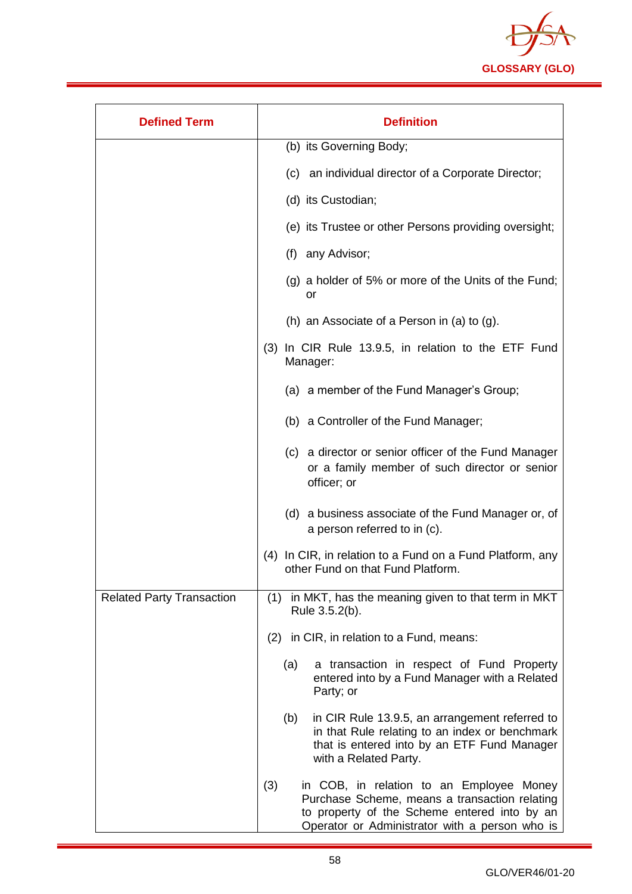| Defined Term | Definition |
|---|---|
| | (b) its Governing Body;<br><br>(c) an individual director of a Corporate Director;<br><br>(d) its Custodian;<br><br>(e) its Trustee or other Persons providing oversight;<br><br>(f) any Advisor;<br><br>(g) a holder of 5% or more of the Units of the Fund; or<br><br>(h) an Associate of a Person in (a) to (g).<br><br>(3) In CIR Rule 13.9.5, in relation to the ETF Fund Manager:<br><br>(a) a member of the Fund Manager's Group;<br><br>(b) a Controller of the Fund Manager;<br><br>(c) a director or senior officer of the Fund Manager or a family member of such director or senior officer; or<br><br>(d) a business associate of the Fund Manager or, of a person referred to in (c).<br><br>(4) In CIR, in relation to a Fund on a Fund Platform, any other Fund on that Fund Platform. |
| Related Party Transaction | (1) in MKT, has the meaning given to that term in MKT Rule 3.5.2(b).<br><br>(2) in CIR, in relation to a Fund, means:<br><br>(a) a transaction in respect of Fund Property entered into by a Fund Manager with a Related Party; or<br><br>(b) in CIR Rule 13.9.5, an arrangement referred to in that Rule relating to an index or benchmark that is entered into by an ETF Fund Manager with a Related Party.<br><br>(3) in COB, in relation to an Employee Money Purchase Scheme, means a transaction relating to property of the Scheme entered into by an Operator or Administrator with a person who is |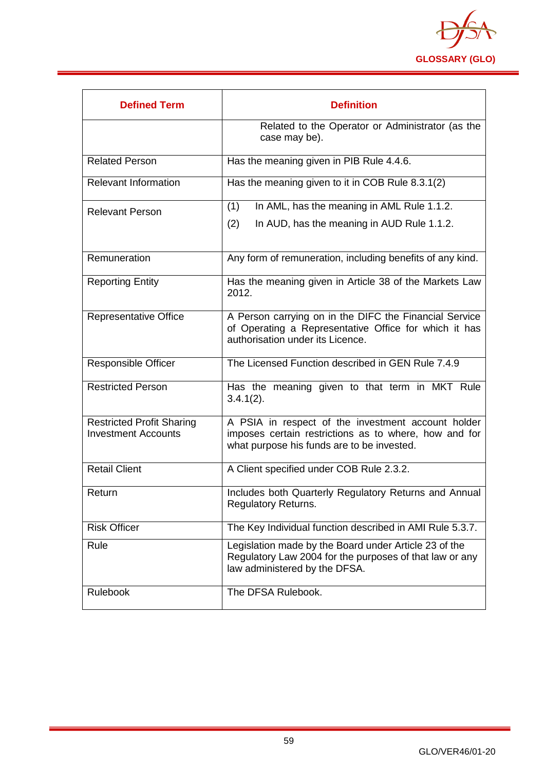| Defined Term | Definition |
|---|---|
| | Related to the Operator or Administrator (as the case may be). |
| Related Person | Has the meaning given in PIB Rule 4.4.6. |
| Relevant Information | Has the meaning given to it in COB Rule 8.3.1(2) |
| Relevant Person | (1) In AML, has the meaning in AML Rule 1.1.2.<br>(2) In AUD, has the meaning in AUD Rule 1.1.2. |
| Remuneration | Any form of remuneration, including benefits of any kind. |
| Reporting Entity | Has the meaning given in Article 38 of the Markets Law 2012. |
| Representative Office | A Person carrying on in the DIFC the Financial Service of Operating a Representative Office for which it has authorisation under its Licence. |
| Responsible Officer | The Licensed Function described in GEN Rule 7.4.9 |
| Restricted Person | Has the meaning given to that term in MKT Rule 3.4.1(2). |
| Restricted Profit Sharing Investment Accounts | A PSIA in respect of the investment account holder imposes certain restrictions as to where, how and for what purpose his funds are to be invested. |
| Retail Client | A Client specified under COB Rule 2.3.2. |
| Return | Includes both Quarterly Regulatory Returns and Annual Regulatory Returns. |
| Risk Officer | The Key Individual function described in AMI Rule 5.3.7. |
| Rule | Legislation made by the Board under Article 23 of the Regulatory Law 2004 for the purposes of that law or any law administered by the DFSA. |
| Rulebook | The DFSA Rulebook. |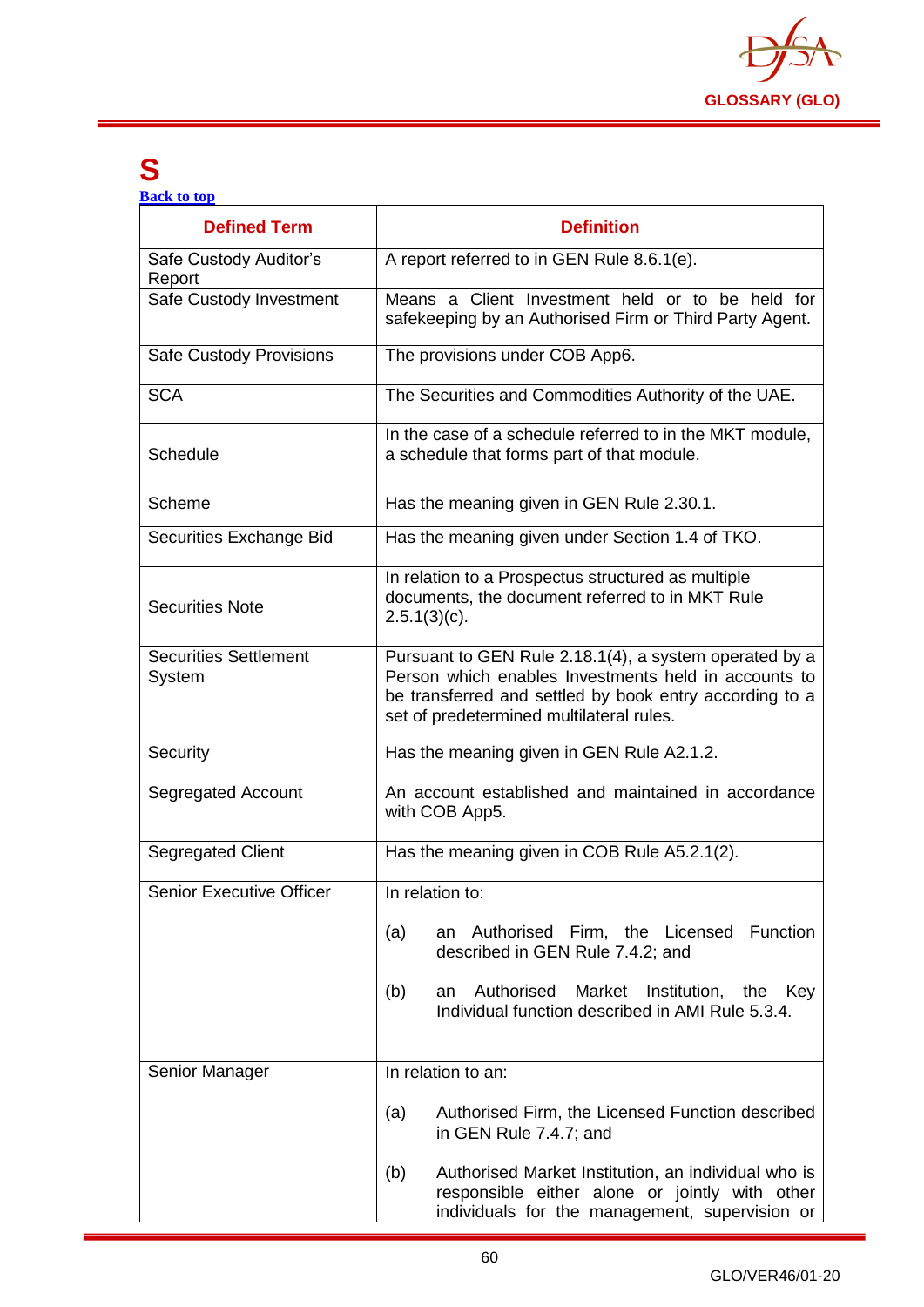# S

[Back to top]

| Defined Term | Definition |
|---|---|
| Safe Custody Auditor's Report | A report referred to in GEN Rule 8.6.1(e). |
| Safe Custody Investment | Means a Client Investment held or to be held for safekeeping by an Authorised Firm or Third Party Agent. |
| Safe Custody Provisions | The provisions under COB App6. |
| SCA | The Securities and Commodities Authority of the UAE. |
| Schedule | In the case of a schedule referred to in the MKT module, a schedule that forms part of that module. |
| Scheme | Has the meaning given in GEN Rule 2.30.1. |
| Securities Exchange Bid | Has the meaning given under Section 1.4 of TKO. |
| Securities Note | In relation to a Prospectus structured as multiple documents, the document referred to in MKT Rule 2.5.1(3)(c). |
| Securities Settlement System | Pursuant to GEN Rule 2.18.1(4), a system operated by a Person which enables Investments held in accounts to be transferred and settled by book entry according to a set of predetermined multilateral rules. |
| Security | Has the meaning given in GEN Rule A2.1.2. |
| Segregated Account | An account established and maintained in accordance with COB App5. |
| Segregated Client | Has the meaning given in COB Rule A5.2.1(2). |
| Senior Executive Officer | In relation to:<br><br>(a) an Authorised Firm, the Licensed Function described in GEN Rule 7.4.2; and<br><br>(b) an Authorised Market Institution, the Key Individual function described in AMI Rule 5.3.4. |
| Senior Manager | In relation to an:<br><br>(a) Authorised Firm, the Licensed Function described in GEN Rule 7.4.7; and<br><br>(b) Authorised Market Institution, an individual who is responsible either alone or jointly with other individuals for the management, supervision or |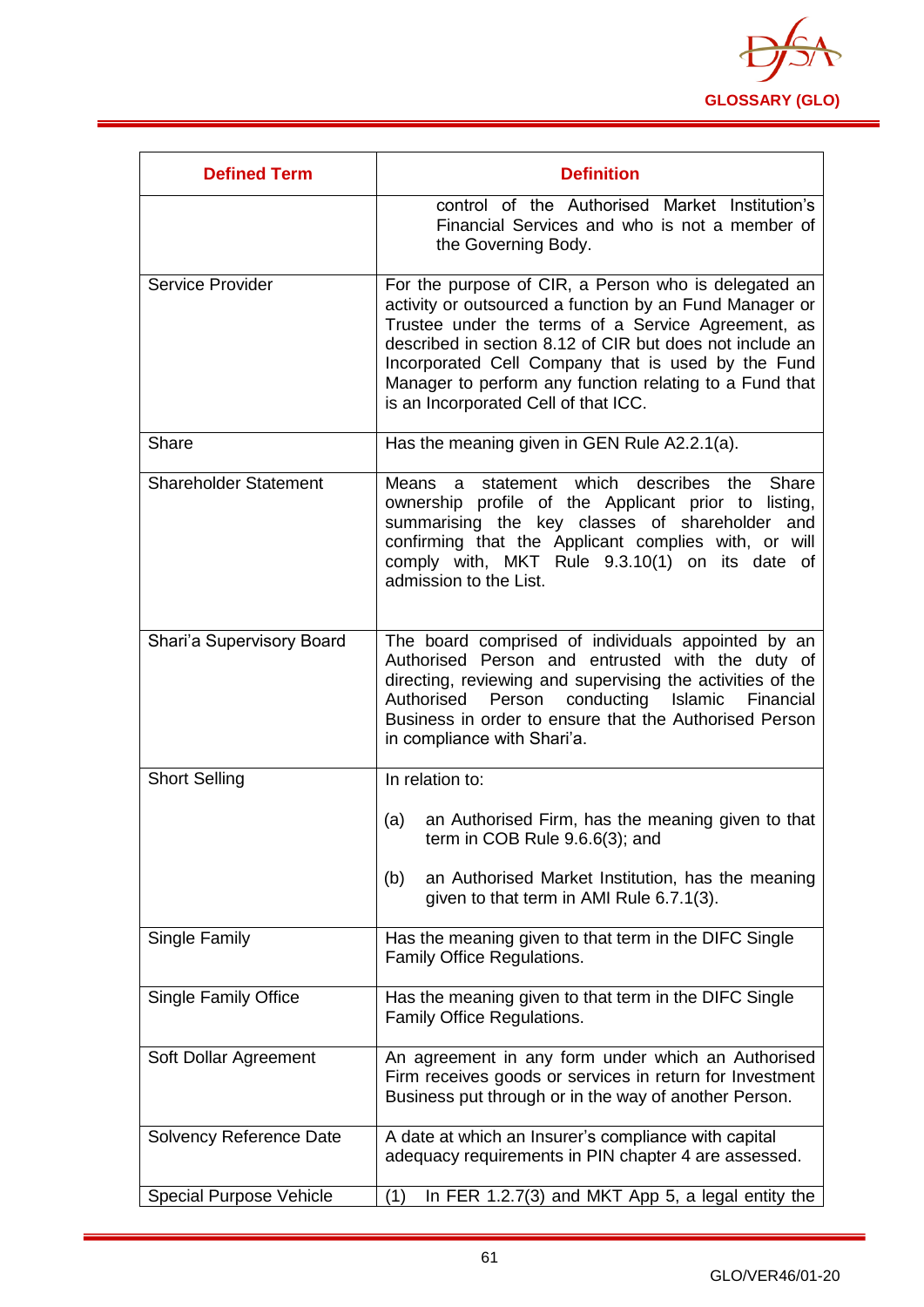| Defined Term | Definition |
|---|---|
| | control of the Authorised Market Institution's Financial Services and who is not a member of the Governing Body. |
| Service Provider | For the purpose of CIR, a Person who is delegated an activity or outsourced a function by an Fund Manager or Trustee under the terms of a Service Agreement, as described in section 8.12 of CIR but does not include an Incorporated Cell Company that is used by the Fund Manager to perform any function relating to a Fund that is an Incorporated Cell of that ICC. |
| Share | Has the meaning given in GEN Rule A2.2.1(a). |
| Shareholder Statement | Means a statement which describes the Share ownership profile of the Applicant prior to listing, summarising the key classes of shareholder and confirming that the Applicant complies with, or will comply with, MKT Rule 9.3.10(1) on its date of admission to the List. |
| Shari'a Supervisory Board | The board comprised of individuals appointed by an Authorised Person and entrusted with the duty of directing, reviewing and supervising the activities of the Authorised Person conducting Islamic Financial Business in order to ensure that the Authorised Person in compliance with Shari'a. |
| Short Selling | In relation to:<br><br>(a) an Authorised Firm, has the meaning given to that term in COB Rule 9.6.6(3); and<br><br>(b) an Authorised Market Institution, has the meaning given to that term in AMI Rule 6.7.1(3). |
| Single Family | Has the meaning given to that term in the DIFC Single Family Office Regulations. |
| Single Family Office | Has the meaning given to that term in the DIFC Single Family Office Regulations. |
| Soft Dollar Agreement | An agreement in any form under which an Authorised Firm receives goods or services in return for Investment Business put through or in the way of another Person. |
| Solvency Reference Date | A date at which an Insurer's compliance with capital adequacy requirements in PIN chapter 4 are assessed. |
| Special Purpose Vehicle | (1) In FER 1.2.7(3) and MKT App 5, a legal entity the |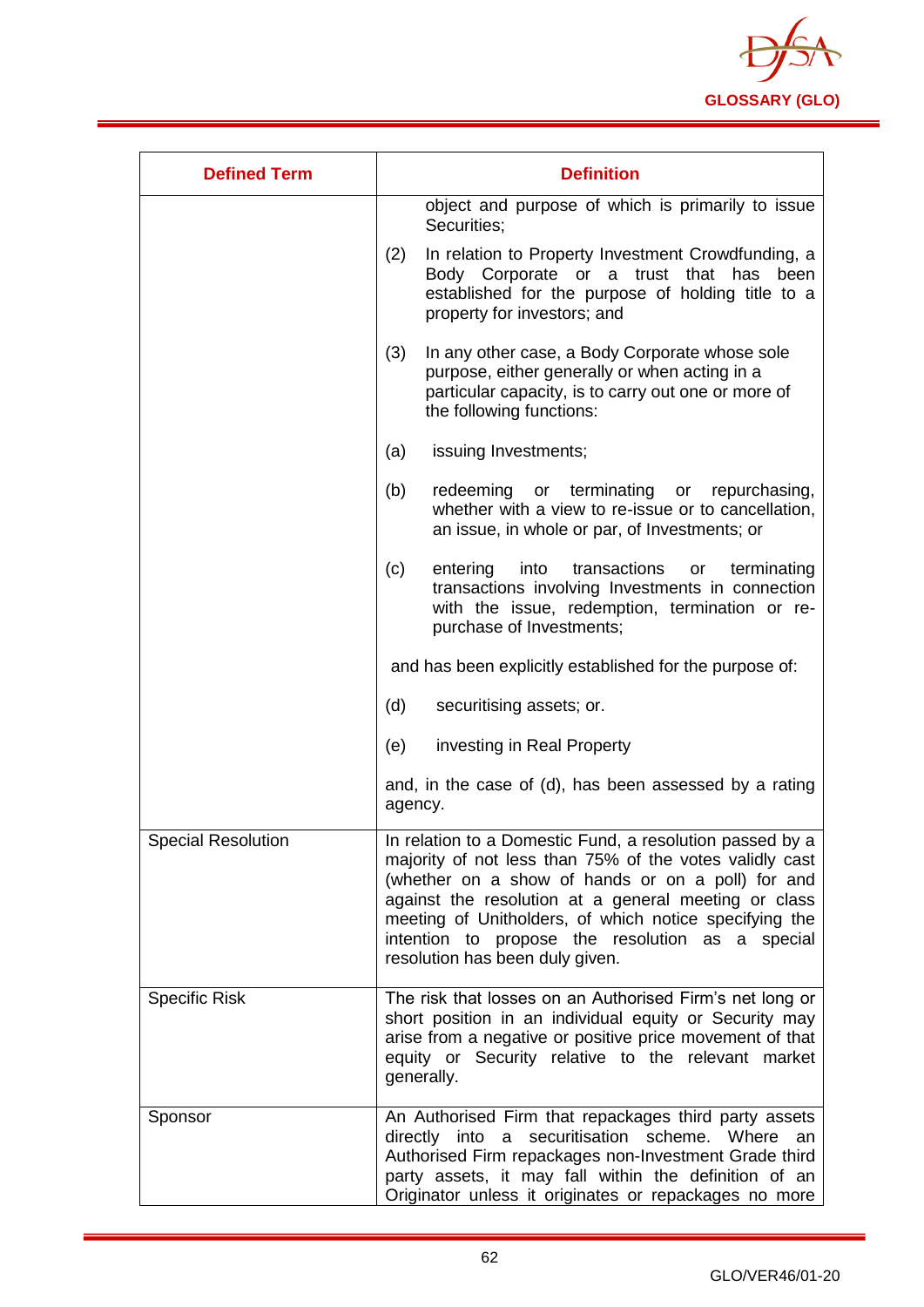| Defined Term | Definition |
|---|---|
| | object and purpose of which is primarily to issue Securities;<br><br>(2) In relation to Property Investment Crowdfunding, a Body Corporate or a trust that has been established for the purpose of holding title to a property for investors; and<br><br>(3) In any other case, a Body Corporate whose sole purpose, either generally or when acting in a particular capacity, is to carry out one or more of the following functions:<br><br>(a) issuing Investments;<br><br>(b) redeeming or terminating or repurchasing, whether with a view to re-issue or to cancellation, an issue, in whole or par, of Investments; or<br><br>(c) entering into transactions or terminating transactions involving Investments in connection with the issue, redemption, termination or re-purchase of Investments;<br><br>and has been explicitly established for the purpose of:<br><br>(d) securitising assets; or.<br><br>(e) investing in Real Property<br><br>and, in the case of (d), has been assessed by a rating agency. |
| Special Resolution | In relation to a Domestic Fund, a resolution passed by a majority of not less than 75% of the votes validly cast (whether on a show of hands or on a poll) for and against the resolution at a general meeting or class meeting of Unitholders, of which notice specifying the intention to propose the resolution as a special resolution has been duly given. |
| Specific Risk | The risk that losses on an Authorised Firm's net long or short position in an individual equity or Security may arise from a negative or positive price movement of that equity or Security relative to the relevant market generally. |
| Sponsor | An Authorised Firm that repackages third party assets directly into a securitisation scheme. Where an Authorised Firm repackages non-Investment Grade third party assets, it may fall within the definition of an Originator unless it originates or repackages no more |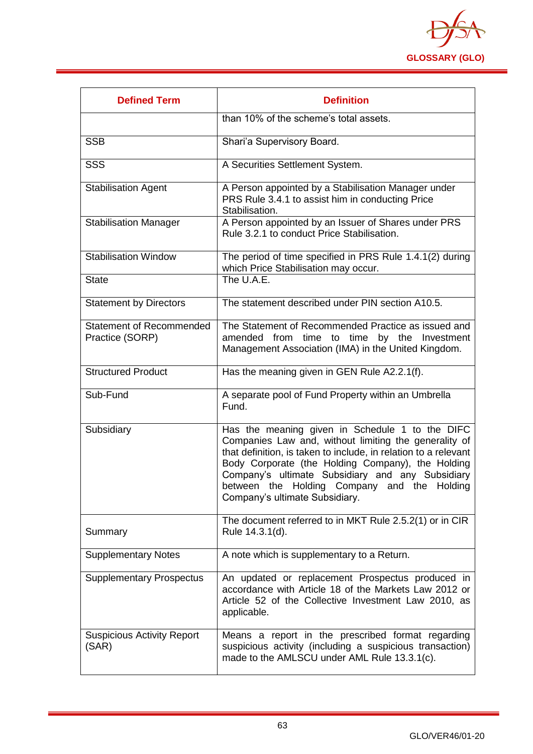| Defined Term | Definition |
|---|---|
| | than 10% of the scheme's total assets. |
| SSB | Shari'a Supervisory Board. |
| SSS | A Securities Settlement System. |
| Stabilisation Agent | A Person appointed by a Stabilisation Manager under PRS Rule 3.4.1 to assist him in conducting Price Stabilisation. |
| Stabilisation Manager | A Person appointed by an Issuer of Shares under PRS Rule 3.2.1 to conduct Price Stabilisation. |
| Stabilisation Window | The period of time specified in PRS Rule 1.4.1(2) during which Price Stabilisation may occur. |
| State | The U.A.E. |
| Statement by Directors | The statement described under PIN section A10.5. |
| Statement of Recommended Practice (SORP) | The Statement of Recommended Practice as issued and amended from time to time by the Investment Management Association (IMA) in the United Kingdom. |
| Structured Product | Has the meaning given in GEN Rule A2.2.1(f). |
| Sub-Fund | A separate pool of Fund Property within an Umbrella Fund. |
| Subsidiary | Has the meaning given in Schedule 1 to the DIFC Companies Law and, without limiting the generality of that definition, is taken to include, in relation to a relevant Body Corporate (the Holding Company), the Holding Company's ultimate Subsidiary and any Subsidiary between the Holding Company and the Holding Company's ultimate Subsidiary. |
| Summary | The document referred to in MKT Rule 2.5.2(1) or in CIR Rule 14.3.1(d). |
| Supplementary Notes | A note which is supplementary to a Return. |
| Supplementary Prospectus | An updated or replacement Prospectus produced in accordance with Article 18 of the Markets Law 2012 or Article 52 of the Collective Investment Law 2010, as applicable. |
| Suspicious Activity Report (SAR) | Means a report in the prescribed format regarding suspicious activity (including a suspicious transaction) made to the AMLSCU under AML Rule 13.3.1(c). |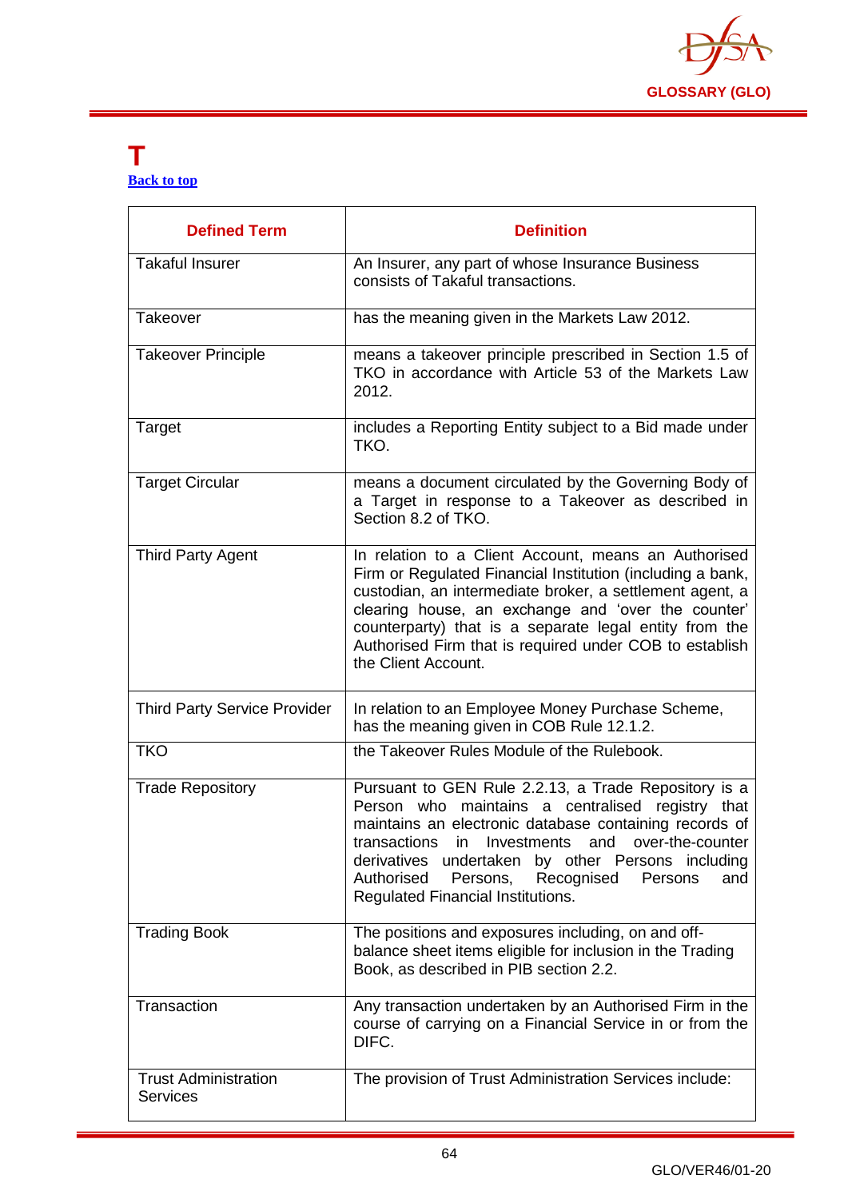# T

Back to top

| Defined Term | Definition |
|---|---|
| Takaful Insurer | An Insurer, any part of whose Insurance Business consists of Takaful transactions. |
| Takeover | has the meaning given in the Markets Law 2012. |
| Takeover Principle | means a takeover principle prescribed in Section 1.5 of TKO in accordance with Article 53 of the Markets Law 2012. |
| Target | includes a Reporting Entity subject to a Bid made under TKO. |
| Target Circular | means a document circulated by the Governing Body of a Target in response to a Takeover as described in Section 8.2 of TKO. |
| Third Party Agent | In relation to a Client Account, means an Authorised Firm or Regulated Financial Institution (including a bank, custodian, an intermediate broker, a settlement agent, a clearing house, an exchange and 'over the counter' counterparty) that is a separate legal entity from the Authorised Firm that is required under COB to establish the Client Account. |
| Third Party Service Provider | In relation to an Employee Money Purchase Scheme, has the meaning given in COB Rule 12.1.2. |
| TKO | the Takeover Rules Module of the Rulebook. |
| Trade Repository | Pursuant to GEN Rule 2.2.13, a Trade Repository is a Person who maintains a centralised registry that maintains an electronic database containing records of transactions in Investments and over-the-counter derivatives undertaken by other Persons including Authorised Persons, Recognised Persons and Regulated Financial Institutions. |
| Trading Book | The positions and exposures including, on and off-balance sheet items eligible for inclusion in the Trading Book, as described in PIB section 2.2. |
| Transaction | Any transaction undertaken by an Authorised Firm in the course of carrying on a Financial Service in or from the DIFC. |
| Trust Administration Services | The provision of Trust Administration Services include: |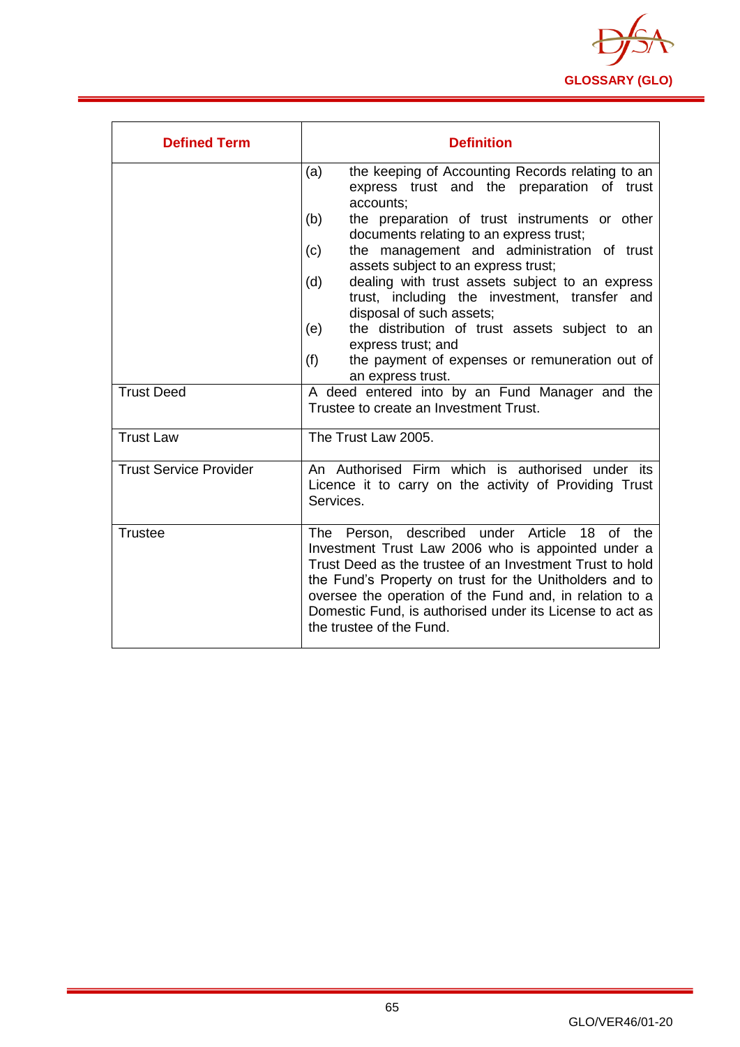| Defined Term | Definition |
|---|---|
| | (a) the keeping of Accounting Records relating to an express trust and the preparation of trust accounts;<br>(b) the preparation of trust instruments or other documents relating to an express trust;<br>(c) the management and administration of trust assets subject to an express trust;<br>(d) dealing with trust assets subject to an express trust, including the investment, transfer and disposal of such assets;<br>(e) the distribution of trust assets subject to an express trust; and<br>(f) the payment of expenses or remuneration out of an express trust. |
| Trust Deed | A deed entered into by an Fund Manager and the Trustee to create an Investment Trust. |
| Trust Law | The Trust Law 2005. |
| Trust Service Provider | An Authorised Firm which is authorised under its Licence it to carry on the activity of Providing Trust Services. |
| Trustee | The Person, described under Article 18 of the Investment Trust Law 2006 who is appointed under a Trust Deed as the trustee of an Investment Trust to hold the Fund's Property on trust for the Unitholders and to oversee the operation of the Fund and, in relation to a Domestic Fund, is authorised under its License to act as the trustee of the Fund. |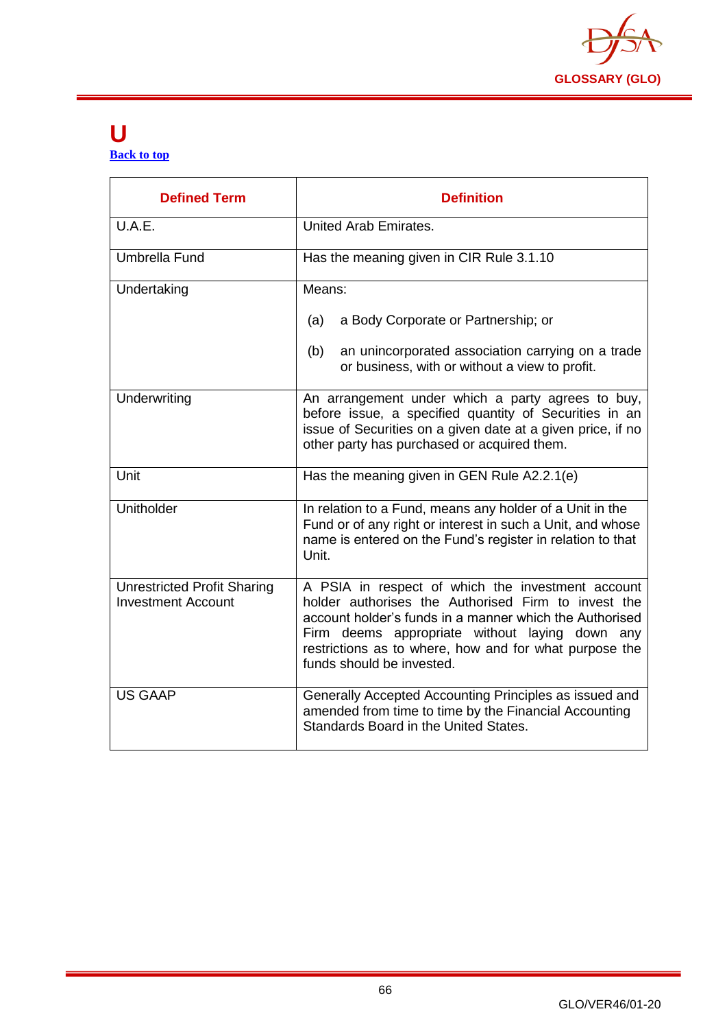# U

[Back to top](#)

| Defined Term | Definition |
|---|---|
| U.A.E. | United Arab Emirates. |
| Umbrella Fund | Has the meaning given in CIR Rule 3.1.10 |
| Undertaking | Means:<br><br>(a) a Body Corporate or Partnership; or<br><br>(b) an unincorporated association carrying on a trade or business, with or without a view to profit. |
| Underwriting | An arrangement under which a party agrees to buy, before issue, a specified quantity of Securities in an issue of Securities on a given date at a given price, if no other party has purchased or acquired them. |
| Unit | Has the meaning given in GEN Rule A2.2.1(e) |
| Unitholder | In relation to a Fund, means any holder of a Unit in the Fund or of any right or interest in such a Unit, and whose name is entered on the Fund's register in relation to that Unit. |
| Unrestricted Profit Sharing Investment Account | A PSIA in respect of which the investment account holder authorises the Authorised Firm to invest the account holder's funds in a manner which the Authorised Firm deems appropriate without laying down any restrictions as to where, how and for what purpose the funds should be invested. |
| US GAAP | Generally Accepted Accounting Principles as issued and amended from time to time by the Financial Accounting Standards Board in the United States. |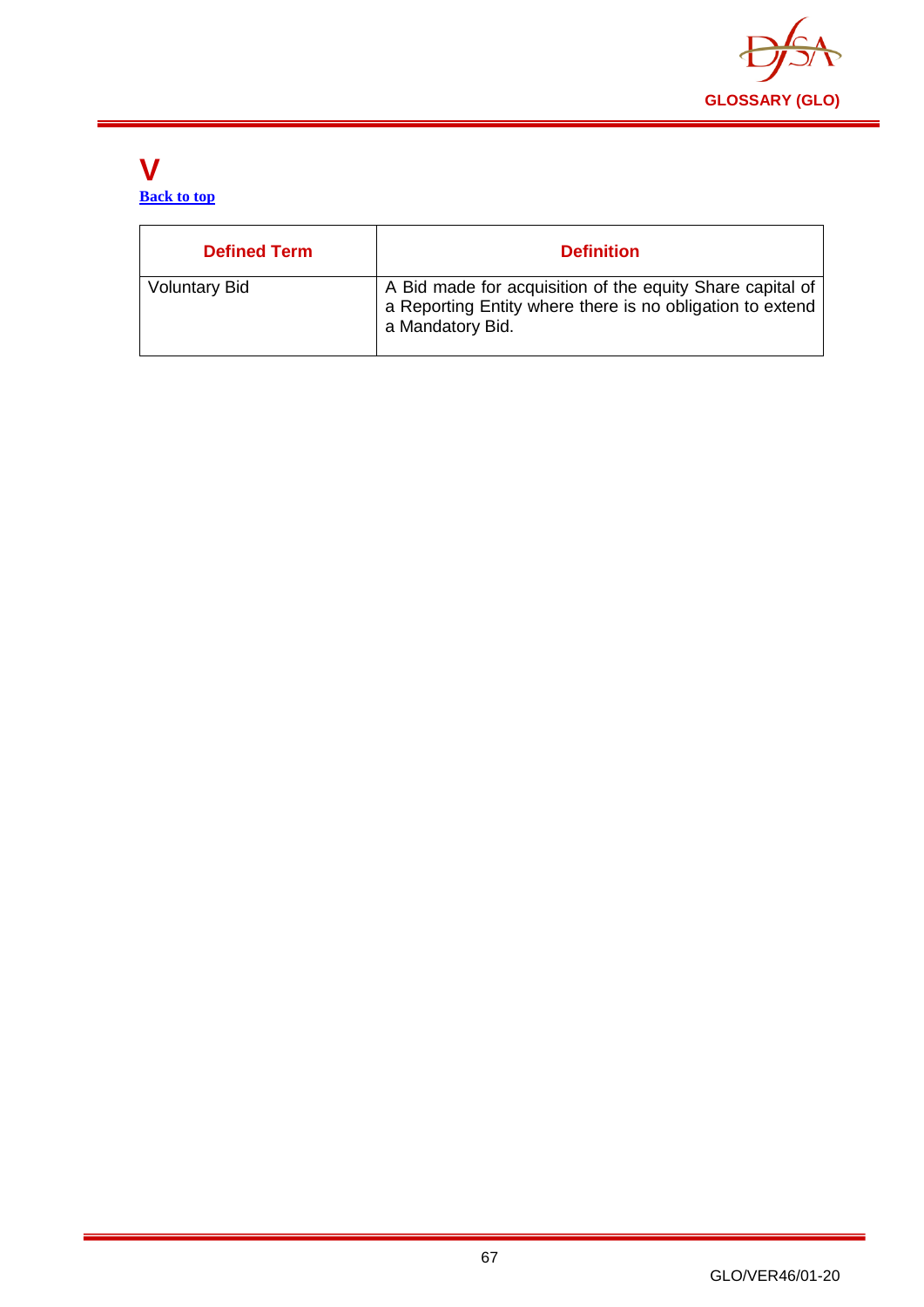# V

Back to top

| Defined Term | Definition |
|---|---|
| Voluntary Bid | A Bid made for acquisition of the equity Share capital of a Reporting Entity where there is no obligation to extend a Mandatory Bid. |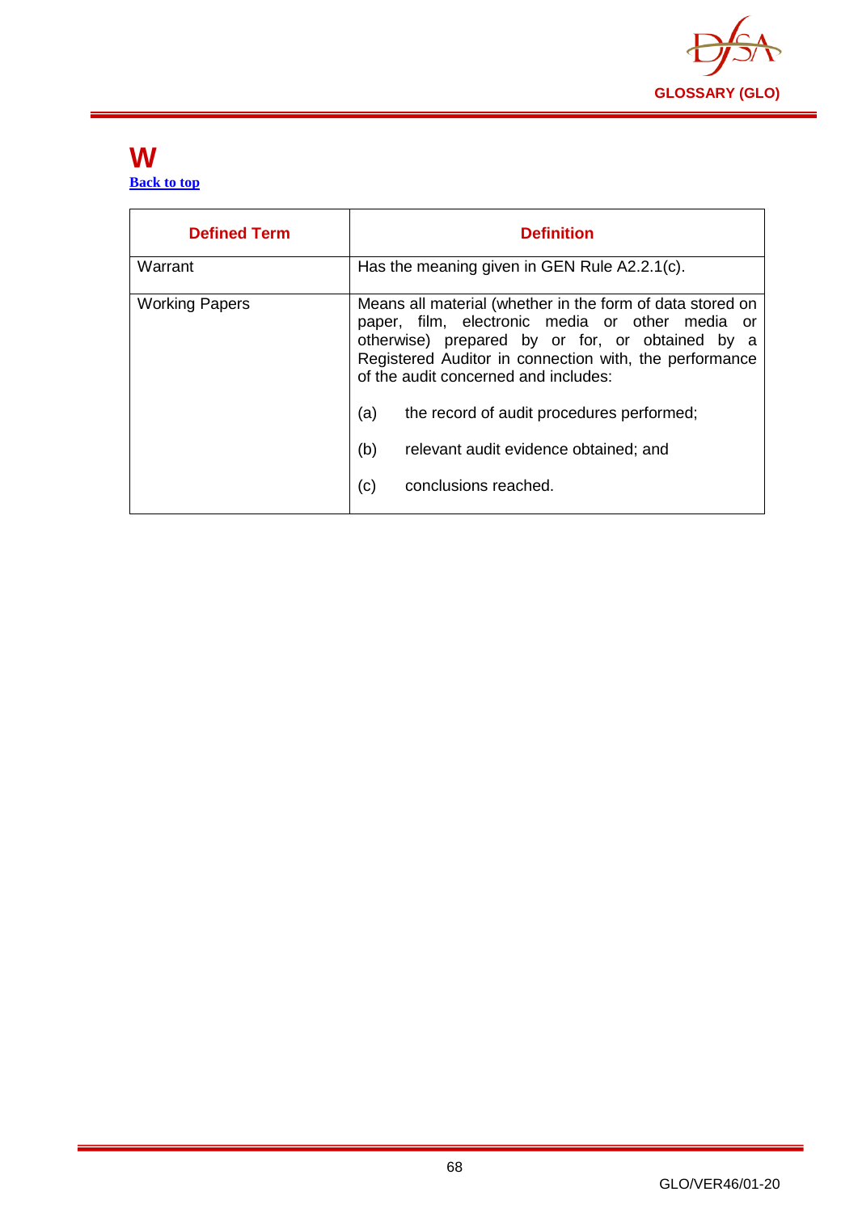# W

[Back to top](#)

| Defined Term | Definition |
|---|---|
| Warrant | Has the meaning given in GEN Rule A2.2.1(c). |
| Working Papers | Means all material (whether in the form of data stored on paper, film, electronic media or other media or otherwise) prepared by or for, or obtained by a Registered Auditor in connection with, the performance of the audit concerned and includes:<br><br>(a) the record of audit procedures performed;<br><br>(b) relevant audit evidence obtained; and<br><br>(c) conclusions reached. |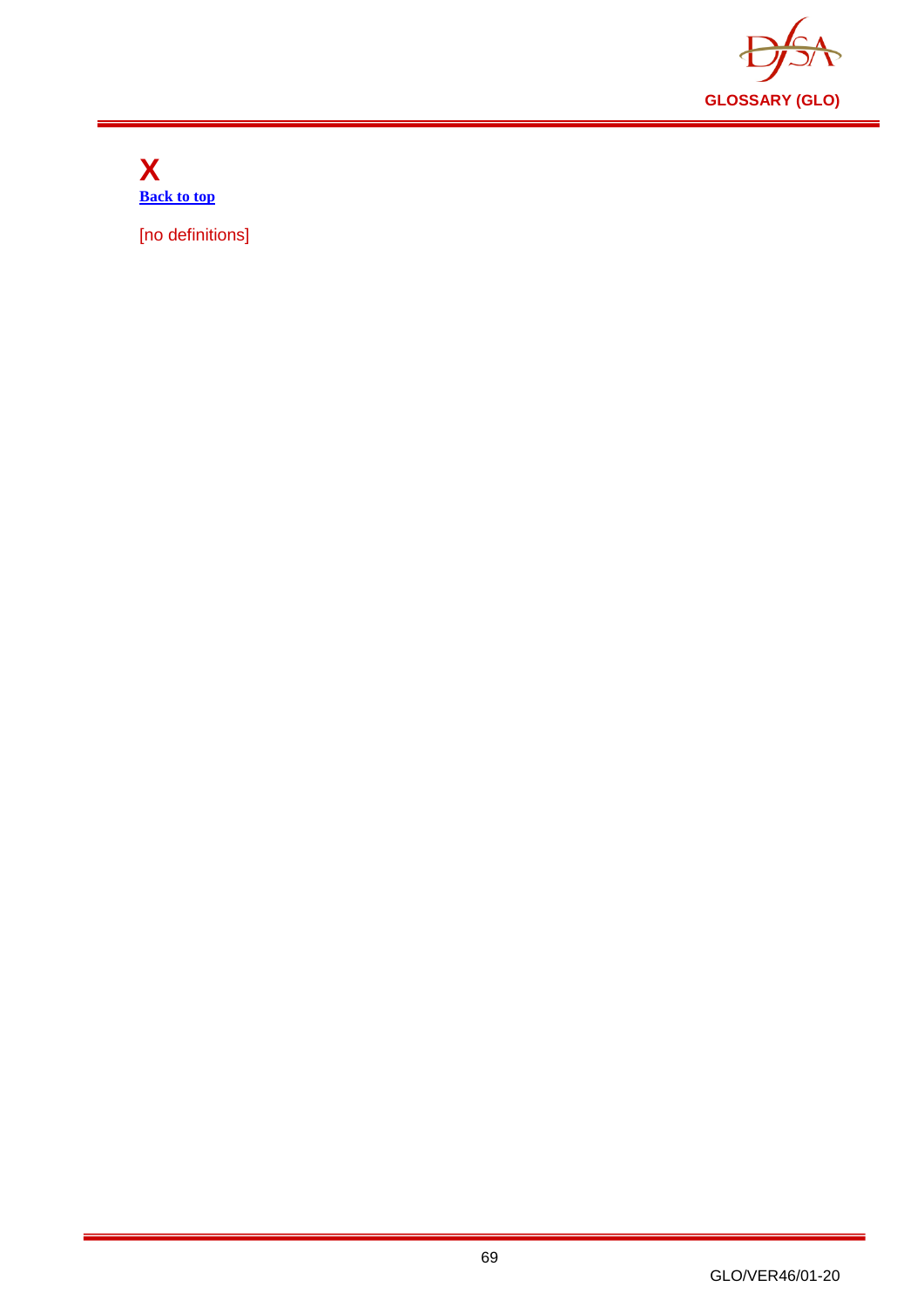# X

[Back to top]

[no definitions]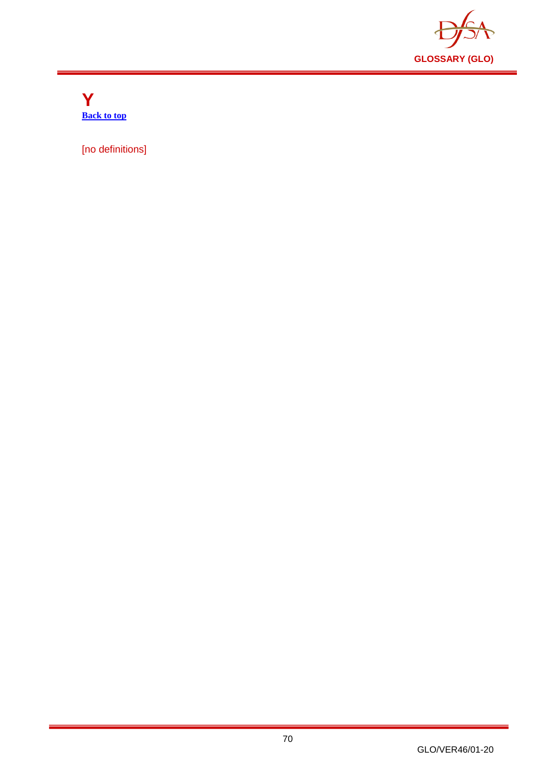# Y

[Back to top]

[no definitions]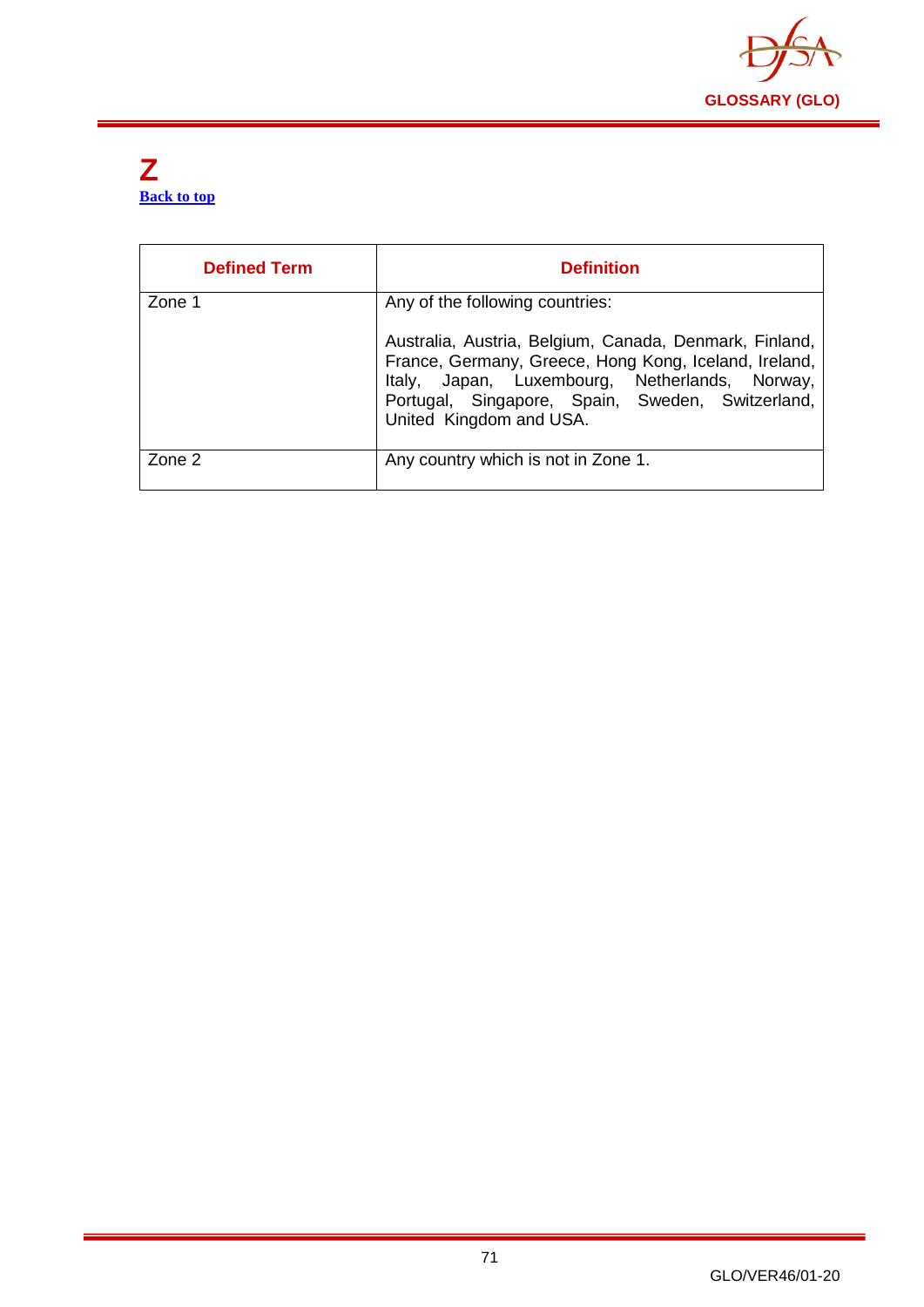# Z

[Back to top](#)

| Defined Term | Definition |
| --- | --- |
| Zone 1 | Any of the following countries:<br><br>Australia, Austria, Belgium, Canada, Denmark, Finland, France, Germany, Greece, Hong Kong, Iceland, Ireland, Italy, Japan, Luxembourg, Netherlands, Norway, Portugal, Singapore, Spain, Sweden, Switzerland, United Kingdom and USA. |
| Zone 2 | Any country which is not in Zone 1. |